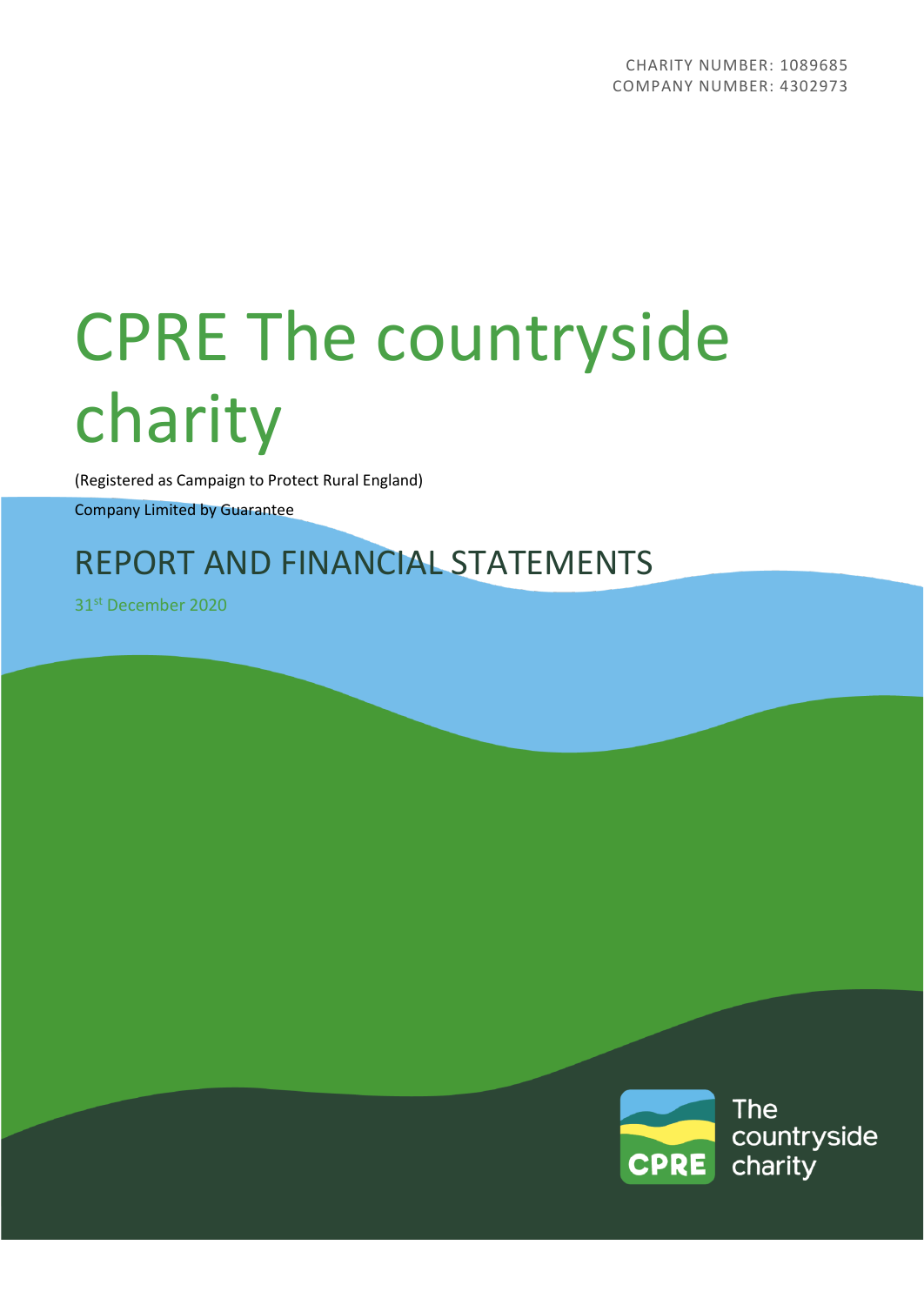CHARITY NUMBER: 1089685
COMPANY NUMBER: 4302973

# CPRE The countryside charity

(Registered as Campaign to Protect Rural England)

Company Limited by Guarantee

## REPORT AND FINANCIAL STATEMENTS

31st December 2020

The countryside charity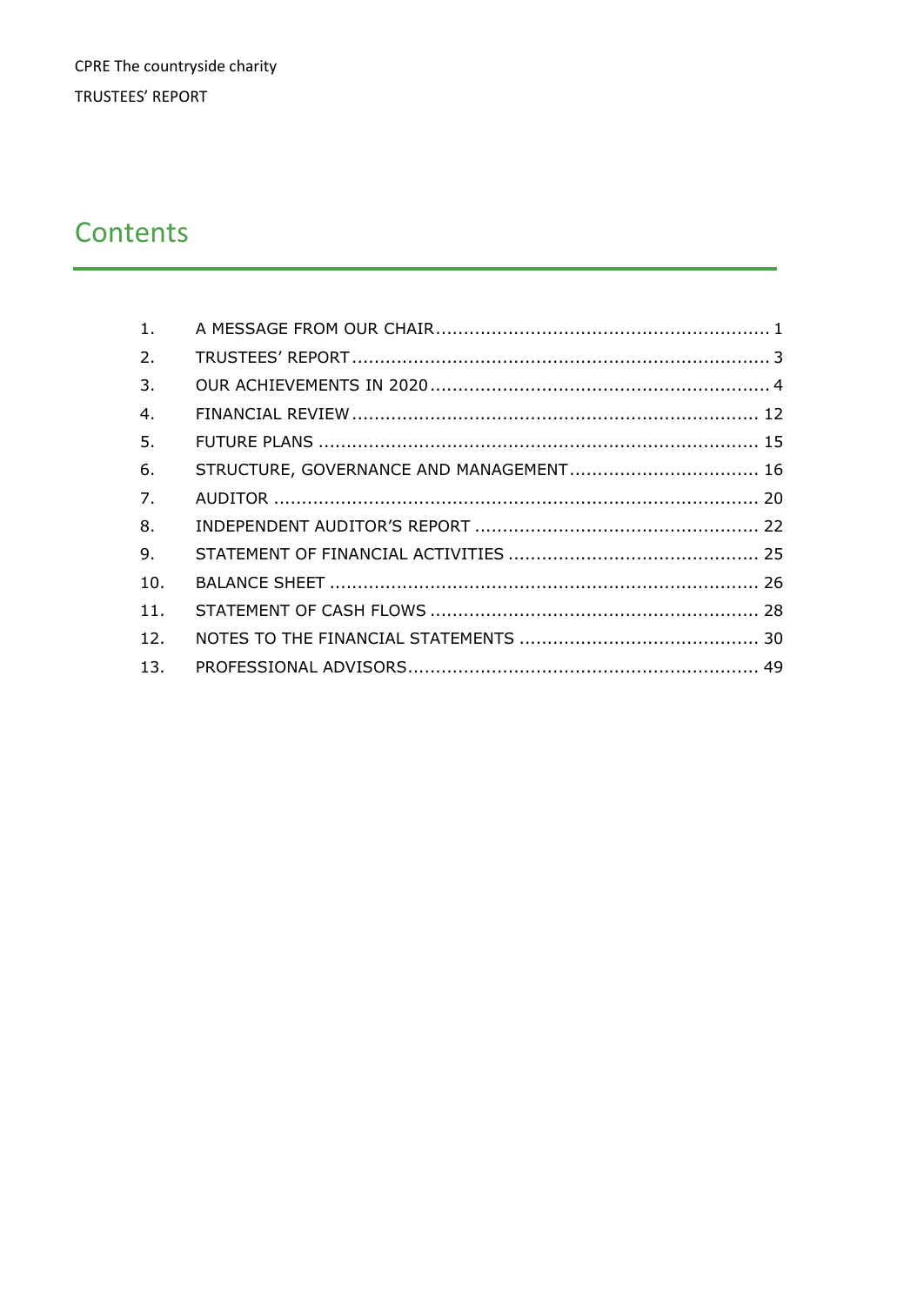# Contents

1. A MESSAGE FROM OUR CHAIR ........................................................... 1
2. TRUSTEES' REPORT ........................................................................ 3
3. OUR ACHIEVEMENTS IN 2020 ............................................................ 4
4. FINANCIAL REVIEW ....................................................................... 12
5. FUTURE PLANS ............................................................................. 15
6. STRUCTURE, GOVERNANCE AND MANAGEMENT ................................. 16
7. AUDITOR ..................................................................................... 20
8. INDEPENDENT AUDITOR'S REPORT .................................................. 22
9. STATEMENT OF FINANCIAL ACTIVITIES ............................................ 25
10. BALANCE SHEET ........................................................................... 26
11. STATEMENT OF CASH FLOWS .......................................................... 28
12. NOTES TO THE FINANCIAL STATEMENTS .......................................... 30
13. PROFESSIONAL ADVISORS .............................................................. 49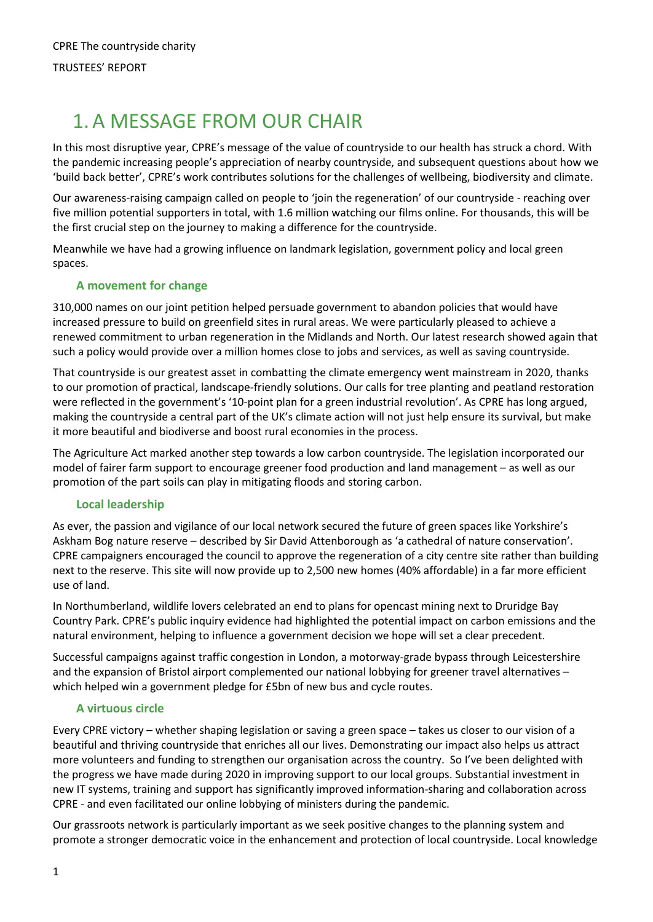# 1. A MESSAGE FROM OUR CHAIR

In this most disruptive year, CPRE's message of the value of countryside to our health has struck a chord. With the pandemic increasing people's appreciation of nearby countryside, and subsequent questions about how we 'build back better', CPRE's work contributes solutions for the challenges of wellbeing, biodiversity and climate.

Our awareness-raising campaign called on people to 'join the regeneration' of our countryside - reaching over five million potential supporters in total, with 1.6 million watching our films online. For thousands, this will be the first crucial step on the journey to making a difference for the countryside.

Meanwhile we have had a growing influence on landmark legislation, government policy and local green spaces.

### A movement for change

310,000 names on our joint petition helped persuade government to abandon policies that would have increased pressure to build on greenfield sites in rural areas. We were particularly pleased to achieve a renewed commitment to urban regeneration in the Midlands and North. Our latest research showed again that such a policy would provide over a million homes close to jobs and services, as well as saving countryside.

That countryside is our greatest asset in combatting the climate emergency went mainstream in 2020, thanks to our promotion of practical, landscape-friendly solutions. Our calls for tree planting and peatland restoration were reflected in the government's '10-point plan for a green industrial revolution'. As CPRE has long argued, making the countryside a central part of the UK's climate action will not just help ensure its survival, but make it more beautiful and biodiverse and boost rural economies in the process.

The Agriculture Act marked another step towards a low carbon countryside. The legislation incorporated our model of fairer farm support to encourage greener food production and land management – as well as our promotion of the part soils can play in mitigating floods and storing carbon.

### Local leadership

As ever, the passion and vigilance of our local network secured the future of green spaces like Yorkshire's Askham Bog nature reserve – described by Sir David Attenborough as 'a cathedral of nature conservation'. CPRE campaigners encouraged the council to approve the regeneration of a city centre site rather than building next to the reserve. This site will now provide up to 2,500 new homes (40% affordable) in a far more efficient use of land.

In Northumberland, wildlife lovers celebrated an end to plans for opencast mining next to Druridge Bay Country Park. CPRE's public inquiry evidence had highlighted the potential impact on carbon emissions and the natural environment, helping to influence a government decision we hope will set a clear precedent.

Successful campaigns against traffic congestion in London, a motorway-grade bypass through Leicestershire and the expansion of Bristol airport complemented our national lobbying for greener travel alternatives – which helped win a government pledge for £5bn of new bus and cycle routes.

### A virtuous circle

Every CPRE victory – whether shaping legislation or saving a green space – takes us closer to our vision of a beautiful and thriving countryside that enriches all our lives. Demonstrating our impact also helps us attract more volunteers and funding to strengthen our organisation across the country. So I've been delighted with the progress we have made during 2020 in improving support to our local groups. Substantial investment in new IT systems, training and support has significantly improved information-sharing and collaboration across CPRE - and even facilitated our online lobbying of ministers during the pandemic.

Our grassroots network is particularly important as we seek positive changes to the planning system and promote a stronger democratic voice in the enhancement and protection of local countryside. Local knowledge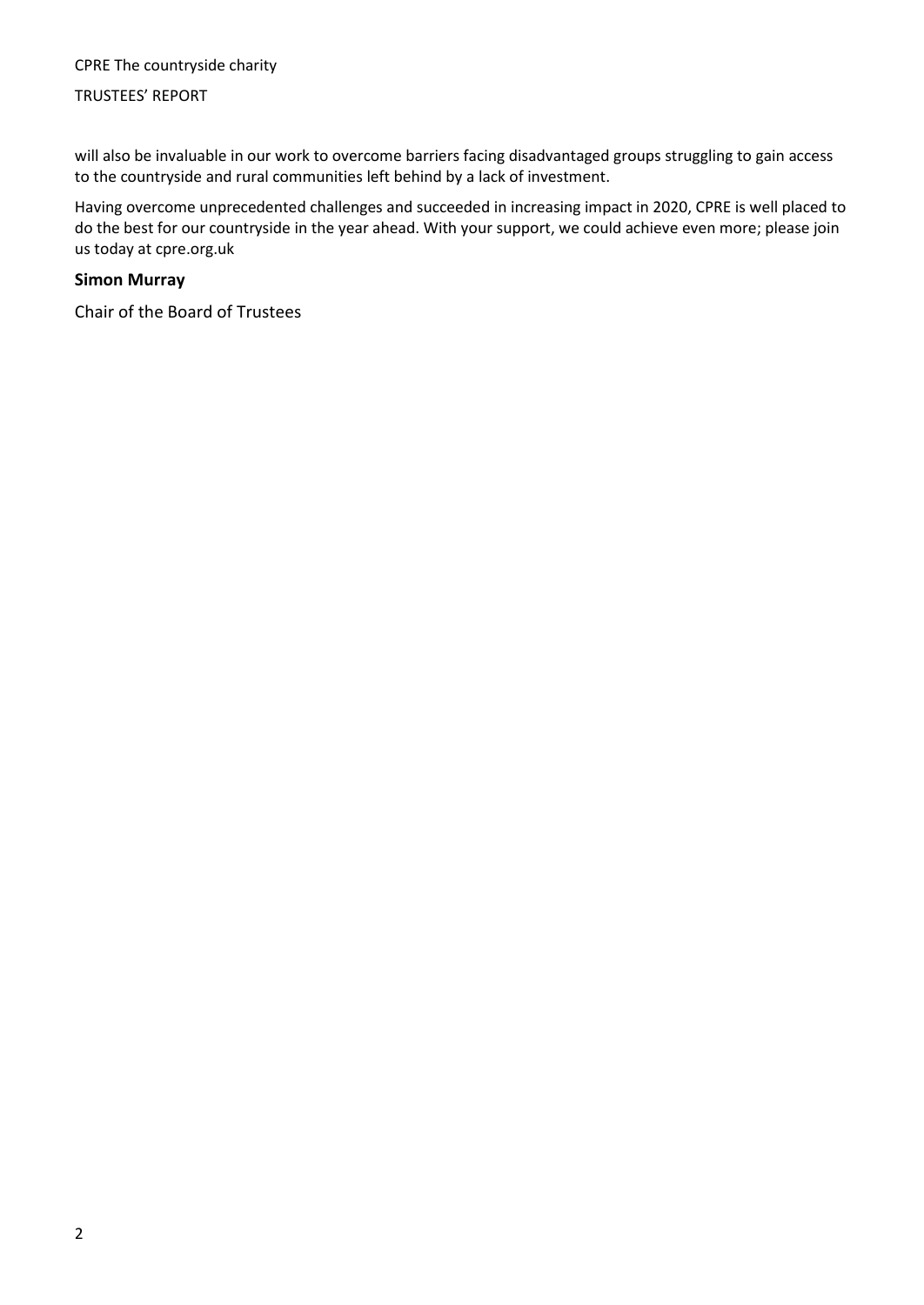will also be invaluable in our work to overcome barriers facing disadvantaged groups struggling to gain access to the countryside and rural communities left behind by a lack of investment.

Having overcome unprecedented challenges and succeeded in increasing impact in 2020, CPRE is well placed to do the best for our countryside in the year ahead. With your support, we could achieve even more; please join us today at cpre.org.uk

**Simon Murray**

Chair of the Board of Trustees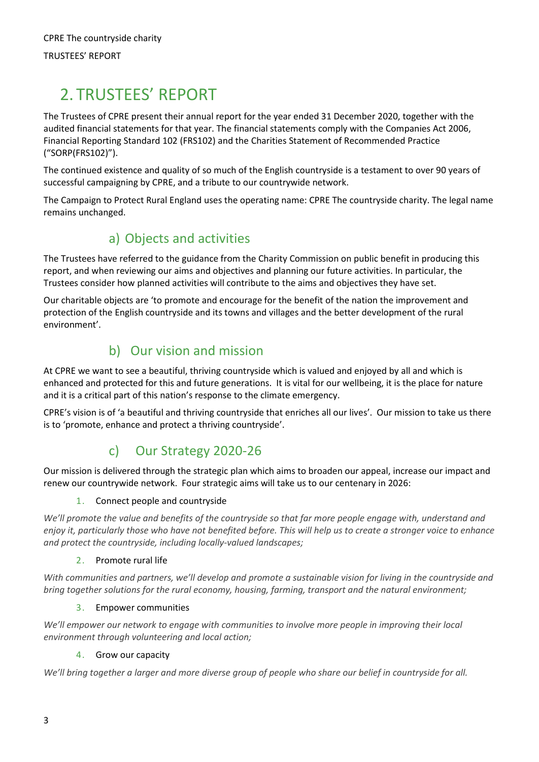# 2. TRUSTEES' REPORT

The Trustees of CPRE present their annual report for the year ended 31 December 2020, together with the audited financial statements for that year. The financial statements comply with the Companies Act 2006, Financial Reporting Standard 102 (FRS102) and the Charities Statement of Recommended Practice ("SORP(FRS102)").

The continued existence and quality of so much of the English countryside is a testament to over 90 years of successful campaigning by CPRE, and a tribute to our countrywide network.

The Campaign to Protect Rural England uses the operating name: CPRE The countryside charity. The legal name remains unchanged.

## a) Objects and activities

The Trustees have referred to the guidance from the Charity Commission on public benefit in producing this report, and when reviewing our aims and objectives and planning our future activities. In particular, the Trustees consider how planned activities will contribute to the aims and objectives they have set.

Our charitable objects are 'to promote and encourage for the benefit of the nation the improvement and protection of the English countryside and its towns and villages and the better development of the rural environment'.

## b) Our vision and mission

At CPRE we want to see a beautiful, thriving countryside which is valued and enjoyed by all and which is enhanced and protected for this and future generations. It is vital for our wellbeing, it is the place for nature and it is a critical part of this nation's response to the climate emergency.

CPRE's vision is of 'a beautiful and thriving countryside that enriches all our lives'. Our mission to take us there is to 'promote, enhance and protect a thriving countryside'.

## c) Our Strategy 2020-26

Our mission is delivered through the strategic plan which aims to broaden our appeal, increase our impact and renew our countrywide network. Four strategic aims will take us to our centenary in 2026:

1. Connect people and countryside

*We'll promote the value and benefits of the countryside so that far more people engage with, understand and enjoy it, particularly those who have not benefited before. This will help us to create a stronger voice to enhance and protect the countryside, including locally-valued landscapes;*

2. Promote rural life

*With communities and partners, we'll develop and promote a sustainable vision for living in the countryside and bring together solutions for the rural economy, housing, farming, transport and the natural environment;*

3. Empower communities

*We'll empower our network to engage with communities to involve more people in improving their local environment through volunteering and local action;*

4. Grow our capacity

*We'll bring together a larger and more diverse group of people who share our belief in countryside for all.*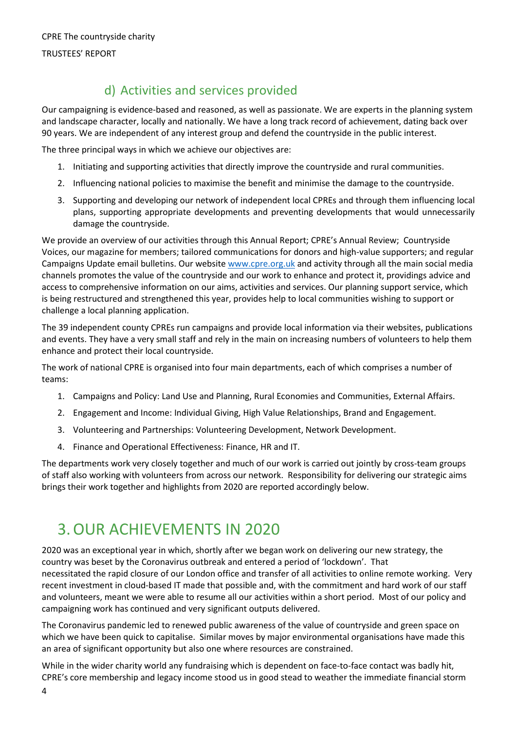### d) Activities and services provided

Our campaigning is evidence-based and reasoned, as well as passionate. We are experts in the planning system and landscape character, locally and nationally. We have a long track record of achievement, dating back over 90 years. We are independent of any interest group and defend the countryside in the public interest.

The three principal ways in which we achieve our objectives are:

1. Initiating and supporting activities that directly improve the countryside and rural communities.
2. Influencing national policies to maximise the benefit and minimise the damage to the countryside.
3. Supporting and developing our network of independent local CPREs and through them influencing local plans, supporting appropriate developments and preventing developments that would unnecessarily damage the countryside.

We provide an overview of our activities through this Annual Report; CPRE's Annual Review; Countryside Voices, our magazine for members; tailored communications for donors and high-value supporters; and regular Campaigns Update email bulletins. Our website [www.cpre.org.uk](www.cpre.org.uk) and activity through all the main social media channels promotes the value of the countryside and our work to enhance and protect it, providings advice and access to comprehensive information on our aims, activities and services. Our planning support service, which is being restructured and strengthened this year, provides help to local communities wishing to support or challenge a local planning application.

The 39 independent county CPREs run campaigns and provide local information via their websites, publications and events. They have a very small staff and rely in the main on increasing numbers of volunteers to help them enhance and protect their local countryside.

The work of national CPRE is organised into four main departments, each of which comprises a number of teams:

1. Campaigns and Policy: Land Use and Planning, Rural Economies and Communities, External Affairs.
2. Engagement and Income: Individual Giving, High Value Relationships, Brand and Engagement.
3. Volunteering and Partnerships: Volunteering Development, Network Development.
4. Finance and Operational Effectiveness: Finance, HR and IT.

The departments work very closely together and much of our work is carried out jointly by cross-team groups of staff also working with volunteers from across our network. Responsibility for delivering our strategic aims brings their work together and highlights from 2020 are reported accordingly below.

# 3. OUR ACHIEVEMENTS IN 2020

2020 was an exceptional year in which, shortly after we began work on delivering our new strategy, the country was beset by the Coronavirus outbreak and entered a period of 'lockdown'. That necessitated the rapid closure of our London office and transfer of all activities to online remote working. Very recent investment in cloud-based IT made that possible and, with the commitment and hard work of our staff and volunteers, meant we were able to resume all our activities within a short period. Most of our policy and campaigning work has continued and very significant outputs delivered.

The Coronavirus pandemic led to renewed public awareness of the value of countryside and green space on which we have been quick to capitalise. Similar moves by major environmental organisations have made this an area of significant opportunity but also one where resources are constrained.

While in the wider charity world any fundraising which is dependent on face-to-face contact was badly hit, CPRE's core membership and legacy income stood us in good stead to weather the immediate financial storm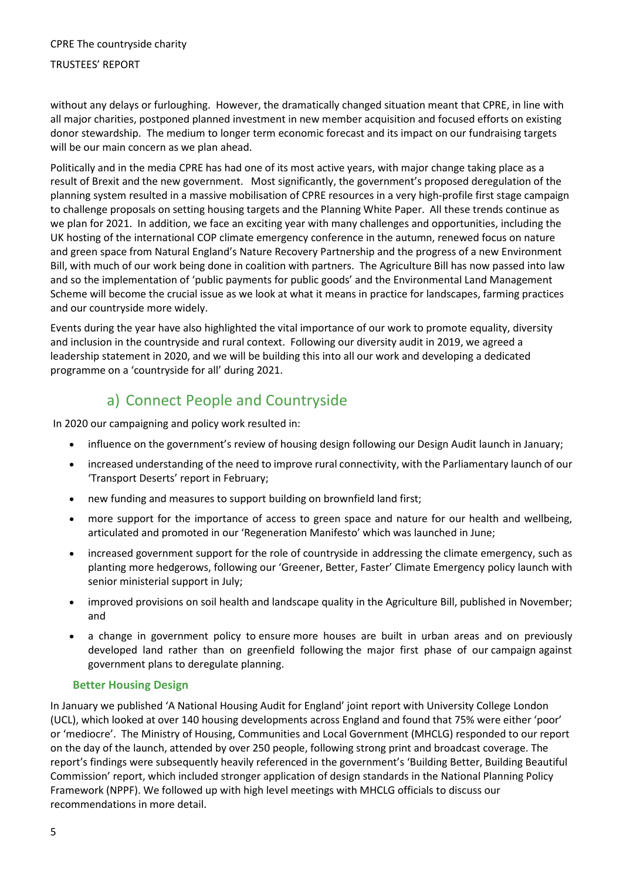without any delays or furloughing. However, the dramatically changed situation meant that CPRE, in line with all major charities, postponed planned investment in new member acquisition and focused efforts on existing donor stewardship. The medium to longer term economic forecast and its impact on our fundraising targets will be our main concern as we plan ahead.

Politically and in the media CPRE has had one of its most active years, with major change taking place as a result of Brexit and the new government. Most significantly, the government's proposed deregulation of the planning system resulted in a massive mobilisation of CPRE resources in a very high-profile first stage campaign to challenge proposals on setting housing targets and the Planning White Paper. All these trends continue as we plan for 2021. In addition, we face an exciting year with many challenges and opportunities, including the UK hosting of the international COP climate emergency conference in the autumn, renewed focus on nature and green space from Natural England's Nature Recovery Partnership and the progress of a new Environment Bill, with much of our work being done in coalition with partners. The Agriculture Bill has now passed into law and so the implementation of 'public payments for public goods' and the Environmental Land Management Scheme will become the crucial issue as we look at what it means in practice for landscapes, farming practices and our countryside more widely.

Events during the year have also highlighted the vital importance of our work to promote equality, diversity and inclusion in the countryside and rural context. Following our diversity audit in 2019, we agreed a leadership statement in 2020, and we will be building this into all our work and developing a dedicated programme on a 'countryside for all' during 2021.

## a) Connect People and Countryside

In 2020 our campaigning and policy work resulted in:

- influence on the government's review of housing design following our Design Audit launch in January;
- increased understanding of the need to improve rural connectivity, with the Parliamentary launch of our 'Transport Deserts' report in February;
- new funding and measures to support building on brownfield land first;
- more support for the importance of access to green space and nature for our health and wellbeing, articulated and promoted in our 'Regeneration Manifesto' which was launched in June;
- increased government support for the role of countryside in addressing the climate emergency, such as planting more hedgerows, following our 'Greener, Better, Faster' Climate Emergency policy launch with senior ministerial support in July;
- improved provisions on soil health and landscape quality in the Agriculture Bill, published in November; and
- a change in government policy to ensure more houses are built in urban areas and on previously developed land rather than on greenfield following the major first phase of our campaign against government plans to deregulate planning.

### Better Housing Design

In January we published 'A National Housing Audit for England' joint report with University College London (UCL), which looked at over 140 housing developments across England and found that 75% were either 'poor' or 'mediocre'. The Ministry of Housing, Communities and Local Government (MHCLG) responded to our report on the day of the launch, attended by over 250 people, following strong print and broadcast coverage. The report's findings were subsequently heavily referenced in the government's 'Building Better, Building Beautiful Commission' report, which included stronger application of design standards in the National Planning Policy Framework (NPPF). We followed up with high level meetings with MHCLG officials to discuss our recommendations in more detail.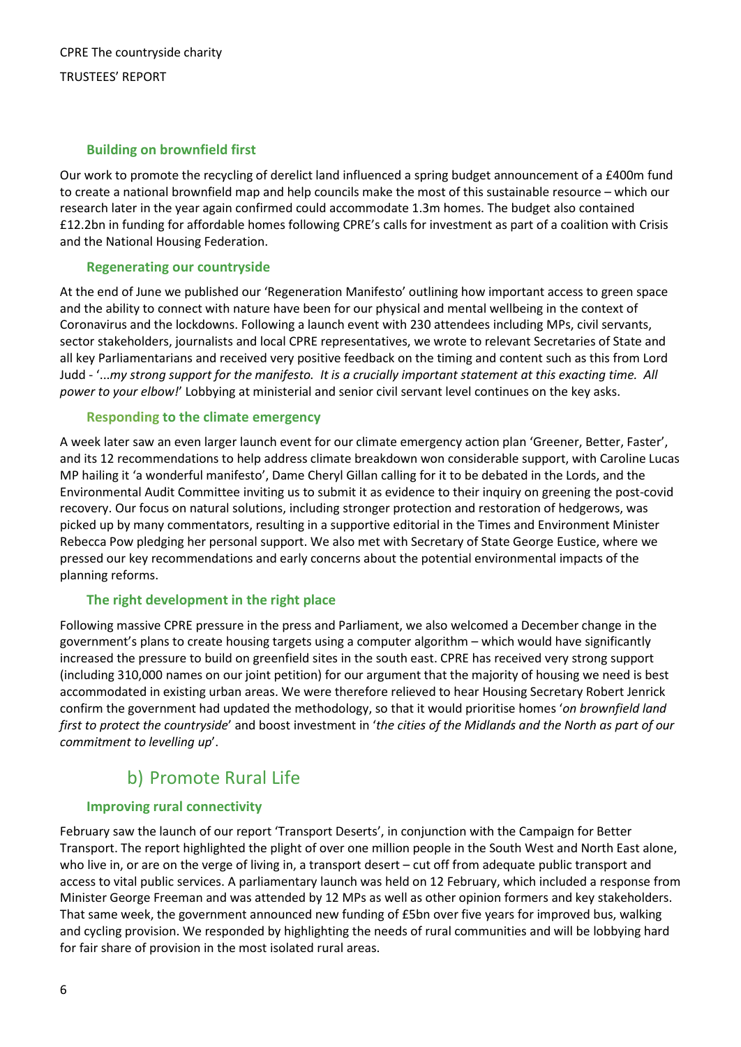### Building on brownfield first

Our work to promote the recycling of derelict land influenced a spring budget announcement of a £400m fund to create a national brownfield map and help councils make the most of this sustainable resource – which our research later in the year again confirmed could accommodate 1.3m homes. The budget also contained £12.2bn in funding for affordable homes following CPRE's calls for investment as part of a coalition with Crisis and the National Housing Federation.

### Regenerating our countryside

At the end of June we published our 'Regeneration Manifesto' outlining how important access to green space and the ability to connect with nature have been for our physical and mental wellbeing in the context of Coronavirus and the lockdowns. Following a launch event with 230 attendees including MPs, civil servants, sector stakeholders, journalists and local CPRE representatives, we wrote to relevant Secretaries of State and all key Parliamentarians and received very positive feedback on the timing and content such as this from Lord Judd - '*...my strong support for the manifesto. It is a crucially important statement at this exacting time. All power to your elbow!*' Lobbying at ministerial and senior civil servant level continues on the key asks.

### Responding to the climate emergency

A week later saw an even larger launch event for our climate emergency action plan 'Greener, Better, Faster', and its 12 recommendations to help address climate breakdown won considerable support, with Caroline Lucas MP hailing it 'a wonderful manifesto', Dame Cheryl Gillan calling for it to be debated in the Lords, and the Environmental Audit Committee inviting us to submit it as evidence to their inquiry on greening the post-covid recovery. Our focus on natural solutions, including stronger protection and restoration of hedgerows, was picked up by many commentators, resulting in a supportive editorial in the Times and Environment Minister Rebecca Pow pledging her personal support. We also met with Secretary of State George Eustice, where we pressed our key recommendations and early concerns about the potential environmental impacts of the planning reforms.

### The right development in the right place

Following massive CPRE pressure in the press and Parliament, we also welcomed a December change in the government's plans to create housing targets using a computer algorithm – which would have significantly increased the pressure to build on greenfield sites in the south east. CPRE has received very strong support (including 310,000 names on our joint petition) for our argument that the majority of housing we need is best accommodated in existing urban areas. We were therefore relieved to hear Housing Secretary Robert Jenrick confirm the government had updated the methodology, so that it would prioritise homes '*on brownfield land first to protect the countryside*' and boost investment in '*the cities of the Midlands and the North as part of our commitment to levelling up*'.

## b) Promote Rural Life

### Improving rural connectivity

February saw the launch of our report 'Transport Deserts', in conjunction with the Campaign for Better Transport. The report highlighted the plight of over one million people in the South West and North East alone, who live in, or are on the verge of living in, a transport desert – cut off from adequate public transport and access to vital public services. A parliamentary launch was held on 12 February, which included a response from Minister George Freeman and was attended by 12 MPs as well as other opinion formers and key stakeholders. That same week, the government announced new funding of £5bn over five years for improved bus, walking and cycling provision. We responded by highlighting the needs of rural communities and will be lobbying hard for fair share of provision in the most isolated rural areas.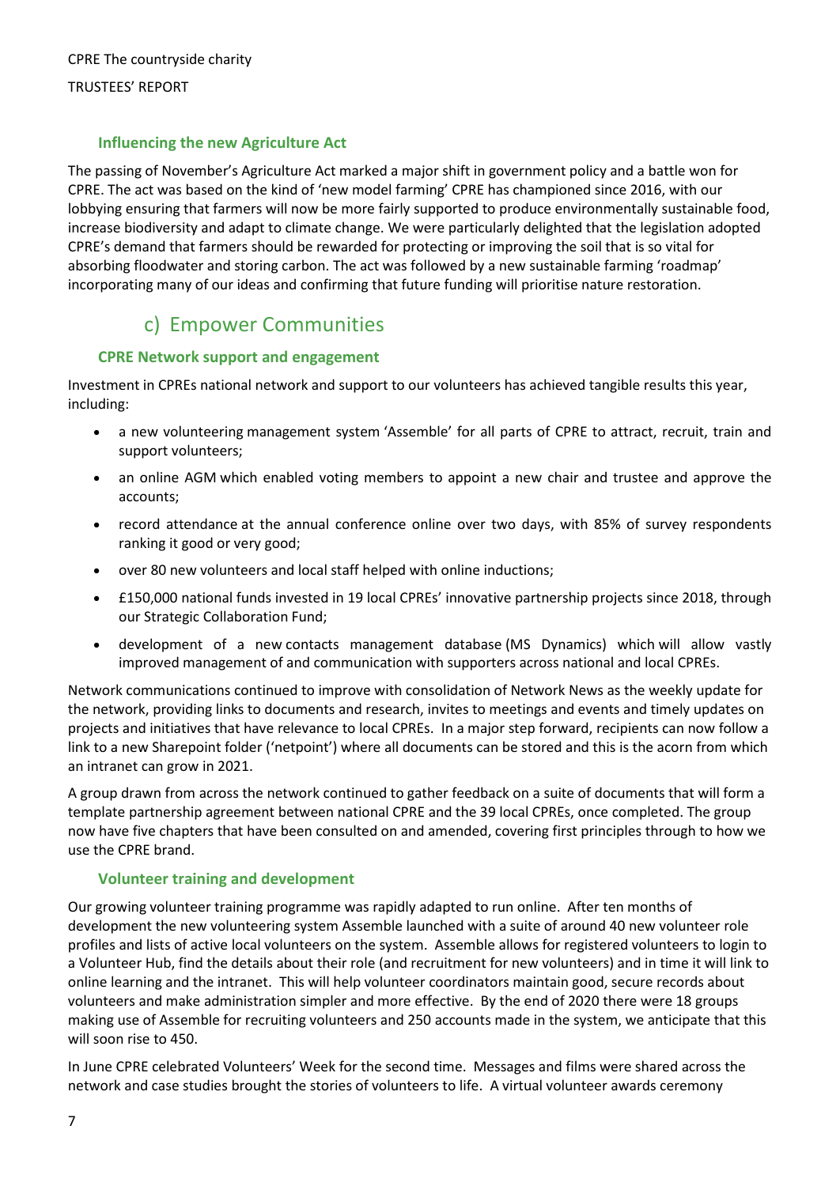### Influencing the new Agriculture Act

The passing of November's Agriculture Act marked a major shift in government policy and a battle won for CPRE. The act was based on the kind of 'new model farming' CPRE has championed since 2016, with our lobbying ensuring that farmers will now be more fairly supported to produce environmentally sustainable food, increase biodiversity and adapt to climate change. We were particularly delighted that the legislation adopted CPRE's demand that farmers should be rewarded for protecting or improving the soil that is so vital for absorbing floodwater and storing carbon. The act was followed by a new sustainable farming 'roadmap' incorporating many of our ideas and confirming that future funding will prioritise nature restoration.

## c) Empower Communities

### CPRE Network support and engagement

Investment in CPREs national network and support to our volunteers has achieved tangible results this year, including:

- a new volunteering management system 'Assemble' for all parts of CPRE to attract, recruit, train and support volunteers;
- an online AGM which enabled voting members to appoint a new chair and trustee and approve the accounts;
- record attendance at the annual conference online over two days, with 85% of survey respondents ranking it good or very good;
- over 80 new volunteers and local staff helped with online inductions;
- £150,000 national funds invested in 19 local CPREs' innovative partnership projects since 2018, through our Strategic Collaboration Fund;
- development of a new contacts management database (MS Dynamics) which will allow vastly improved management of and communication with supporters across national and local CPREs.

Network communications continued to improve with consolidation of Network News as the weekly update for the network, providing links to documents and research, invites to meetings and events and timely updates on projects and initiatives that have relevance to local CPREs. In a major step forward, recipients can now follow a link to a new Sharepoint folder ('netpoint') where all documents can be stored and this is the acorn from which an intranet can grow in 2021.

A group drawn from across the network continued to gather feedback on a suite of documents that will form a template partnership agreement between national CPRE and the 39 local CPREs, once completed. The group now have five chapters that have been consulted on and amended, covering first principles through to how we use the CPRE brand.

### Volunteer training and development

Our growing volunteer training programme was rapidly adapted to run online. After ten months of development the new volunteering system Assemble launched with a suite of around 40 new volunteer role profiles and lists of active local volunteers on the system. Assemble allows for registered volunteers to login to a Volunteer Hub, find the details about their role (and recruitment for new volunteers) and in time it will link to online learning and the intranet. This will help volunteer coordinators maintain good, secure records about volunteers and make administration simpler and more effective. By the end of 2020 there were 18 groups making use of Assemble for recruiting volunteers and 250 accounts made in the system, we anticipate that this will soon rise to 450.

In June CPRE celebrated Volunteers' Week for the second time. Messages and films were shared across the network and case studies brought the stories of volunteers to life. A virtual volunteer awards ceremony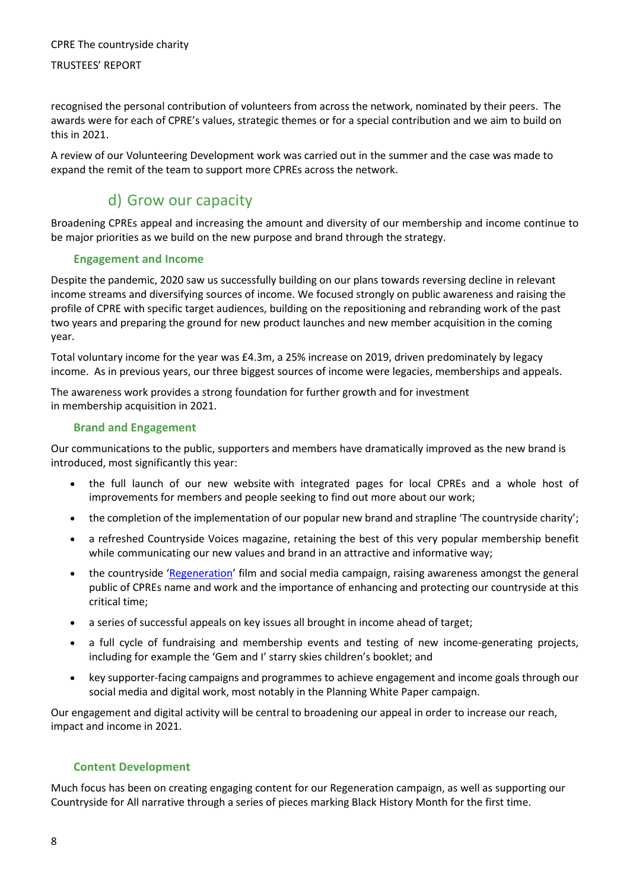recognised the personal contribution of volunteers from across the network, nominated by their peers. The awards were for each of CPRE's values, strategic themes or for a special contribution and we aim to build on this in 2021.

A review of our Volunteering Development work was carried out in the summer and the case was made to expand the remit of the team to support more CPREs across the network.

## d) Grow our capacity

Broadening CPREs appeal and increasing the amount and diversity of our membership and income continue to be major priorities as we build on the new purpose and brand through the strategy.

### Engagement and Income

Despite the pandemic, 2020 saw us successfully building on our plans towards reversing decline in relevant income streams and diversifying sources of income. We focused strongly on public awareness and raising the profile of CPRE with specific target audiences, building on the repositioning and rebranding work of the past two years and preparing the ground for new product launches and new member acquisition in the coming year.

Total voluntary income for the year was £4.3m, a 25% increase on 2019, driven predominately by legacy income. As in previous years, our three biggest sources of income were legacies, memberships and appeals.

The awareness work provides a strong foundation for further growth and for investment in membership acquisition in 2021.

### Brand and Engagement

Our communications to the public, supporters and members have dramatically improved as the new brand is introduced, most significantly this year:

- the full launch of our new website with integrated pages for local CPREs and a whole host of improvements for members and people seeking to find out more about our work;
- the completion of the implementation of our popular new brand and strapline 'The countryside charity';
- a refreshed Countryside Voices magazine, retaining the best of this very popular membership benefit while communicating our new values and brand in an attractive and informative way;
- the countryside 'Regeneration' film and social media campaign, raising awareness amongst the general public of CPREs name and work and the importance of enhancing and protecting our countryside at this critical time;
- a series of successful appeals on key issues all brought in income ahead of target;
- a full cycle of fundraising and membership events and testing of new income-generating projects, including for example the 'Gem and I' starry skies children's booklet; and
- key supporter-facing campaigns and programmes to achieve engagement and income goals through our social media and digital work, most notably in the Planning White Paper campaign.

Our engagement and digital activity will be central to broadening our appeal in order to increase our reach, impact and income in 2021.

### Content Development

Much focus has been on creating engaging content for our Regeneration campaign, as well as supporting our Countryside for All narrative through a series of pieces marking Black History Month for the first time.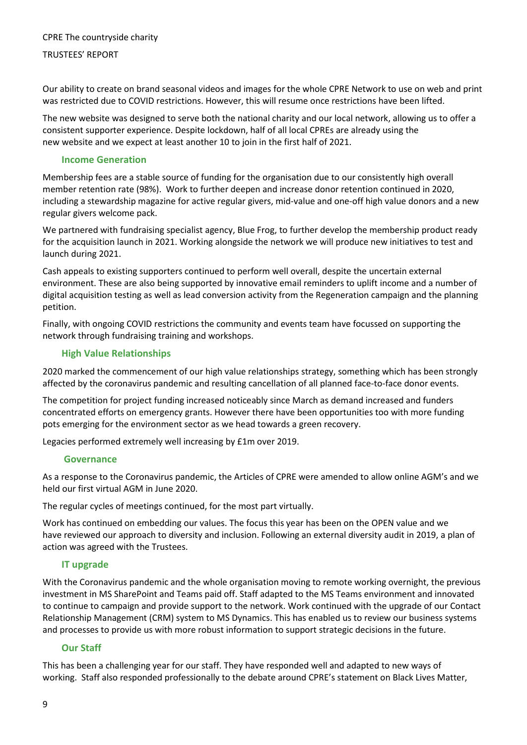Our ability to create on brand seasonal videos and images for the whole CPRE Network to use on web and print was restricted due to COVID restrictions. However, this will resume once restrictions have been lifted.

The new website was designed to serve both the national charity and our local network, allowing us to offer a consistent supporter experience. Despite lockdown, half of all local CPREs are already using the new website and we expect at least another 10 to join in the first half of 2021.

### Income Generation

Membership fees are a stable source of funding for the organisation due to our consistently high overall member retention rate (98%). Work to further deepen and increase donor retention continued in 2020, including a stewardship magazine for active regular givers, mid-value and one-off high value donors and a new regular givers welcome pack.

We partnered with fundraising specialist agency, Blue Frog, to further develop the membership product ready for the acquisition launch in 2021. Working alongside the network we will produce new initiatives to test and launch during 2021.

Cash appeals to existing supporters continued to perform well overall, despite the uncertain external environment. These are also being supported by innovative email reminders to uplift income and a number of digital acquisition testing as well as lead conversion activity from the Regeneration campaign and the planning petition.

Finally, with ongoing COVID restrictions the community and events team have focussed on supporting the network through fundraising training and workshops.

### High Value Relationships

2020 marked the commencement of our high value relationships strategy, something which has been strongly affected by the coronavirus pandemic and resulting cancellation of all planned face-to-face donor events.

The competition for project funding increased noticeably since March as demand increased and funders concentrated efforts on emergency grants. However there have been opportunities too with more funding pots emerging for the environment sector as we head towards a green recovery.

Legacies performed extremely well increasing by £1m over 2019.

### Governance

As a response to the Coronavirus pandemic, the Articles of CPRE were amended to allow online AGM's and we held our first virtual AGM in June 2020.

The regular cycles of meetings continued, for the most part virtually.

Work has continued on embedding our values. The focus this year has been on the OPEN value and we have reviewed our approach to diversity and inclusion. Following an external diversity audit in 2019, a plan of action was agreed with the Trustees.

### IT upgrade

With the Coronavirus pandemic and the whole organisation moving to remote working overnight, the previous investment in MS SharePoint and Teams paid off. Staff adapted to the MS Teams environment and innovated to continue to campaign and provide support to the network. Work continued with the upgrade of our Contact Relationship Management (CRM) system to MS Dynamics. This has enabled us to review our business systems and processes to provide us with more robust information to support strategic decisions in the future.

### Our Staff

This has been a challenging year for our staff. They have responded well and adapted to new ways of working. Staff also responded professionally to the debate around CPRE's statement on Black Lives Matter,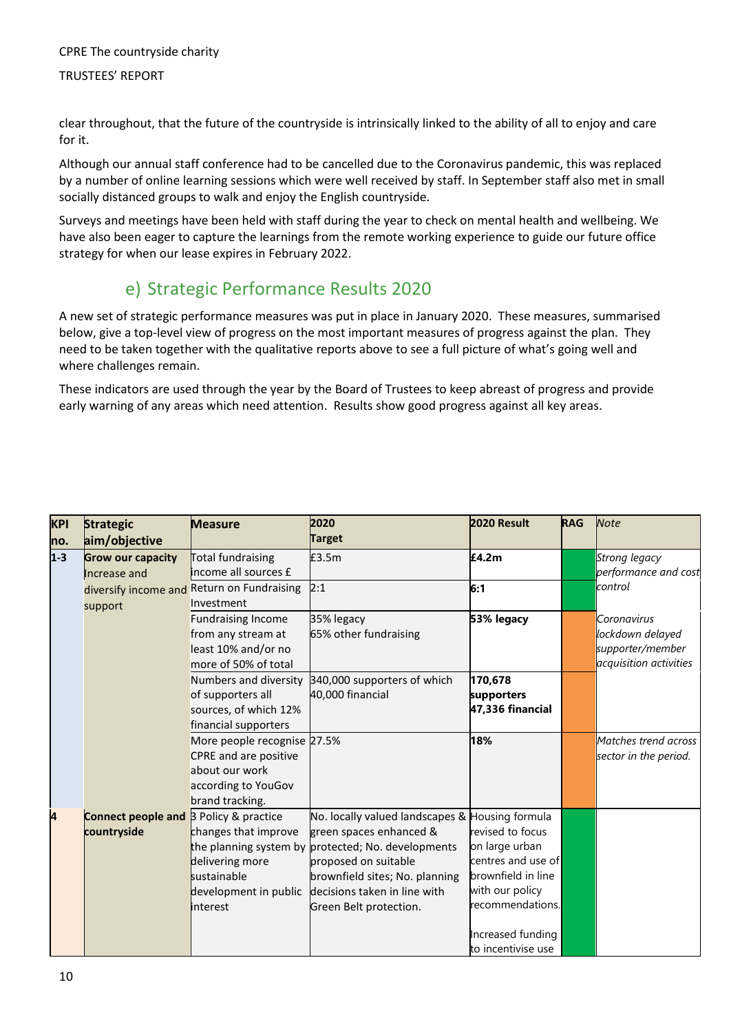clear throughout, that the future of the countryside is intrinsically linked to the ability of all to enjoy and care for it.

Although our annual staff conference had to be cancelled due to the Coronavirus pandemic, this was replaced by a number of online learning sessions which were well received by staff. In September staff also met in small socially distanced groups to walk and enjoy the English countryside.

Surveys and meetings have been held with staff during the year to check on mental health and wellbeing. We have also been eager to capture the learnings from the remote working experience to guide our future office strategy for when our lease expires in February 2022.

## e) Strategic Performance Results 2020

A new set of strategic performance measures was put in place in January 2020. These measures, summarised below, give a top-level view of progress on the most important measures of progress against the plan. They need to be taken together with the qualitative reports above to see a full picture of what's going well and where challenges remain.

These indicators are used through the year by the Board of Trustees to keep abreast of progress and provide early warning of any areas which need attention. Results show good progress against all key areas.

| KPI no. | Strategic aim/objective | Measure | 2020 Target | 2020 Result | RAG | *Note* |
|---|---|---|---|---|---|---|
| 1-3 | **Grow our capacity** Increase and diversify income and support | Total fundraising income all sources £ | £3.5m | **£4.2m** | | *Strong legacy performance and cost control* |
| | | Return on Fundraising Investment | 2:1 | **6:1** | | |
| | | Fundraising Income from any stream at least 10% and/or no more of 50% of total | 35% legacy 65% other fundraising | **53% legacy** | | *Coronavirus lockdown delayed supporter/member acquisition activities* |
| | | Numbers and diversity of supporters all sources, of which 12% financial supporters | 340,000 supporters of which 40,000 financial | **170,678 supporters 47,336 financial** | | |
| | | More people recognise CPRE and are positive about our work according to YouGov brand tracking. | 27.5% | **18%** | | *Matches trend across sector in the period.* |
| 4 | **Connect people and countryside** | 3 Policy & practice changes that improve the planning system by delivering more sustainable development in public interest | No. locally valued landscapes & green spaces enhanced & protected; No. developments proposed on suitable brownfield sites; No. planning decisions taken in line with Green Belt protection. | Housing formula revised to focus on large urban centres and use of brownfield in line with our policy recommendations.<br><br>Increased funding to incentivise use | | |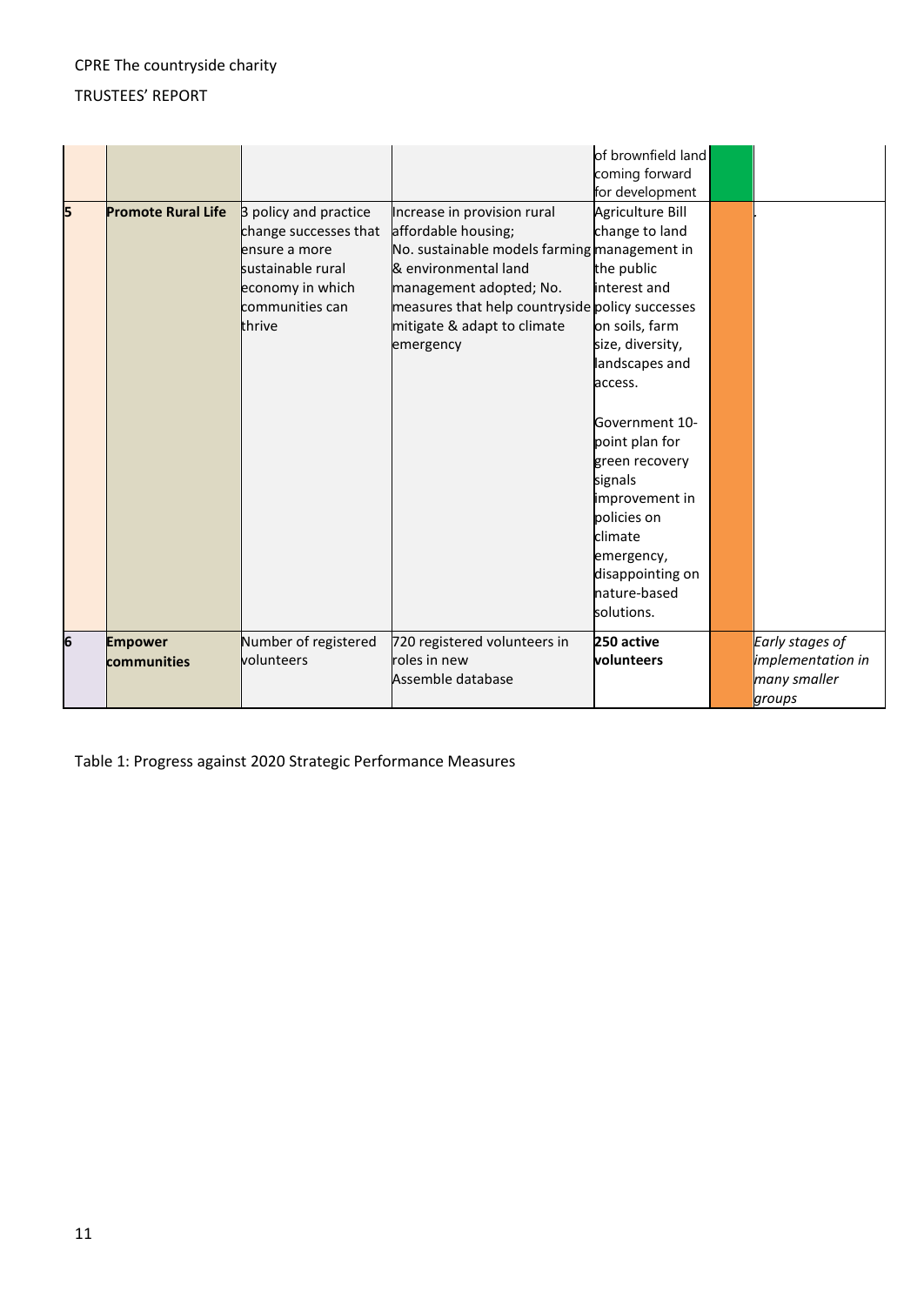| | | | | | | |
|---|---|---|---|---|---|---|
| | | | | of brownfield land coming forward for development | | |
| 5 | **Promote Rural Life** | 3 policy and practice change successes that ensure a more sustainable rural economy in which communities can thrive | Increase in provision rural affordable housing; No. sustainable models farming & environmental land management adopted; No. measures that help countryside mitigate & adapt to climate emergency | Agriculture Bill change to land management in the public interest and policy successes on soils, farm size, diversity, landscapes and access. Government 10-point plan for green recovery signals improvement in policies on climate emergency, disappointing on nature-based solutions. | | . |
| 6 | **Empower communities** | Number of registered volunteers | 720 registered volunteers in roles in new Assemble database | **250 active volunteers** | | *Early stages of implementation in many smaller groups* |

Table 1: Progress against 2020 Strategic Performance Measures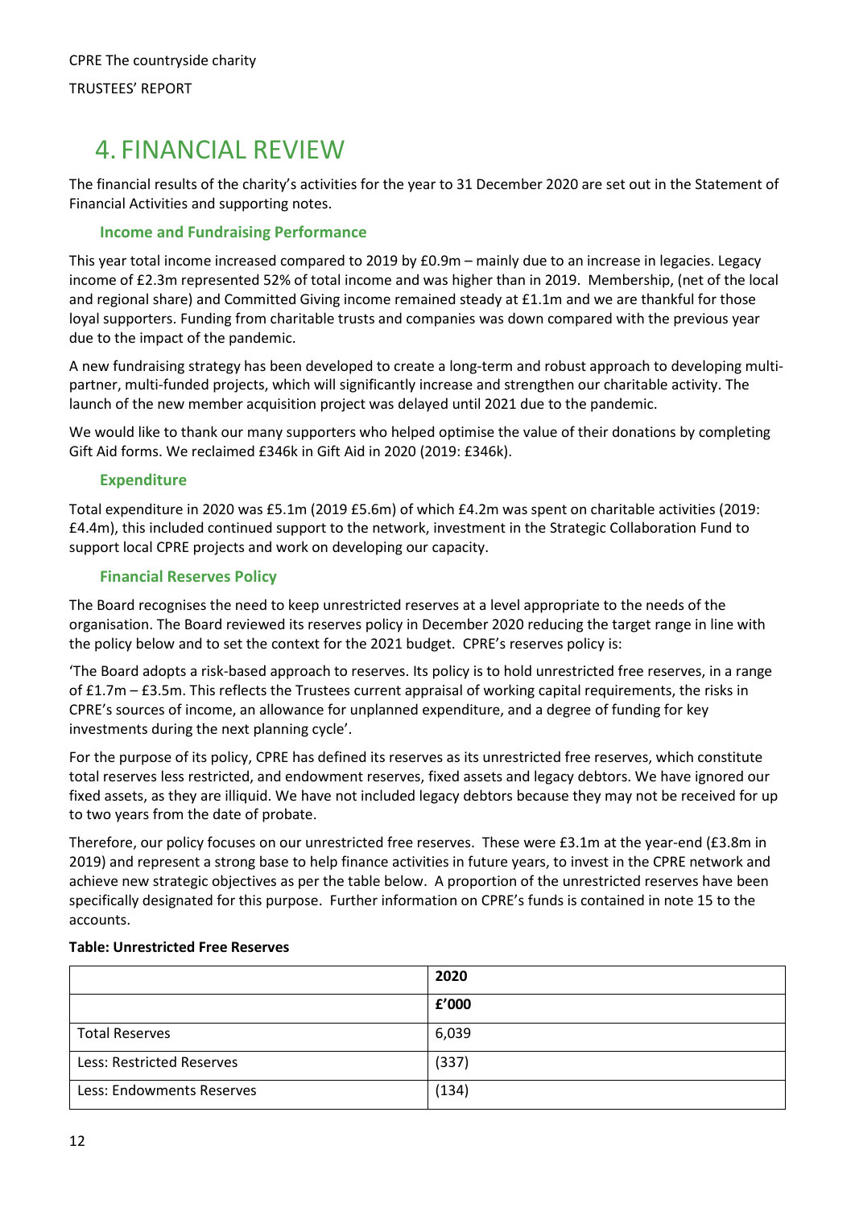# 4. FINANCIAL REVIEW

The financial results of the charity's activities for the year to 31 December 2020 are set out in the Statement of Financial Activities and supporting notes.

### Income and Fundraising Performance

This year total income increased compared to 2019 by £0.9m – mainly due to an increase in legacies. Legacy income of £2.3m represented 52% of total income and was higher than in 2019. Membership, (net of the local and regional share) and Committed Giving income remained steady at £1.1m and we are thankful for those loyal supporters. Funding from charitable trusts and companies was down compared with the previous year due to the impact of the pandemic.

A new fundraising strategy has been developed to create a long-term and robust approach to developing multi-partner, multi-funded projects, which will significantly increase and strengthen our charitable activity. The launch of the new member acquisition project was delayed until 2021 due to the pandemic.

We would like to thank our many supporters who helped optimise the value of their donations by completing Gift Aid forms. We reclaimed £346k in Gift Aid in 2020 (2019: £346k).

### Expenditure

Total expenditure in 2020 was £5.1m (2019 £5.6m) of which £4.2m was spent on charitable activities (2019: £4.4m), this included continued support to the network, investment in the Strategic Collaboration Fund to support local CPRE projects and work on developing our capacity.

### Financial Reserves Policy

The Board recognises the need to keep unrestricted reserves at a level appropriate to the needs of the organisation. The Board reviewed its reserves policy in December 2020 reducing the target range in line with the policy below and to set the context for the 2021 budget. CPRE's reserves policy is:

'The Board adopts a risk-based approach to reserves. Its policy is to hold unrestricted free reserves, in a range of £1.7m – £3.5m. This reflects the Trustees current appraisal of working capital requirements, the risks in CPRE's sources of income, an allowance for unplanned expenditure, and a degree of funding for key investments during the next planning cycle'.

For the purpose of its policy, CPRE has defined its reserves as its unrestricted free reserves, which constitute total reserves less restricted, and endowment reserves, fixed assets and legacy debtors. We have ignored our fixed assets, as they are illiquid. We have not included legacy debtors because they may not be received for up to two years from the date of probate.

Therefore, our policy focuses on our unrestricted free reserves. These were £3.1m at the year-end (£3.8m in 2019) and represent a strong base to help finance activities in future years, to invest in the CPRE network and achieve new strategic objectives as per the table below. A proportion of the unrestricted reserves have been specifically designated for this purpose. Further information on CPRE's funds is contained in note 15 to the accounts.

**Table: Unrestricted Free Reserves**

| | 2020 |
|---|---|
| | £'000 |
| Total Reserves | 6,039 |
| Less: Restricted Reserves | (337) |
| Less: Endowments Reserves | (134) |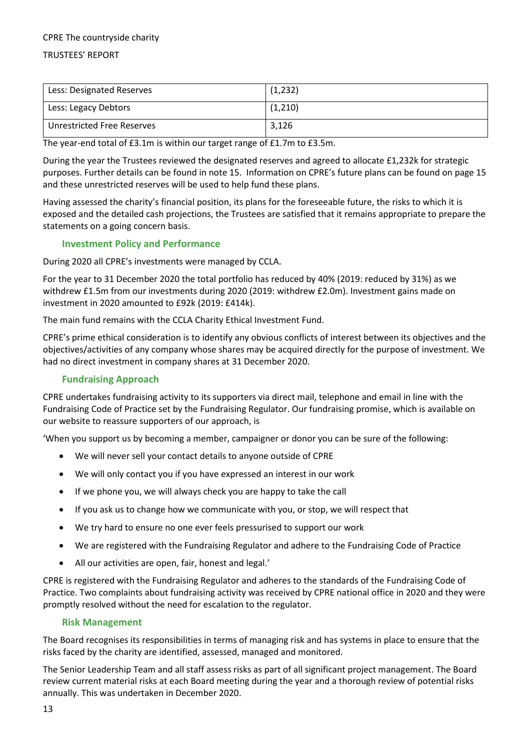| Less: Designated Reserves | (1,232) |
|---|---|
| Less: Legacy Debtors | (1,210) |
| Unrestricted Free Reserves | 3,126 |

The year-end total of £3.1m is within our target range of £1.7m to £3.5m.

During the year the Trustees reviewed the designated reserves and agreed to allocate £1,232k for strategic purposes. Further details can be found in note 15. Information on CPRE's future plans can be found on page 15 and these unrestricted reserves will be used to help fund these plans.

Having assessed the charity's financial position, its plans for the foreseeable future, the risks to which it is exposed and the detailed cash projections, the Trustees are satisfied that it remains appropriate to prepare the statements on a going concern basis.

### Investment Policy and Performance

During 2020 all CPRE's investments were managed by CCLA.

For the year to 31 December 2020 the total portfolio has reduced by 40% (2019: reduced by 31%) as we withdrew £1.5m from our investments during 2020 (2019: withdrew £2.0m). Investment gains made on investment in 2020 amounted to £92k (2019: £414k).

The main fund remains with the CCLA Charity Ethical Investment Fund.

CPRE's prime ethical consideration is to identify any obvious conflicts of interest between its objectives and the objectives/activities of any company whose shares may be acquired directly for the purpose of investment. We had no direct investment in company shares at 31 December 2020.

### Fundraising Approach

CPRE undertakes fundraising activity to its supporters via direct mail, telephone and email in line with the Fundraising Code of Practice set by the Fundraising Regulator. Our fundraising promise, which is available on our website to reassure supporters of our approach, is

'When you support us by becoming a member, campaigner or donor you can be sure of the following:

- We will never sell your contact details to anyone outside of CPRE
- We will only contact you if you have expressed an interest in our work
- If we phone you, we will always check you are happy to take the call
- If you ask us to change how we communicate with you, or stop, we will respect that
- We try hard to ensure no one ever feels pressurised to support our work
- We are registered with the Fundraising Regulator and adhere to the Fundraising Code of Practice
- All our activities are open, fair, honest and legal.'

CPRE is registered with the Fundraising Regulator and adheres to the standards of the Fundraising Code of Practice. Two complaints about fundraising activity was received by CPRE national office in 2020 and they were promptly resolved without the need for escalation to the regulator.

### Risk Management

The Board recognises its responsibilities in terms of managing risk and has systems in place to ensure that the risks faced by the charity are identified, assessed, managed and monitored.

The Senior Leadership Team and all staff assess risks as part of all significant project management. The Board review current material risks at each Board meeting during the year and a thorough review of potential risks annually. This was undertaken in December 2020.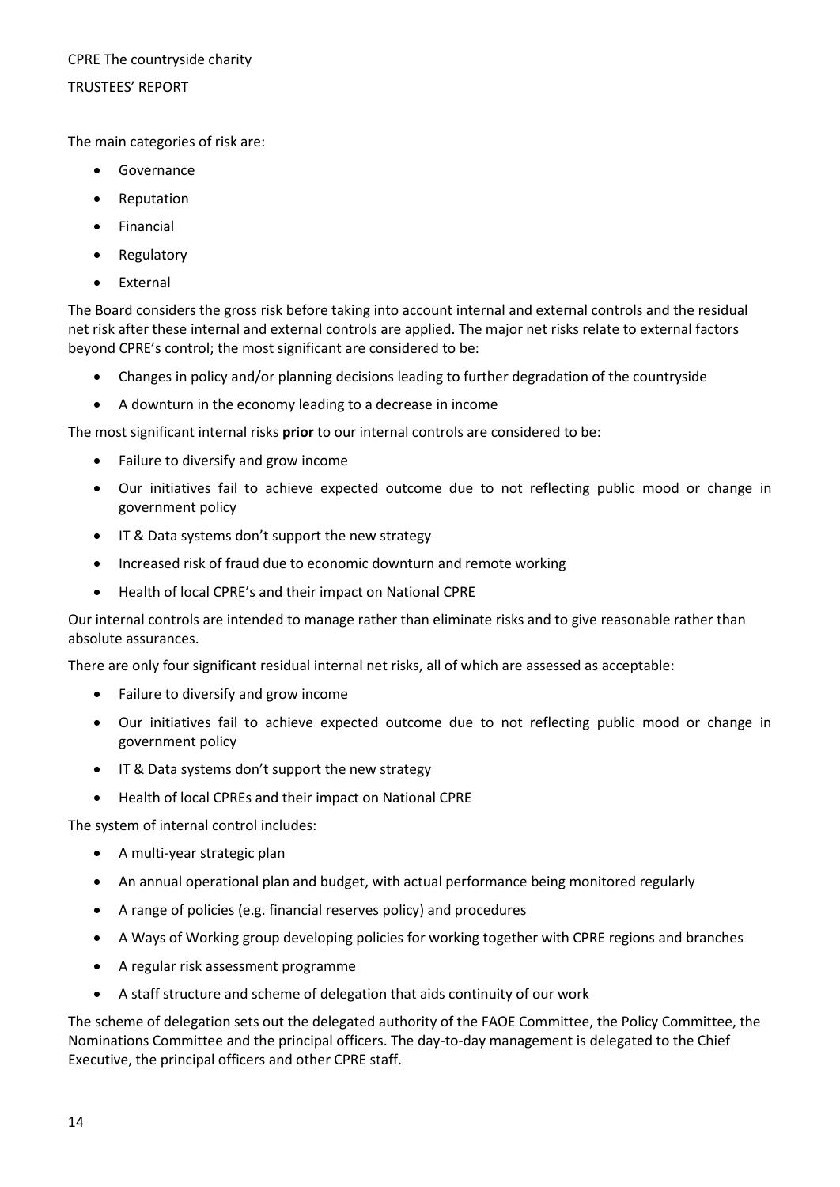The main categories of risk are:

- Governance
- Reputation
- Financial
- Regulatory
- External

The Board considers the gross risk before taking into account internal and external controls and the residual net risk after these internal and external controls are applied. The major net risks relate to external factors beyond CPRE's control; the most significant are considered to be:

- Changes in policy and/or planning decisions leading to further degradation of the countryside
- A downturn in the economy leading to a decrease in income

The most significant internal risks **prior** to our internal controls are considered to be:

- Failure to diversify and grow income
- Our initiatives fail to achieve expected outcome due to not reflecting public mood or change in government policy
- IT & Data systems don't support the new strategy
- Increased risk of fraud due to economic downturn and remote working
- Health of local CPRE's and their impact on National CPRE

Our internal controls are intended to manage rather than eliminate risks and to give reasonable rather than absolute assurances.

There are only four significant residual internal net risks, all of which are assessed as acceptable:

- Failure to diversify and grow income
- Our initiatives fail to achieve expected outcome due to not reflecting public mood or change in government policy
- IT & Data systems don't support the new strategy
- Health of local CPREs and their impact on National CPRE

The system of internal control includes:

- A multi-year strategic plan
- An annual operational plan and budget, with actual performance being monitored regularly
- A range of policies (e.g. financial reserves policy) and procedures
- A Ways of Working group developing policies for working together with CPRE regions and branches
- A regular risk assessment programme
- A staff structure and scheme of delegation that aids continuity of our work

The scheme of delegation sets out the delegated authority of the FAOE Committee, the Policy Committee, the Nominations Committee and the principal officers. The day-to-day management is delegated to the Chief Executive, the principal officers and other CPRE staff.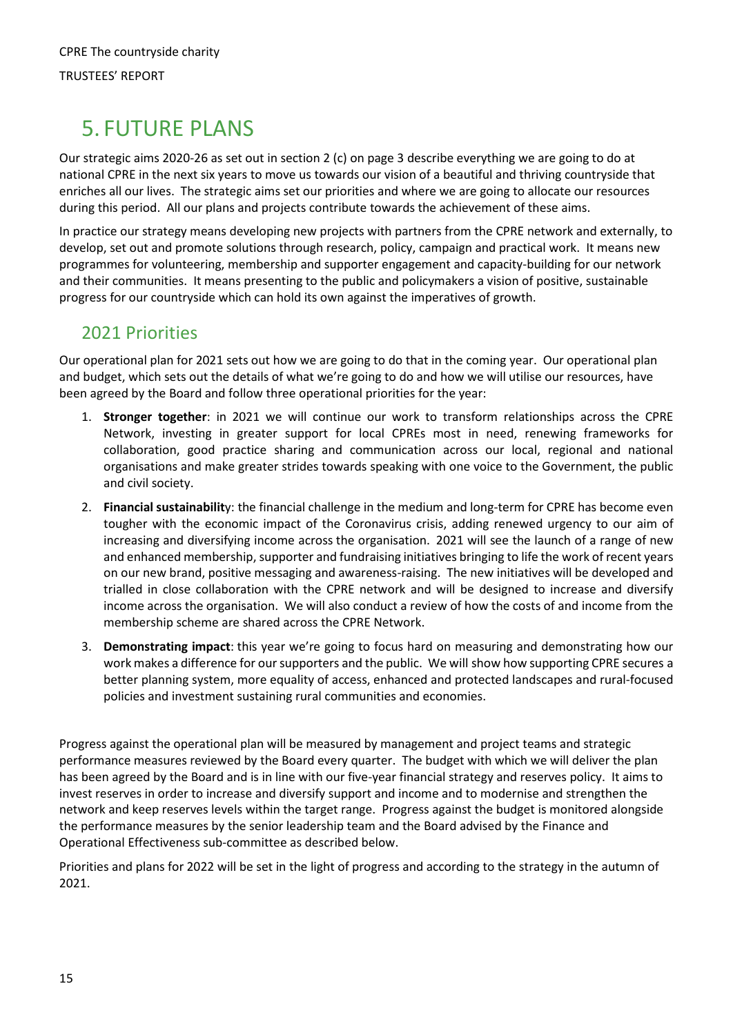# 5. FUTURE PLANS

Our strategic aims 2020-26 as set out in section 2 (c) on page 3 describe everything we are going to do at national CPRE in the next six years to move us towards our vision of a beautiful and thriving countryside that enriches all our lives. The strategic aims set our priorities and where we are going to allocate our resources during this period. All our plans and projects contribute towards the achievement of these aims.

In practice our strategy means developing new projects with partners from the CPRE network and externally, to develop, set out and promote solutions through research, policy, campaign and practical work. It means new programmes for volunteering, membership and supporter engagement and capacity-building for our network and their communities. It means presenting to the public and policymakers a vision of positive, sustainable progress for our countryside which can hold its own against the imperatives of growth.

## 2021 Priorities

Our operational plan for 2021 sets out how we are going to do that in the coming year. Our operational plan and budget, which sets out the details of what we're going to do and how we will utilise our resources, have been agreed by the Board and follow three operational priorities for the year:

1. **Stronger together**: in 2021 we will continue our work to transform relationships across the CPRE Network, investing in greater support for local CPREs most in need, renewing frameworks for collaboration, good practice sharing and communication across our local, regional and national organisations and make greater strides towards speaking with one voice to the Government, the public and civil society.
2. **Financial sustainabilit**y: the financial challenge in the medium and long-term for CPRE has become even tougher with the economic impact of the Coronavirus crisis, adding renewed urgency to our aim of increasing and diversifying income across the organisation. 2021 will see the launch of a range of new and enhanced membership, supporter and fundraising initiatives bringing to life the work of recent years on our new brand, positive messaging and awareness-raising. The new initiatives will be developed and trialled in close collaboration with the CPRE network and will be designed to increase and diversify income across the organisation. We will also conduct a review of how the costs of and income from the membership scheme are shared across the CPRE Network.
3. **Demonstrating impact**: this year we're going to focus hard on measuring and demonstrating how our work makes a difference for our supporters and the public. We will show how supporting CPRE secures a better planning system, more equality of access, enhanced and protected landscapes and rural-focused policies and investment sustaining rural communities and economies.

Progress against the operational plan will be measured by management and project teams and strategic performance measures reviewed by the Board every quarter. The budget with which we will deliver the plan has been agreed by the Board and is in line with our five-year financial strategy and reserves policy. It aims to invest reserves in order to increase and diversify support and income and to modernise and strengthen the network and keep reserves levels within the target range. Progress against the budget is monitored alongside the performance measures by the senior leadership team and the Board advised by the Finance and Operational Effectiveness sub-committee as described below.

Priorities and plans for 2022 will be set in the light of progress and according to the strategy in the autumn of 2021.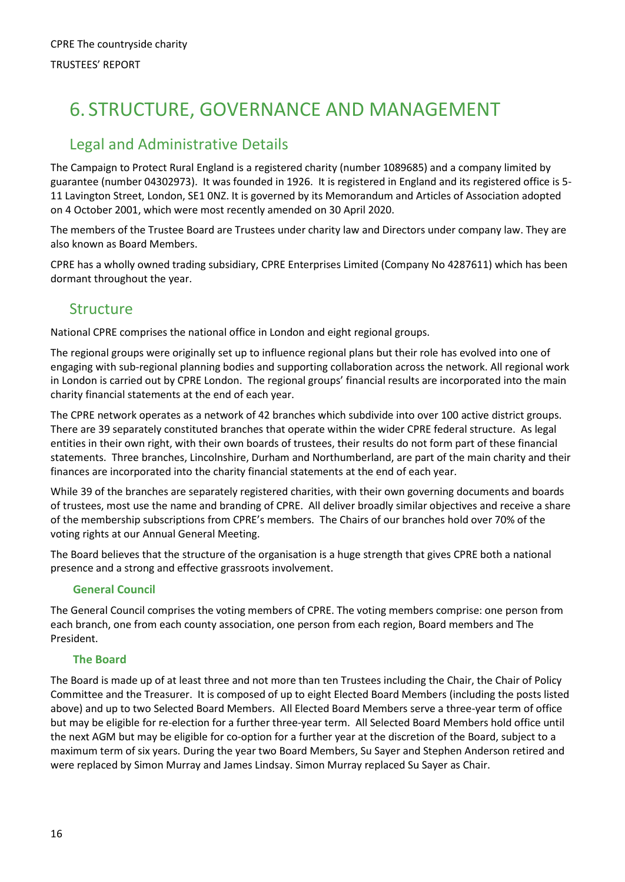# 6. STRUCTURE, GOVERNANCE AND MANAGEMENT

## Legal and Administrative Details

The Campaign to Protect Rural England is a registered charity (number 1089685) and a company limited by guarantee (number 04302973). It was founded in 1926. It is registered in England and its registered office is 5-11 Lavington Street, London, SE1 0NZ. It is governed by its Memorandum and Articles of Association adopted on 4 October 2001, which were most recently amended on 30 April 2020.

The members of the Trustee Board are Trustees under charity law and Directors under company law. They are also known as Board Members.

CPRE has a wholly owned trading subsidiary, CPRE Enterprises Limited (Company No 4287611) which has been dormant throughout the year.

## Structure

National CPRE comprises the national office in London and eight regional groups.

The regional groups were originally set up to influence regional plans but their role has evolved into one of engaging with sub-regional planning bodies and supporting collaboration across the network. All regional work in London is carried out by CPRE London. The regional groups' financial results are incorporated into the main charity financial statements at the end of each year.

The CPRE network operates as a network of 42 branches which subdivide into over 100 active district groups. There are 39 separately constituted branches that operate within the wider CPRE federal structure. As legal entities in their own right, with their own boards of trustees, their results do not form part of these financial statements. Three branches, Lincolnshire, Durham and Northumberland, are part of the main charity and their finances are incorporated into the charity financial statements at the end of each year.

While 39 of the branches are separately registered charities, with their own governing documents and boards of trustees, most use the name and branding of CPRE. All deliver broadly similar objectives and receive a share of the membership subscriptions from CPRE's members. The Chairs of our branches hold over 70% of the voting rights at our Annual General Meeting.

The Board believes that the structure of the organisation is a huge strength that gives CPRE both a national presence and a strong and effective grassroots involvement.

### General Council

The General Council comprises the voting members of CPRE. The voting members comprise: one person from each branch, one from each county association, one person from each region, Board members and The President.

### The Board

The Board is made up of at least three and not more than ten Trustees including the Chair, the Chair of Policy Committee and the Treasurer. It is composed of up to eight Elected Board Members (including the posts listed above) and up to two Selected Board Members. All Elected Board Members serve a three-year term of office but may be eligible for re-election for a further three-year term. All Selected Board Members hold office until the next AGM but may be eligible for co-option for a further year at the discretion of the Board, subject to a maximum term of six years. During the year two Board Members, Su Sayer and Stephen Anderson retired and were replaced by Simon Murray and James Lindsay. Simon Murray replaced Su Sayer as Chair.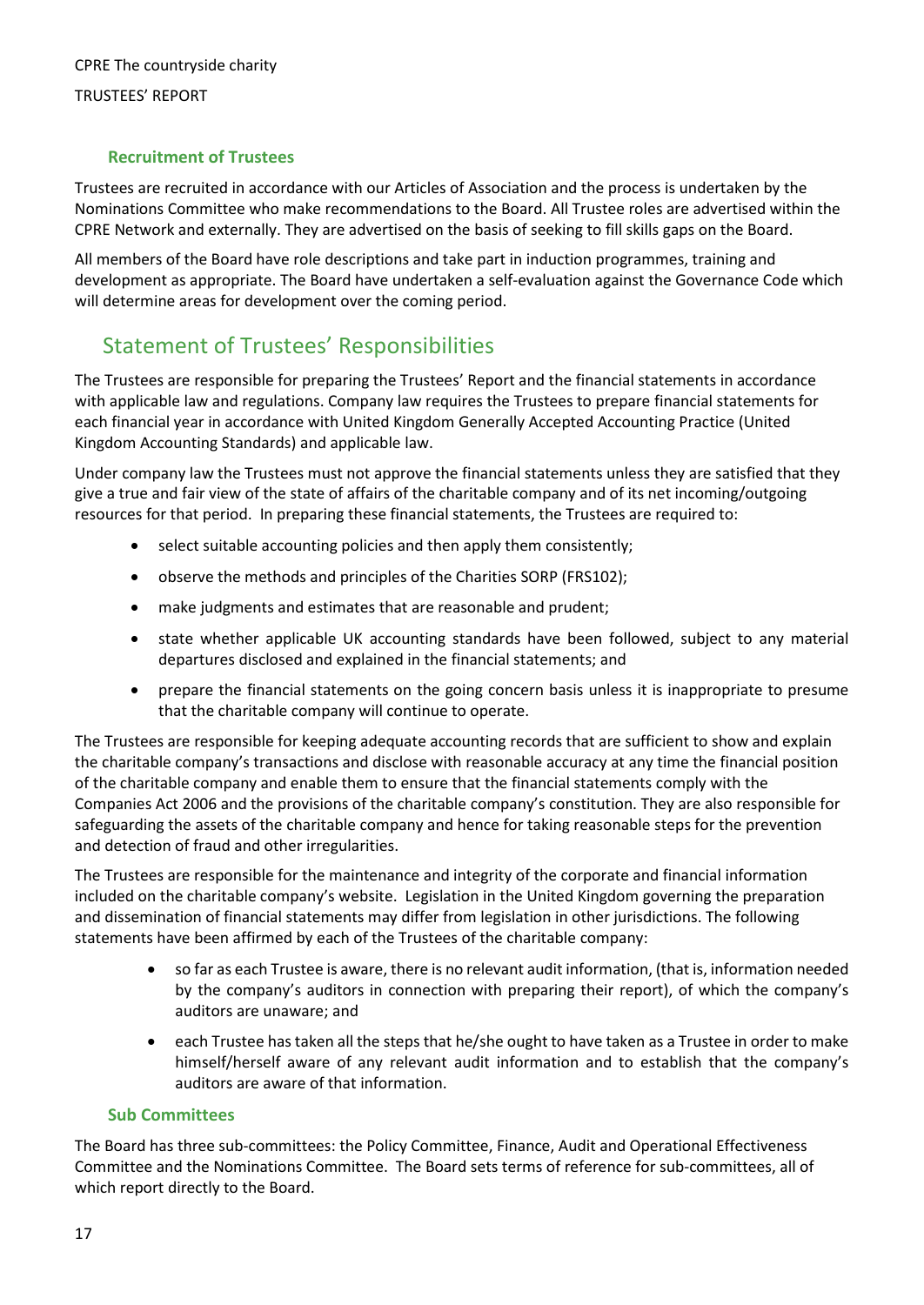### Recruitment of Trustees

Trustees are recruited in accordance with our Articles of Association and the process is undertaken by the Nominations Committee who make recommendations to the Board. All Trustee roles are advertised within the CPRE Network and externally. They are advertised on the basis of seeking to fill skills gaps on the Board.

All members of the Board have role descriptions and take part in induction programmes, training and development as appropriate. The Board have undertaken a self-evaluation against the Governance Code which will determine areas for development over the coming period.

## Statement of Trustees' Responsibilities

The Trustees are responsible for preparing the Trustees' Report and the financial statements in accordance with applicable law and regulations. Company law requires the Trustees to prepare financial statements for each financial year in accordance with United Kingdom Generally Accepted Accounting Practice (United Kingdom Accounting Standards) and applicable law.

Under company law the Trustees must not approve the financial statements unless they are satisfied that they give a true and fair view of the state of affairs of the charitable company and of its net incoming/outgoing resources for that period. In preparing these financial statements, the Trustees are required to:

- select suitable accounting policies and then apply them consistently;
- observe the methods and principles of the Charities SORP (FRS102);
- make judgments and estimates that are reasonable and prudent;
- state whether applicable UK accounting standards have been followed, subject to any material departures disclosed and explained in the financial statements; and
- prepare the financial statements on the going concern basis unless it is inappropriate to presume that the charitable company will continue to operate.

The Trustees are responsible for keeping adequate accounting records that are sufficient to show and explain the charitable company's transactions and disclose with reasonable accuracy at any time the financial position of the charitable company and enable them to ensure that the financial statements comply with the Companies Act 2006 and the provisions of the charitable company's constitution. They are also responsible for safeguarding the assets of the charitable company and hence for taking reasonable steps for the prevention and detection of fraud and other irregularities.

The Trustees are responsible for the maintenance and integrity of the corporate and financial information included on the charitable company's website. Legislation in the United Kingdom governing the preparation and dissemination of financial statements may differ from legislation in other jurisdictions. The following statements have been affirmed by each of the Trustees of the charitable company:

- so far as each Trustee is aware, there is no relevant audit information, (that is, information needed by the company's auditors in connection with preparing their report), of which the company's auditors are unaware; and
- each Trustee has taken all the steps that he/she ought to have taken as a Trustee in order to make himself/herself aware of any relevant audit information and to establish that the company's auditors are aware of that information.

### Sub Committees

The Board has three sub-committees: the Policy Committee, Finance, Audit and Operational Effectiveness Committee and the Nominations Committee. The Board sets terms of reference for sub-committees, all of which report directly to the Board.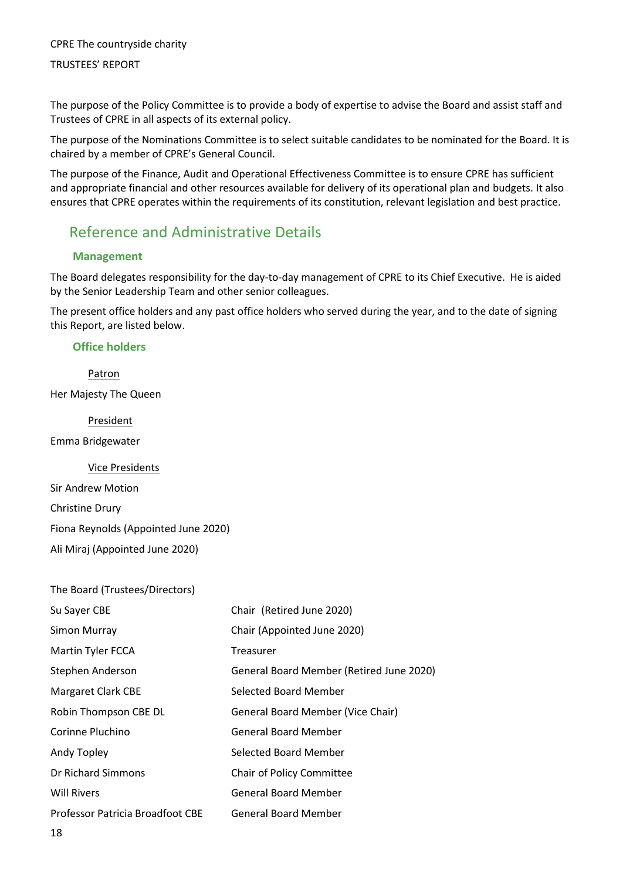The purpose of the Policy Committee is to provide a body of expertise to advise the Board and assist staff and Trustees of CPRE in all aspects of its external policy.

The purpose of the Nominations Committee is to select suitable candidates to be nominated for the Board. It is chaired by a member of CPRE's General Council.

The purpose of the Finance, Audit and Operational Effectiveness Committee is to ensure CPRE has sufficient and appropriate financial and other resources available for delivery of its operational plan and budgets. It also ensures that CPRE operates within the requirements of its constitution, relevant legislation and best practice.

## Reference and Administrative Details

### Management

The Board delegates responsibility for the day-to-day management of CPRE to its Chief Executive. He is aided by the Senior Leadership Team and other senior colleagues.

The present office holders and any past office holders who served during the year, and to the date of signing this Report, are listed below.

### Office holders

Patron

Her Majesty The Queen

President

Emma Bridgewater

Vice Presidents

Sir Andrew Motion

Christine Drury

Fiona Reynolds (Appointed June 2020)

Ali Miraj (Appointed June 2020)

The Board (Trustees/Directors)

| | |
|---|---|
| Su Sayer CBE | Chair (Retired June 2020) |
| Simon Murray | Chair (Appointed June 2020) |
| Martin Tyler FCCA | Treasurer |
| Stephen Anderson | General Board Member (Retired June 2020) |
| Margaret Clark CBE | Selected Board Member |
| Robin Thompson CBE DL | General Board Member (Vice Chair) |
| Corinne Pluchino | General Board Member |
| Andy Topley | Selected Board Member |
| Dr Richard Simmons | Chair of Policy Committee |
| Will Rivers | General Board Member |
| Professor Patricia Broadfoot CBE | General Board Member |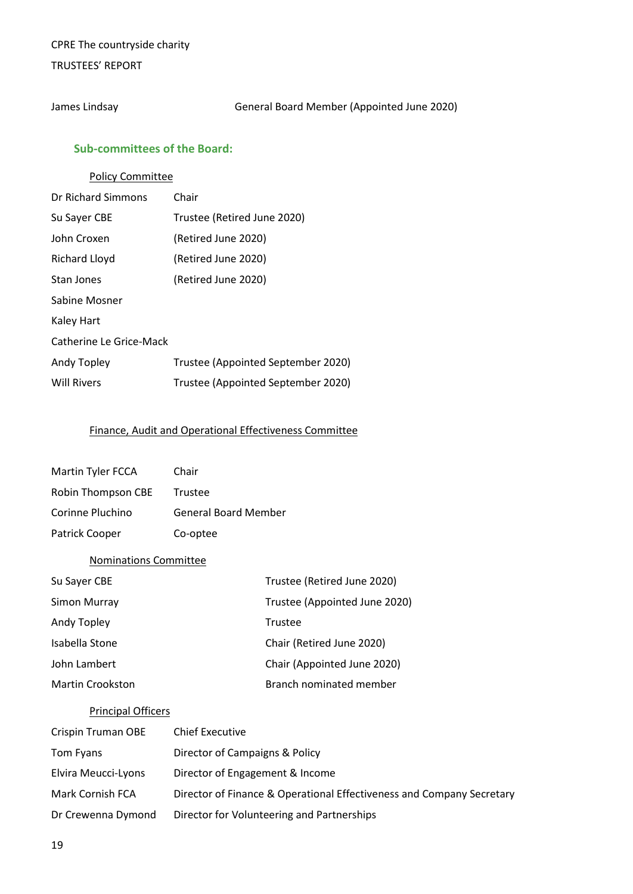| James Lindsay | General Board Member (Appointed June 2020) |
|---|---|

## Sub-committees of the Board:

### Policy Committee

| | |
|---|---|
| Dr Richard Simmons | Chair |
| Su Sayer CBE | Trustee (Retired June 2020) |
| John Croxen | (Retired June 2020) |
| Richard Lloyd | (Retired June 2020) |
| Stan Jones | (Retired June 2020) |
| Sabine Mosner | |
| Kaley Hart | |
| Catherine Le Grice-Mack | |
| Andy Topley | Trustee (Appointed September 2020) |
| Will Rivers | Trustee (Appointed September 2020) |

### Finance, Audit and Operational Effectiveness Committee

| | |
|---|---|
| Martin Tyler FCCA | Chair |
| Robin Thompson CBE | Trustee |
| Corinne Pluchino | General Board Member |
| Patrick Cooper | Co-optee |

### Nominations Committee

| | |
|---|---|
| Su Sayer CBE | Trustee (Retired June 2020) |
| Simon Murray | Trustee (Appointed June 2020) |
| Andy Topley | Trustee |
| Isabella Stone | Chair (Retired June 2020) |
| John Lambert | Chair (Appointed June 2020) |
| Martin Crookston | Branch nominated member |

### Principal Officers

| | |
|---|---|
| Crispin Truman OBE | Chief Executive |
| Tom Fyans | Director of Campaigns & Policy |
| Elvira Meucci-Lyons | Director of Engagement & Income |
| Mark Cornish FCA | Director of Finance & Operational Effectiveness and Company Secretary |
| Dr Crewenna Dymond | Director for Volunteering and Partnerships |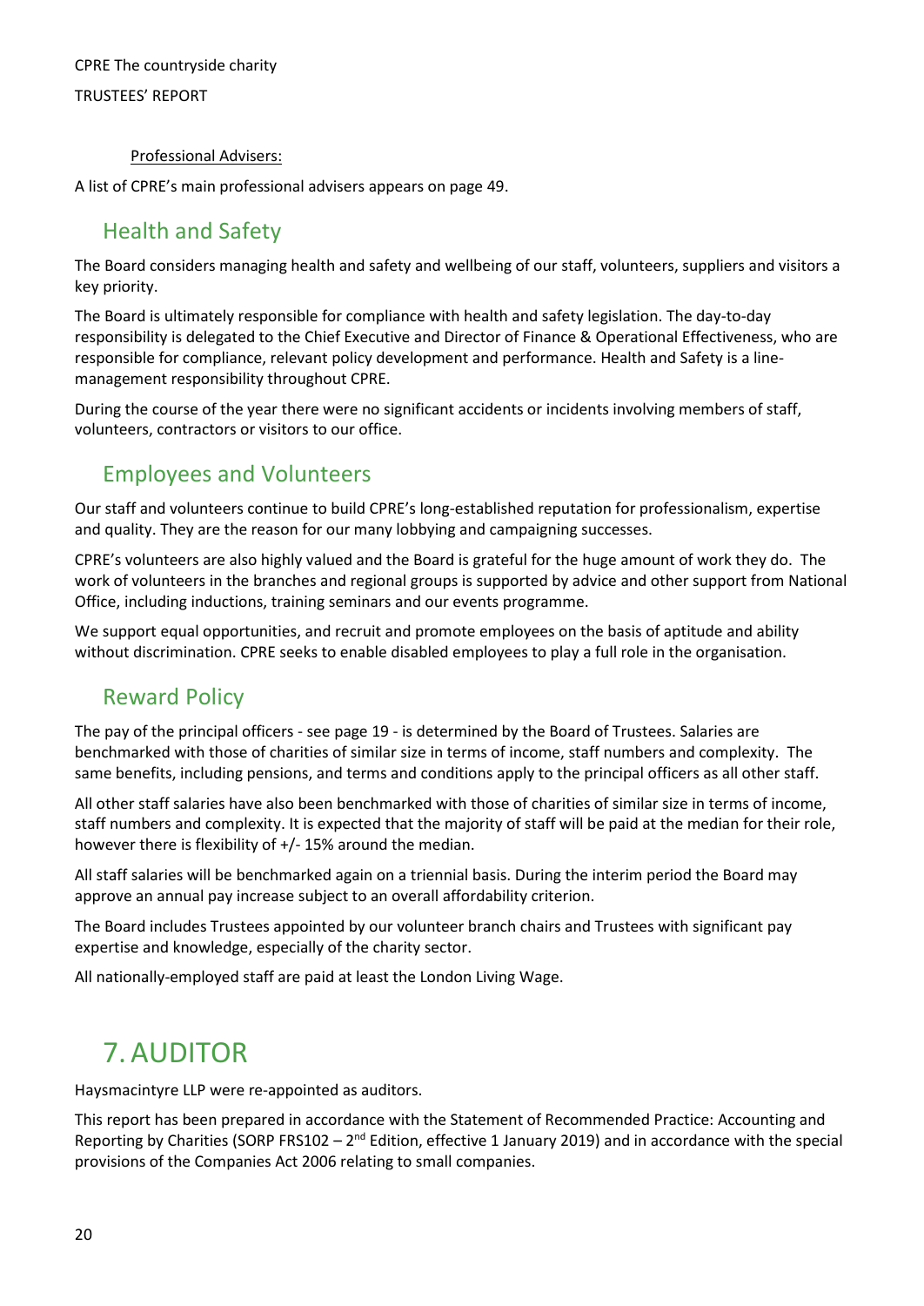Professional Advisers:

A list of CPRE's main professional advisers appears on page 49.

## Health and Safety

The Board considers managing health and safety and wellbeing of our staff, volunteers, suppliers and visitors a key priority.

The Board is ultimately responsible for compliance with health and safety legislation. The day-to-day responsibility is delegated to the Chief Executive and Director of Finance & Operational Effectiveness, who are responsible for compliance, relevant policy development and performance. Health and Safety is a line-management responsibility throughout CPRE.

During the course of the year there were no significant accidents or incidents involving members of staff, volunteers, contractors or visitors to our office.

## Employees and Volunteers

Our staff and volunteers continue to build CPRE's long-established reputation for professionalism, expertise and quality. They are the reason for our many lobbying and campaigning successes.

CPRE's volunteers are also highly valued and the Board is grateful for the huge amount of work they do. The work of volunteers in the branches and regional groups is supported by advice and other support from National Office, including inductions, training seminars and our events programme.

We support equal opportunities, and recruit and promote employees on the basis of aptitude and ability without discrimination. CPRE seeks to enable disabled employees to play a full role in the organisation.

## Reward Policy

The pay of the principal officers - see page 19 - is determined by the Board of Trustees. Salaries are benchmarked with those of charities of similar size in terms of income, staff numbers and complexity. The same benefits, including pensions, and terms and conditions apply to the principal officers as all other staff.

All other staff salaries have also been benchmarked with those of charities of similar size in terms of income, staff numbers and complexity. It is expected that the majority of staff will be paid at the median for their role, however there is flexibility of +/- 15% around the median.

All staff salaries will be benchmarked again on a triennial basis. During the interim period the Board may approve an annual pay increase subject to an overall affordability criterion.

The Board includes Trustees appointed by our volunteer branch chairs and Trustees with significant pay expertise and knowledge, especially of the charity sector.

All nationally-employed staff are paid at least the London Living Wage.

# 7. AUDITOR

Haysmacintyre LLP were re-appointed as auditors.

This report has been prepared in accordance with the Statement of Recommended Practice: Accounting and Reporting by Charities (SORP FRS102 – 2nd Edition, effective 1 January 2019) and in accordance with the special provisions of the Companies Act 2006 relating to small companies.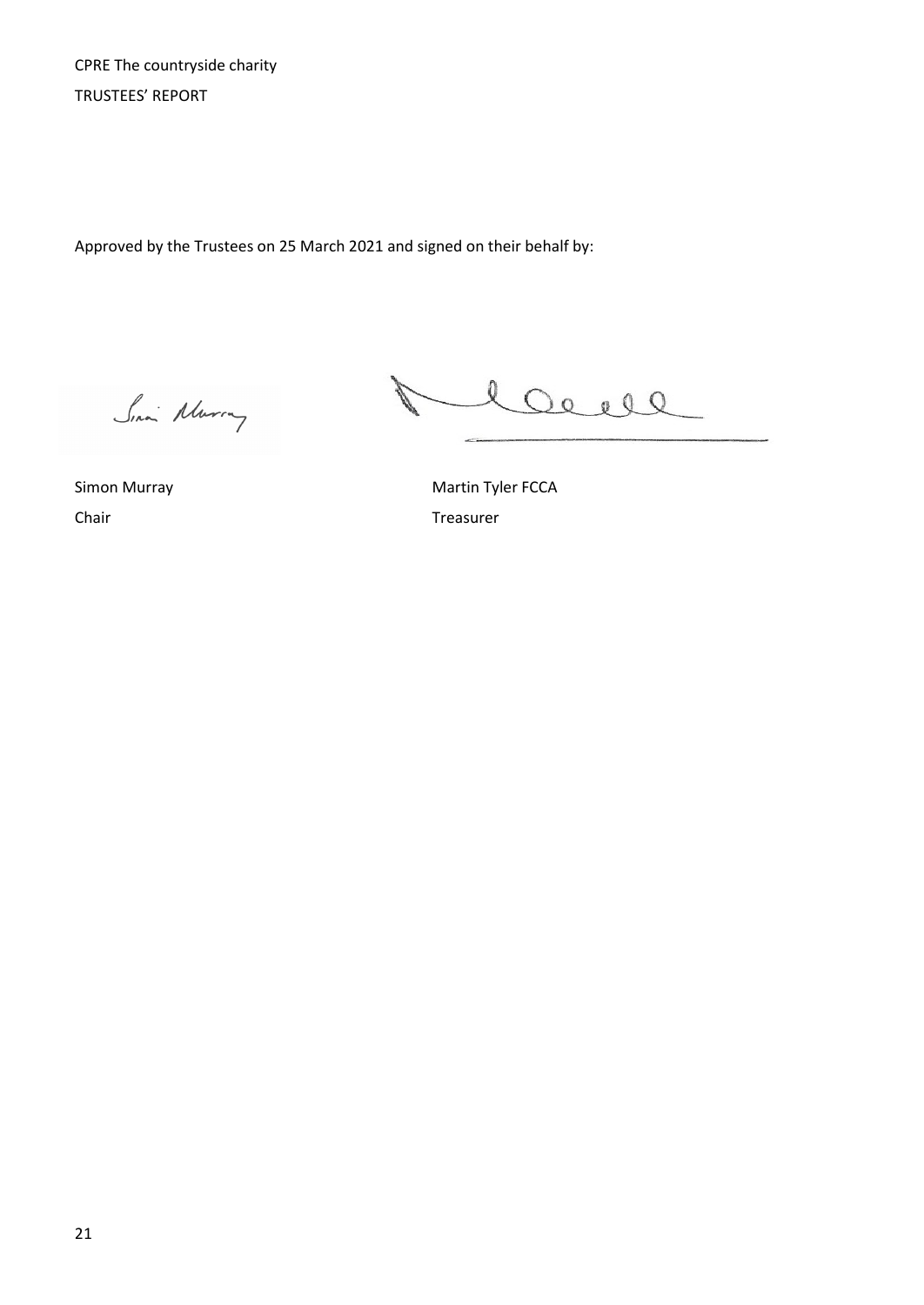Approved by the Trustees on 25 March 2021 and signed on their behalf by:

Simon Murray
Chair

Martin Tyler FCCA
Treasurer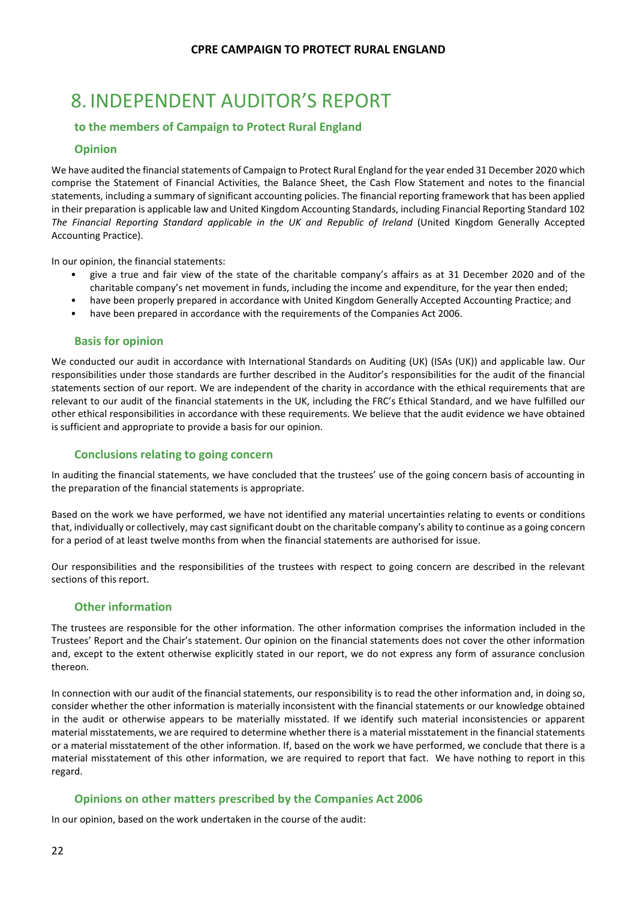# 8. INDEPENDENT AUDITOR'S REPORT

## to the members of Campaign to Protect Rural England

### Opinion

We have audited the financial statements of Campaign to Protect Rural England for the year ended 31 December 2020 which comprise the Statement of Financial Activities, the Balance Sheet, the Cash Flow Statement and notes to the financial statements, including a summary of significant accounting policies. The financial reporting framework that has been applied in their preparation is applicable law and United Kingdom Accounting Standards, including Financial Reporting Standard 102 *The Financial Reporting Standard applicable in the UK and Republic of Ireland* (United Kingdom Generally Accepted Accounting Practice).

In our opinion, the financial statements:

- give a true and fair view of the state of the charitable company's affairs as at 31 December 2020 and of the charitable company's net movement in funds, including the income and expenditure, for the year then ended;
- have been properly prepared in accordance with United Kingdom Generally Accepted Accounting Practice; and
- have been prepared in accordance with the requirements of the Companies Act 2006.

### Basis for opinion

We conducted our audit in accordance with International Standards on Auditing (UK) (ISAs (UK)) and applicable law. Our responsibilities under those standards are further described in the Auditor's responsibilities for the audit of the financial statements section of our report. We are independent of the charity in accordance with the ethical requirements that are relevant to our audit of the financial statements in the UK, including the FRC's Ethical Standard, and we have fulfilled our other ethical responsibilities in accordance with these requirements. We believe that the audit evidence we have obtained is sufficient and appropriate to provide a basis for our opinion.

### Conclusions relating to going concern

In auditing the financial statements, we have concluded that the trustees' use of the going concern basis of accounting in the preparation of the financial statements is appropriate.

Based on the work we have performed, we have not identified any material uncertainties relating to events or conditions that, individually or collectively, may cast significant doubt on the charitable company's ability to continue as a going concern for a period of at least twelve months from when the financial statements are authorised for issue.

Our responsibilities and the responsibilities of the trustees with respect to going concern are described in the relevant sections of this report.

### Other information

The trustees are responsible for the other information. The other information comprises the information included in the Trustees' Report and the Chair's statement. Our opinion on the financial statements does not cover the other information and, except to the extent otherwise explicitly stated in our report, we do not express any form of assurance conclusion thereon.

In connection with our audit of the financial statements, our responsibility is to read the other information and, in doing so, consider whether the other information is materially inconsistent with the financial statements or our knowledge obtained in the audit or otherwise appears to be materially misstated. If we identify such material inconsistencies or apparent material misstatements, we are required to determine whether there is a material misstatement in the financial statements or a material misstatement of the other information. If, based on the work we have performed, we conclude that there is a material misstatement of this other information, we are required to report that fact. We have nothing to report in this regard.

### Opinions on other matters prescribed by the Companies Act 2006

In our opinion, based on the work undertaken in the course of the audit: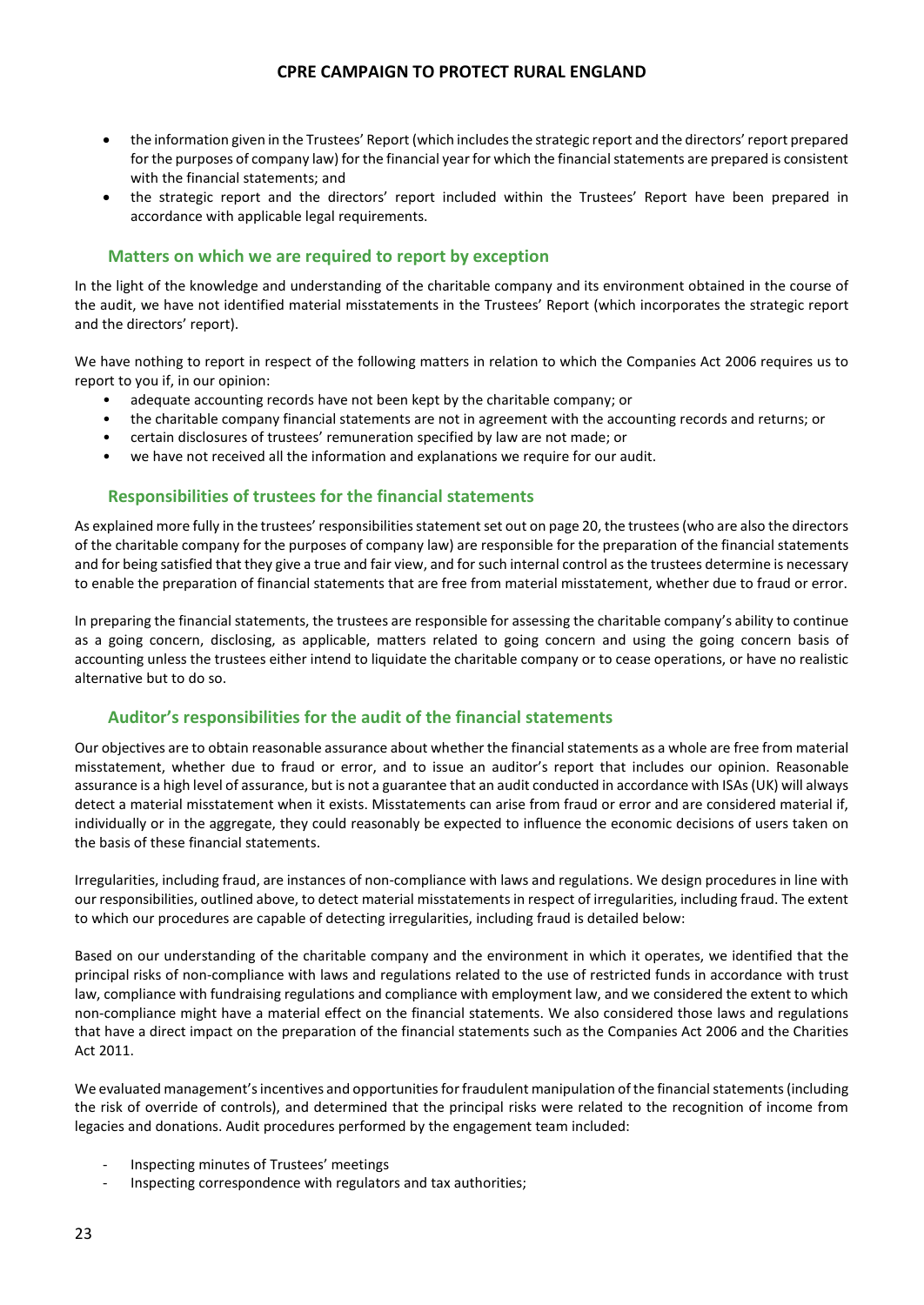- the information given in the Trustees' Report (which includes the strategic report and the directors' report prepared for the purposes of company law) for the financial year for which the financial statements are prepared is consistent with the financial statements; and
- the strategic report and the directors' report included within the Trustees' Report have been prepared in accordance with applicable legal requirements.

## Matters on which we are required to report by exception

In the light of the knowledge and understanding of the charitable company and its environment obtained in the course of the audit, we have not identified material misstatements in the Trustees' Report (which incorporates the strategic report and the directors' report).

We have nothing to report in respect of the following matters in relation to which the Companies Act 2006 requires us to report to you if, in our opinion:

- adequate accounting records have not been kept by the charitable company; or
- the charitable company financial statements are not in agreement with the accounting records and returns; or
- certain disclosures of trustees' remuneration specified by law are not made; or
- we have not received all the information and explanations we require for our audit.

## Responsibilities of trustees for the financial statements

As explained more fully in the trustees' responsibilities statement set out on page 20, the trustees (who are also the directors of the charitable company for the purposes of company law) are responsible for the preparation of the financial statements and for being satisfied that they give a true and fair view, and for such internal control as the trustees determine is necessary to enable the preparation of financial statements that are free from material misstatement, whether due to fraud or error.

In preparing the financial statements, the trustees are responsible for assessing the charitable company's ability to continue as a going concern, disclosing, as applicable, matters related to going concern and using the going concern basis of accounting unless the trustees either intend to liquidate the charitable company or to cease operations, or have no realistic alternative but to do so.

## Auditor's responsibilities for the audit of the financial statements

Our objectives are to obtain reasonable assurance about whether the financial statements as a whole are free from material misstatement, whether due to fraud or error, and to issue an auditor's report that includes our opinion. Reasonable assurance is a high level of assurance, but is not a guarantee that an audit conducted in accordance with ISAs (UK) will always detect a material misstatement when it exists. Misstatements can arise from fraud or error and are considered material if, individually or in the aggregate, they could reasonably be expected to influence the economic decisions of users taken on the basis of these financial statements.

Irregularities, including fraud, are instances of non-compliance with laws and regulations. We design procedures in line with our responsibilities, outlined above, to detect material misstatements in respect of irregularities, including fraud. The extent to which our procedures are capable of detecting irregularities, including fraud is detailed below:

Based on our understanding of the charitable company and the environment in which it operates, we identified that the principal risks of non-compliance with laws and regulations related to the use of restricted funds in accordance with trust law, compliance with fundraising regulations and compliance with employment law, and we considered the extent to which non-compliance might have a material effect on the financial statements. We also considered those laws and regulations that have a direct impact on the preparation of the financial statements such as the Companies Act 2006 and the Charities Act 2011.

We evaluated management's incentives and opportunities for fraudulent manipulation of the financial statements (including the risk of override of controls), and determined that the principal risks were related to the recognition of income from legacies and donations. Audit procedures performed by the engagement team included:

- Inspecting minutes of Trustees' meetings
- Inspecting correspondence with regulators and tax authorities;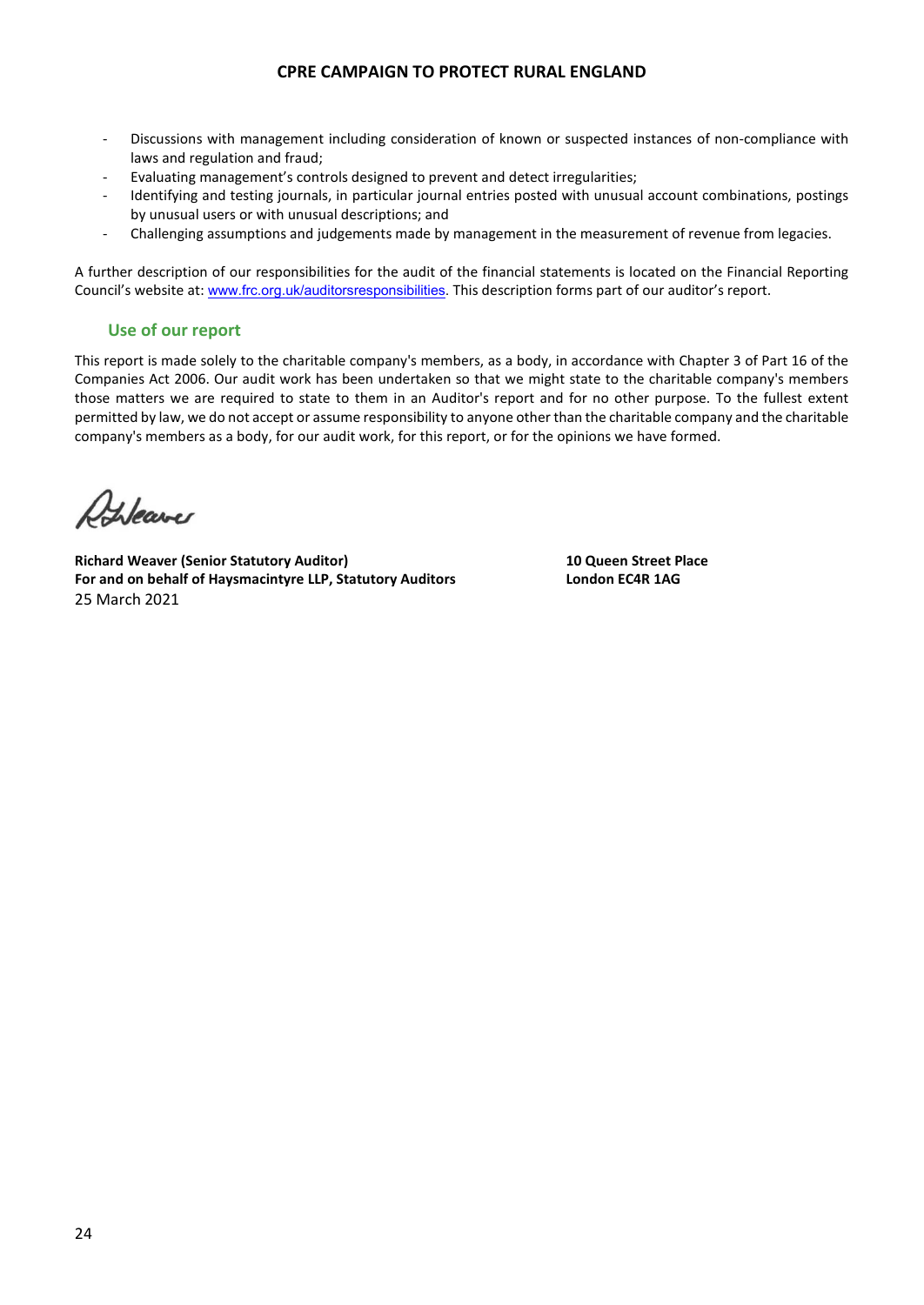- Discussions with management including consideration of known or suspected instances of non-compliance with laws and regulation and fraud;
- Evaluating management's controls designed to prevent and detect irregularities;
- Identifying and testing journals, in particular journal entries posted with unusual account combinations, postings by unusual users or with unusual descriptions; and
- Challenging assumptions and judgements made by management in the measurement of revenue from legacies.

A further description of our responsibilities for the audit of the financial statements is located on the Financial Reporting Council's website at: www.frc.org.uk/auditorsresponsibilities. This description forms part of our auditor's report.

## Use of our report

This report is made solely to the charitable company's members, as a body, in accordance with Chapter 3 of Part 16 of the Companies Act 2006. Our audit work has been undertaken so that we might state to the charitable company's members those matters we are required to state to them in an Auditor's report and for no other purpose. To the fullest extent permitted by law, we do not accept or assume responsibility to anyone other than the charitable company and the charitable company's members as a body, for our audit work, for this report, or for the opinions we have formed.

**Richard Weaver (Senior Statutory Auditor)**
**For and on behalf of Haysmacintyre LLP, Statutory Auditors**
25 March 2021

**10 Queen Street Place**
**London EC4R 1AG**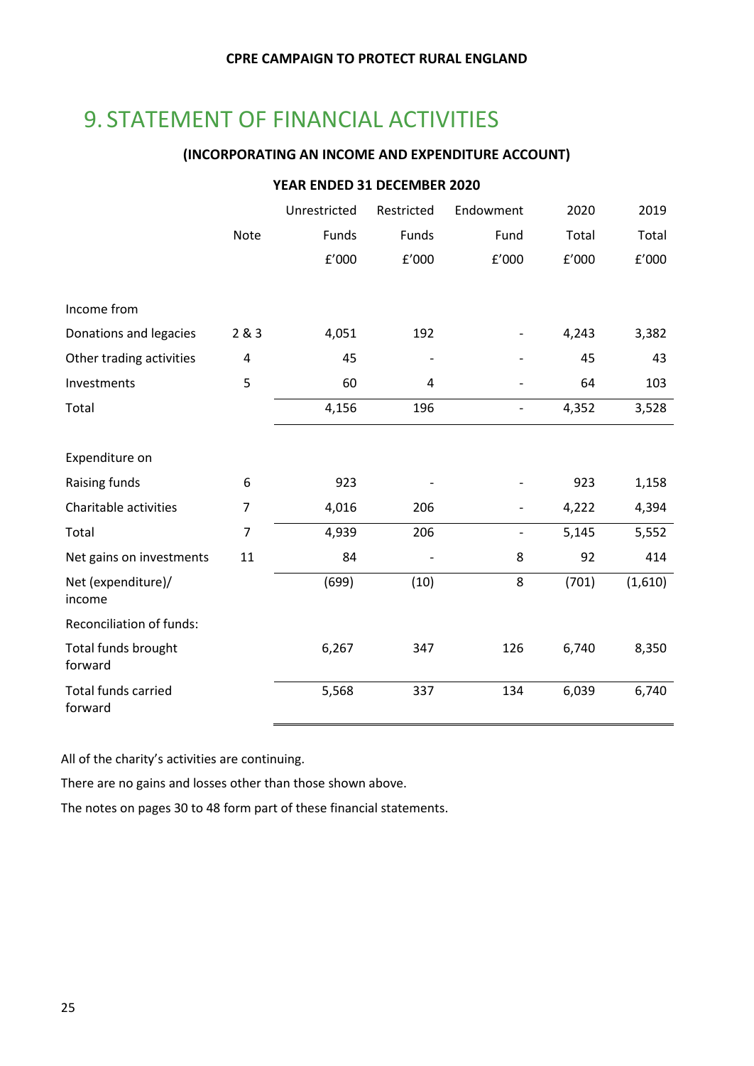# 9. STATEMENT OF FINANCIAL ACTIVITIES

**(INCORPORATING AN INCOME AND EXPENDITURE ACCOUNT)**

**YEAR ENDED 31 DECEMBER 2020**

| | Note | Unrestricted Funds £'000 | Restricted Funds £'000 | Endowment Fund £'000 | 2020 Total £'000 | 2019 Total £'000 |
|---|---|---|---|---|---|---|
| Income from | | | | | | |
| Donations and legacies | 2 & 3 | 4,051 | 192 | - | 4,243 | 3,382 |
| Other trading activities | 4 | 45 | - | - | 45 | 43 |
| Investments | 5 | 60 | 4 | - | 64 | 103 |
| Total | | 4,156 | 196 | - | 4,352 | 3,528 |
| Expenditure on | | | | | | |
| Raising funds | 6 | 923 | - | - | 923 | 1,158 |
| Charitable activities | 7 | 4,016 | 206 | - | 4,222 | 4,394 |
| Total | 7 | 4,939 | 206 | - | 5,145 | 5,552 |
| Net gains on investments | 11 | 84 | - | 8 | 92 | 414 |
| Net (expenditure)/ income | | (699) | (10) | 8 | (701) | (1,610) |
| Reconciliation of funds: | | | | | | |
| Total funds brought forward | | 6,267 | 347 | 126 | 6,740 | 8,350 |
| Total funds carried forward | | 5,568 | 337 | 134 | 6,039 | 6,740 |

All of the charity's activities are continuing.

There are no gains and losses other than those shown above.

The notes on pages 30 to 48 form part of these financial statements.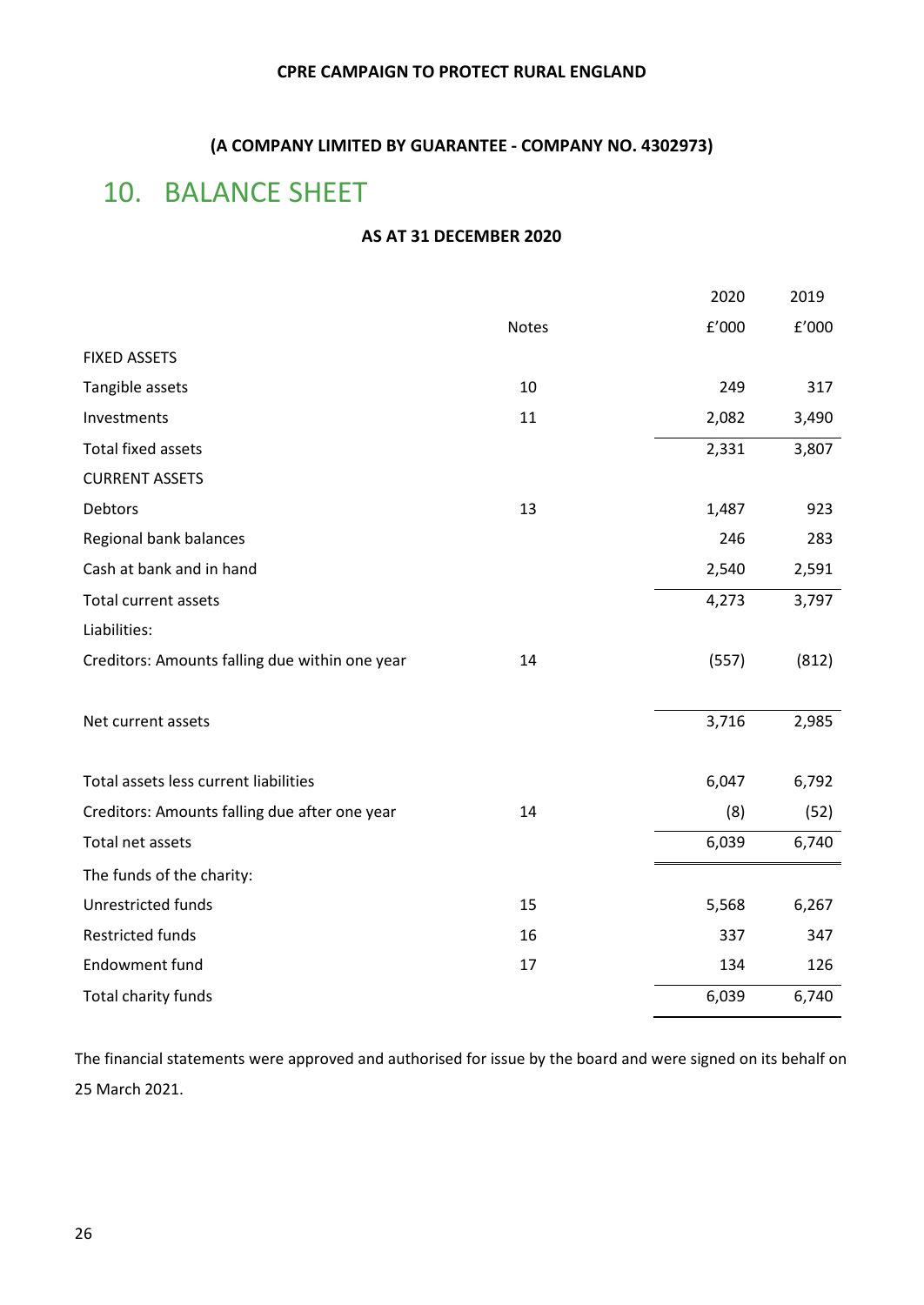**CPRE CAMPAIGN TO PROTECT RURAL ENGLAND**

**(A COMPANY LIMITED BY GUARANTEE - COMPANY NO. 4302973)**

# 10. BALANCE SHEET

**AS AT 31 DECEMBER 2020**

| | Notes | 2020 | 2019 |
|---|---|---|---|
| | | £'000 | £'000 |
| FIXED ASSETS | | | |
| Tangible assets | 10 | 249 | 317 |
| Investments | 11 | 2,082 | 3,490 |
| Total fixed assets | | 2,331 | 3,807 |
| CURRENT ASSETS | | | |
| Debtors | 13 | 1,487 | 923 |
| Regional bank balances | | 246 | 283 |
| Cash at bank and in hand | | 2,540 | 2,591 |
| Total current assets | | 4,273 | 3,797 |
| Liabilities: | | | |
| Creditors: Amounts falling due within one year | 14 | (557) | (812) |
| Net current assets | | 3,716 | 2,985 |
| Total assets less current liabilities | | 6,047 | 6,792 |
| Creditors: Amounts falling due after one year | 14 | (8) | (52) |
| Total net assets | | 6,039 | 6,740 |
| The funds of the charity: | | | |
| Unrestricted funds | 15 | 5,568 | 6,267 |
| Restricted funds | 16 | 337 | 347 |
| Endowment fund | 17 | 134 | 126 |
| Total charity funds | | 6,039 | 6,740 |

The financial statements were approved and authorised for issue by the board and were signed on its behalf on 25 March 2021.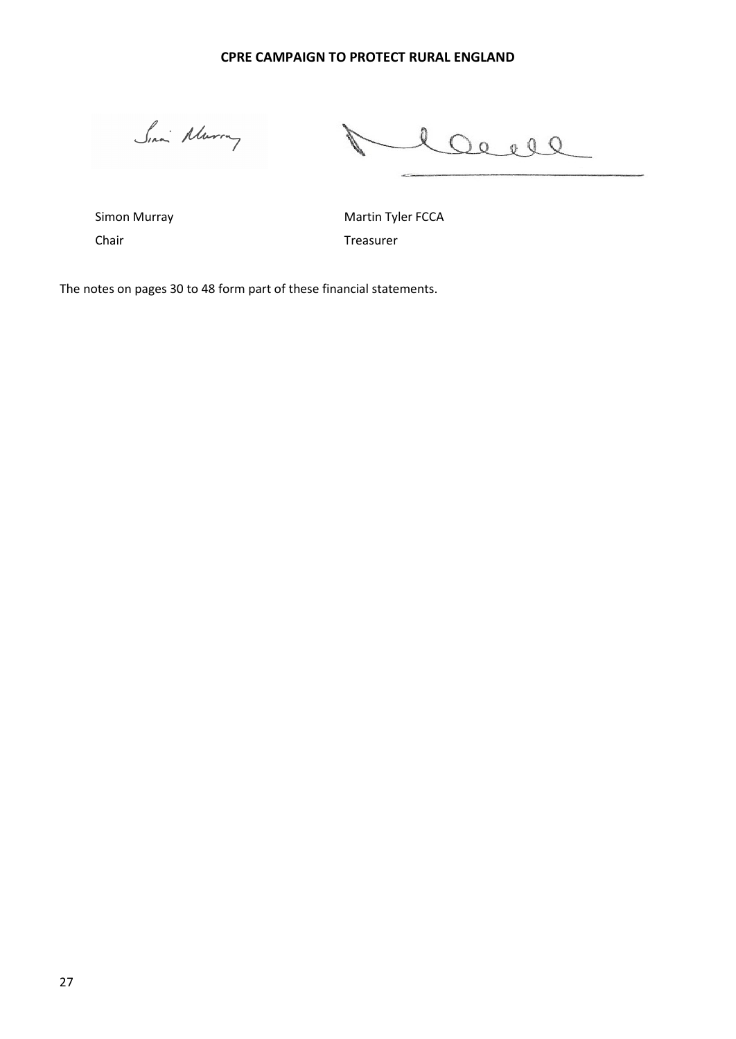**CPRE CAMPAIGN TO PROTECT RURAL ENGLAND**

| | |
|---|---|
| Simon Murray | Martin Tyler FCCA |
| Chair | Treasurer |

The notes on pages 30 to 48 form part of these financial statements.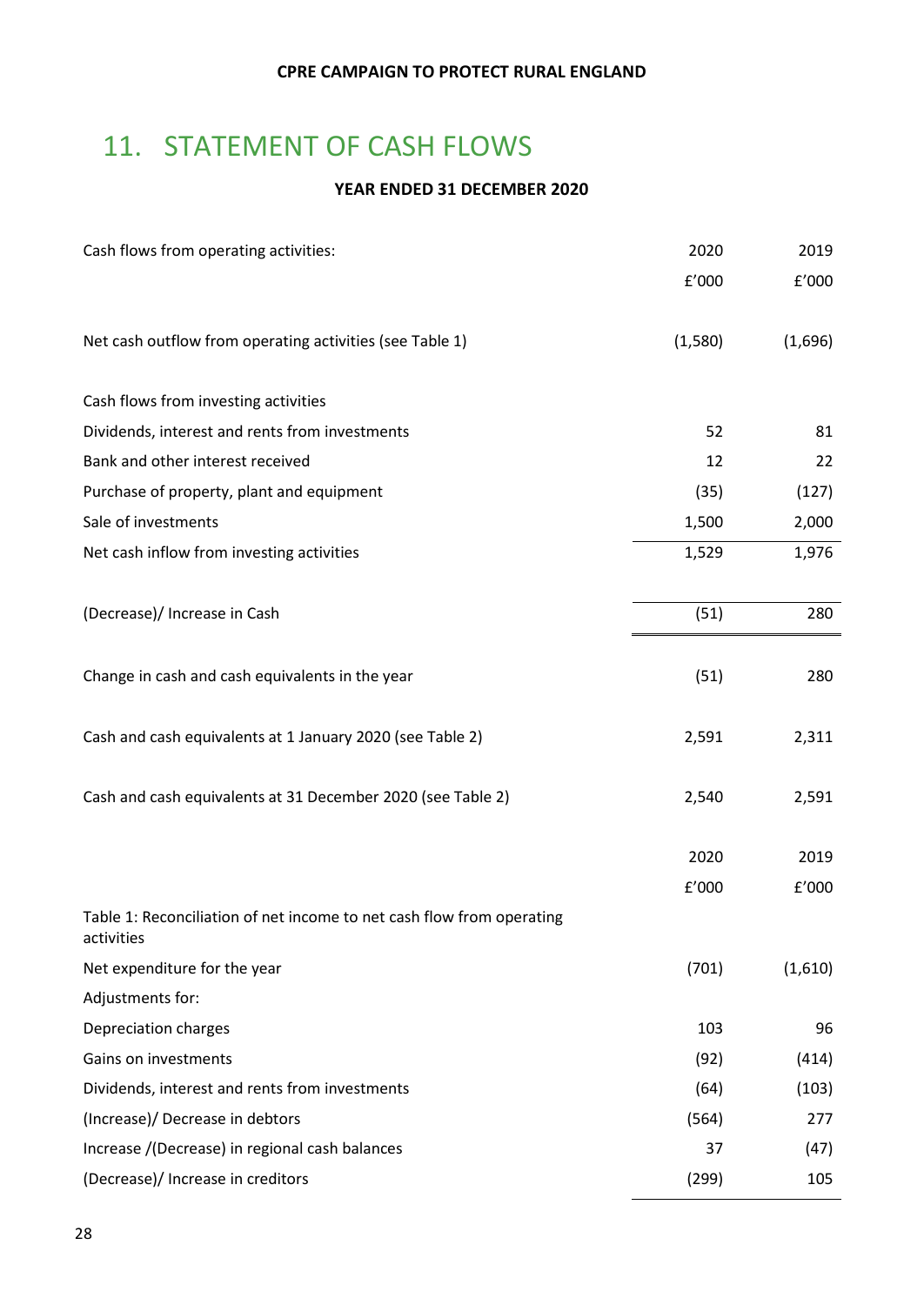CPRE CAMPAIGN TO PROTECT RURAL ENGLAND

# 11. STATEMENT OF CASH FLOWS

**YEAR ENDED 31 DECEMBER 2020**

| Cash flows from operating activities: | 2020 | 2019 |
|---|---|---|
| | £'000 | £'000 |
| Net cash outflow from operating activities (see Table 1) | (1,580) | (1,696) |
| Cash flows from investing activities | | |
| Dividends, interest and rents from investments | 52 | 81 |
| Bank and other interest received | 12 | 22 |
| Purchase of property, plant and equipment | (35) | (127) |
| Sale of investments | 1,500 | 2,000 |
| Net cash inflow from investing activities | 1,529 | 1,976 |
| (Decrease)/ Increase in Cash | (51) | 280 |
| Change in cash and cash equivalents in the year | (51) | 280 |
| Cash and cash equivalents at 1 January 2020 (see Table 2) | 2,591 | 2,311 |
| Cash and cash equivalents at 31 December 2020 (see Table 2) | 2,540 | 2,591 |

| | 2020 | 2019 |
|---|---|---|
| | £'000 | £'000 |
| Table 1: Reconciliation of net income to net cash flow from operating activities | | |
| Net expenditure for the year | (701) | (1,610) |
| Adjustments for: | | |
| Depreciation charges | 103 | 96 |
| Gains on investments | (92) | (414) |
| Dividends, interest and rents from investments | (64) | (103) |
| (Increase)/ Decrease in debtors | (564) | 277 |
| Increase /(Decrease) in regional cash balances | 37 | (47) |
| (Decrease)/ Increase in creditors | (299) | 105 |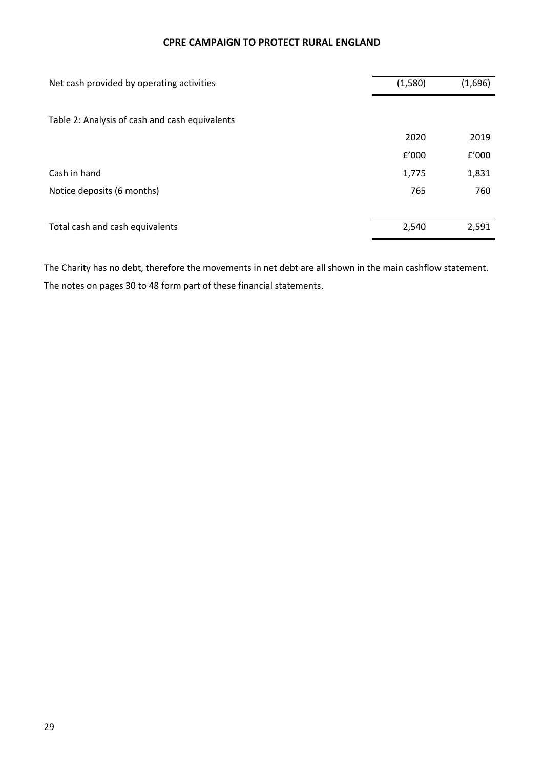**CPRE CAMPAIGN TO PROTECT RURAL ENGLAND**

| | | |
|---|---|---|
| Net cash provided by operating activities | (1,580) | (1,696) |

Table 2: Analysis of cash and cash equivalents

| | 2020 | 2019 |
|---|---|---|
| | £'000 | £'000 |
| Cash in hand | 1,775 | 1,831 |
| Notice deposits (6 months) | 765 | 760 |
| Total cash and cash equivalents | 2,540 | 2,591 |

The Charity has no debt, therefore the movements in net debt are all shown in the main cashflow statement.

The notes on pages 30 to 48 form part of these financial statements.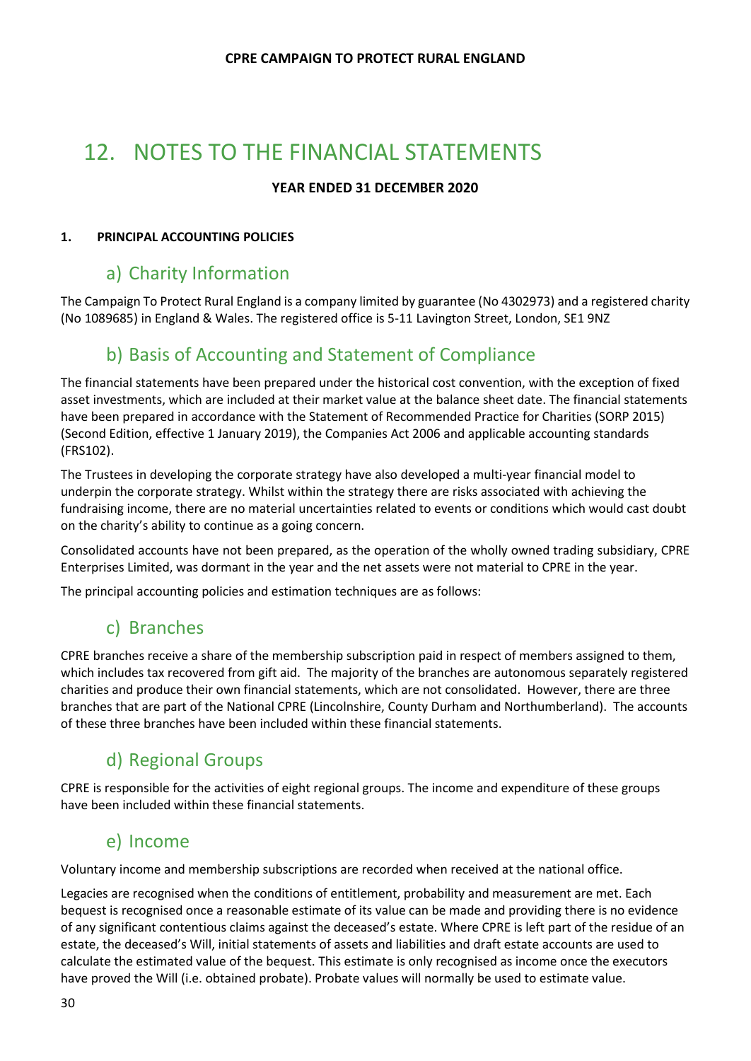# 12. NOTES TO THE FINANCIAL STATEMENTS

**YEAR ENDED 31 DECEMBER 2020**

**1. PRINCIPAL ACCOUNTING POLICIES**

## a) Charity Information

The Campaign To Protect Rural England is a company limited by guarantee (No 4302973) and a registered charity (No 1089685) in England & Wales. The registered office is 5-11 Lavington Street, London, SE1 9NZ

## b) Basis of Accounting and Statement of Compliance

The financial statements have been prepared under the historical cost convention, with the exception of fixed asset investments, which are included at their market value at the balance sheet date. The financial statements have been prepared in accordance with the Statement of Recommended Practice for Charities (SORP 2015) (Second Edition, effective 1 January 2019), the Companies Act 2006 and applicable accounting standards (FRS102).

The Trustees in developing the corporate strategy have also developed a multi-year financial model to underpin the corporate strategy. Whilst within the strategy there are risks associated with achieving the fundraising income, there are no material uncertainties related to events or conditions which would cast doubt on the charity's ability to continue as a going concern.

Consolidated accounts have not been prepared, as the operation of the wholly owned trading subsidiary, CPRE Enterprises Limited, was dormant in the year and the net assets were not material to CPRE in the year.

The principal accounting policies and estimation techniques are as follows:

## c) Branches

CPRE branches receive a share of the membership subscription paid in respect of members assigned to them, which includes tax recovered from gift aid. The majority of the branches are autonomous separately registered charities and produce their own financial statements, which are not consolidated. However, there are three branches that are part of the National CPRE (Lincolnshire, County Durham and Northumberland). The accounts of these three branches have been included within these financial statements.

## d) Regional Groups

CPRE is responsible for the activities of eight regional groups. The income and expenditure of these groups have been included within these financial statements.

## e) Income

Voluntary income and membership subscriptions are recorded when received at the national office.

Legacies are recognised when the conditions of entitlement, probability and measurement are met. Each bequest is recognised once a reasonable estimate of its value can be made and providing there is no evidence of any significant contentious claims against the deceased's estate. Where CPRE is left part of the residue of an estate, the deceased's Will, initial statements of assets and liabilities and draft estate accounts are used to calculate the estimated value of the bequest. This estimate is only recognised as income once the executors have proved the Will (i.e. obtained probate). Probate values will normally be used to estimate value.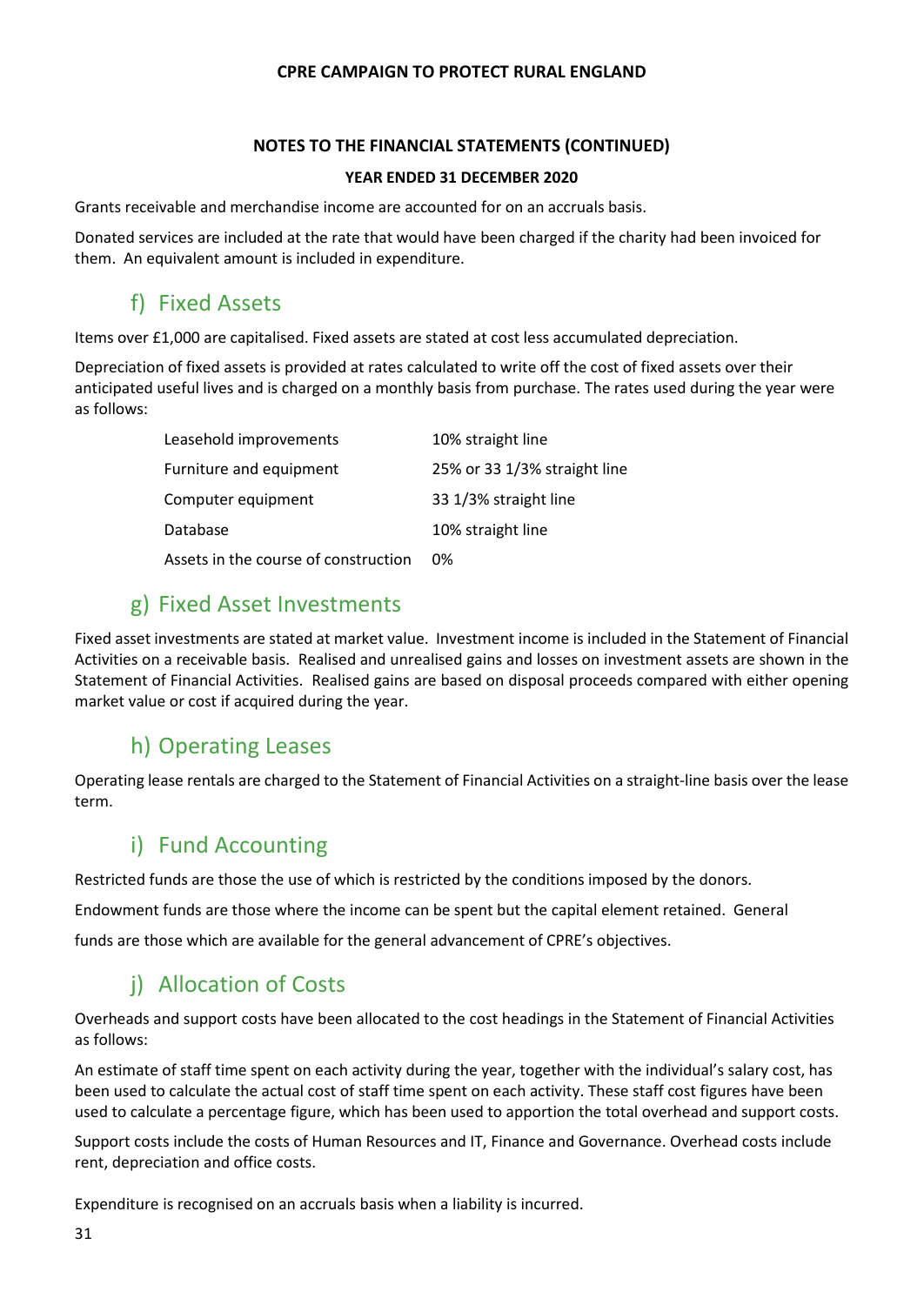**NOTES TO THE FINANCIAL STATEMENTS (CONTINUED)**

**YEAR ENDED 31 DECEMBER 2020**

Grants receivable and merchandise income are accounted for on an accruals basis.

Donated services are included at the rate that would have been charged if the charity had been invoiced for them. An equivalent amount is included in expenditure.

## f) Fixed Assets

Items over £1,000 are capitalised. Fixed assets are stated at cost less accumulated depreciation.

Depreciation of fixed assets is provided at rates calculated to write off the cost of fixed assets over their anticipated useful lives and is charged on a monthly basis from purchase. The rates used during the year were as follows:

| | |
|---|---|
| Leasehold improvements | 10% straight line |
| Furniture and equipment | 25% or 33 1/3% straight line |
| Computer equipment | 33 1/3% straight line |
| Database | 10% straight line |
| Assets in the course of construction | 0% |

## g) Fixed Asset Investments

Fixed asset investments are stated at market value. Investment income is included in the Statement of Financial Activities on a receivable basis. Realised and unrealised gains and losses on investment assets are shown in the Statement of Financial Activities. Realised gains are based on disposal proceeds compared with either opening market value or cost if acquired during the year.

## h) Operating Leases

Operating lease rentals are charged to the Statement of Financial Activities on a straight-line basis over the lease term.

## i) Fund Accounting

Restricted funds are those the use of which is restricted by the conditions imposed by the donors.

Endowment funds are those where the income can be spent but the capital element retained. General funds are those which are available for the general advancement of CPRE's objectives.

## j) Allocation of Costs

Overheads and support costs have been allocated to the cost headings in the Statement of Financial Activities as follows:

An estimate of staff time spent on each activity during the year, together with the individual's salary cost, has been used to calculate the actual cost of staff time spent on each activity. These staff cost figures have been used to calculate a percentage figure, which has been used to apportion the total overhead and support costs.

Support costs include the costs of Human Resources and IT, Finance and Governance. Overhead costs include rent, depreciation and office costs.

Expenditure is recognised on an accruals basis when a liability is incurred.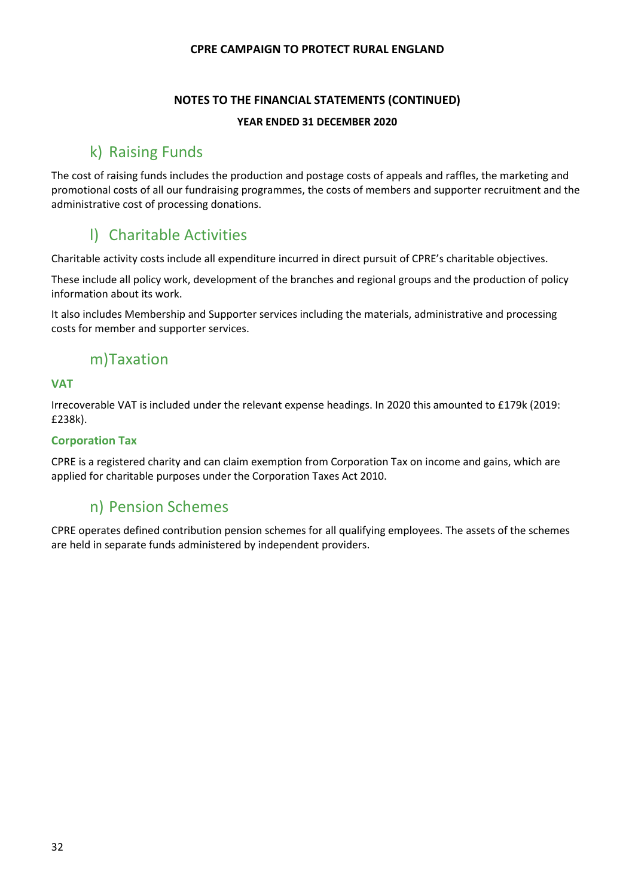# NOTES TO THE FINANCIAL STATEMENTS (CONTINUED)

**YEAR ENDED 31 DECEMBER 2020**

## k) Raising Funds

The cost of raising funds includes the production and postage costs of appeals and raffles, the marketing and promotional costs of all our fundraising programmes, the costs of members and supporter recruitment and the administrative cost of processing donations.

## l) Charitable Activities

Charitable activity costs include all expenditure incurred in direct pursuit of CPRE's charitable objectives.

These include all policy work, development of the branches and regional groups and the production of policy information about its work.

It also includes Membership and Supporter services including the materials, administrative and processing costs for member and supporter services.

## m)Taxation

### VAT

Irrecoverable VAT is included under the relevant expense headings. In 2020 this amounted to £179k (2019: £238k).

### Corporation Tax

CPRE is a registered charity and can claim exemption from Corporation Tax on income and gains, which are applied for charitable purposes under the Corporation Taxes Act 2010.

## n) Pension Schemes

CPRE operates defined contribution pension schemes for all qualifying employees. The assets of the schemes are held in separate funds administered by independent providers.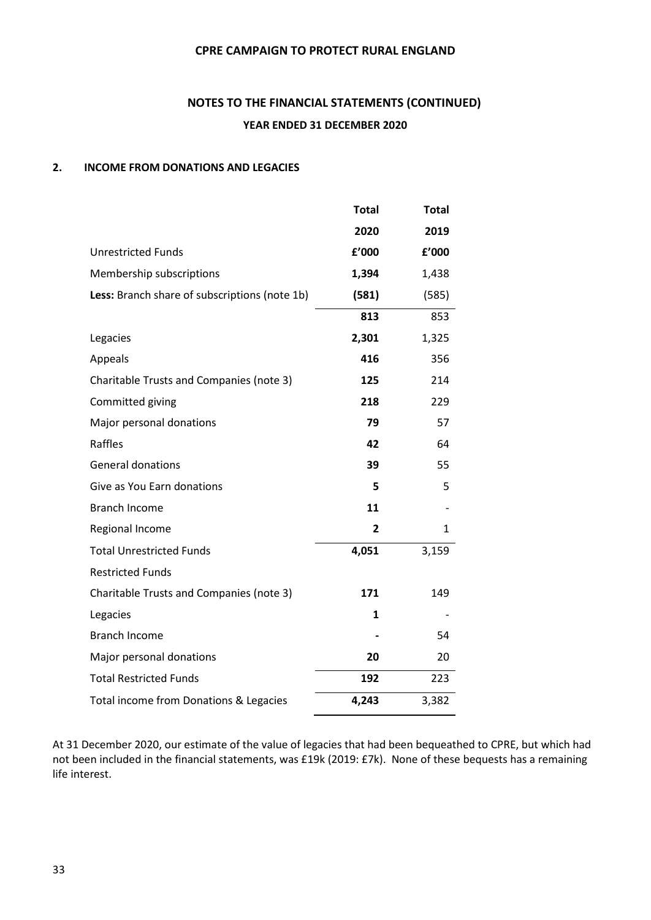## 2. INCOME FROM DONATIONS AND LEGACIES

| | Total 2020 | Total 2019 |
|---|---|---|
| Unrestricted Funds | **£'000** | **£'000** |
| Membership subscriptions | **1,394** | 1,438 |
| **Less:** Branch share of subscriptions (note 1b) | **(581)** | (585) |
| | **813** | 853 |
| Legacies | **2,301** | 1,325 |
| Appeals | **416** | 356 |
| Charitable Trusts and Companies (note 3) | **125** | 214 |
| Committed giving | **218** | 229 |
| Major personal donations | **79** | 57 |
| Raffles | **42** | 64 |
| General donations | **39** | 55 |
| Give as You Earn donations | **5** | 5 |
| Branch Income | **11** | - |
| Regional Income | **2** | 1 |
| Total Unrestricted Funds | **4,051** | 3,159 |
| Restricted Funds | | |
| Charitable Trusts and Companies (note 3) | **171** | 149 |
| Legacies | **1** | - |
| Branch Income | **-** | 54 |
| Major personal donations | **20** | 20 |
| Total Restricted Funds | **192** | 223 |
| Total income from Donations & Legacies | **4,243** | 3,382 |

At 31 December 2020, our estimate of the value of legacies that had been bequeathed to CPRE, but which had not been included in the financial statements, was £19k (2019: £7k). None of these bequests has a remaining life interest.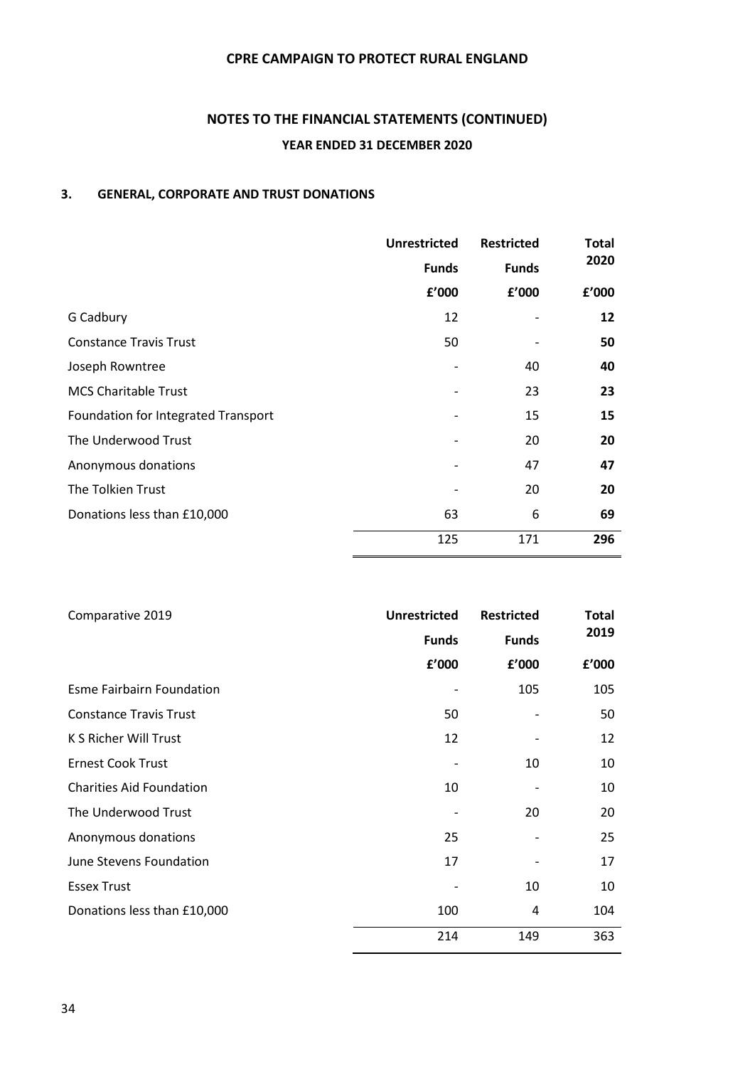## NOTES TO THE FINANCIAL STATEMENTS (CONTINUED)

### YEAR ENDED 31 DECEMBER 2020

### 3. GENERAL, CORPORATE AND TRUST DONATIONS

| | Unrestricted Funds £'000 | Restricted Funds £'000 | Total 2020 £'000 |
|---|---|---|---|
| G Cadbury | 12 | - | **12** |
| Constance Travis Trust | 50 | - | **50** |
| Joseph Rowntree | - | 40 | **40** |
| MCS Charitable Trust | - | 23 | **23** |
| Foundation for Integrated Transport | - | 15 | **15** |
| The Underwood Trust | - | 20 | **20** |
| Anonymous donations | - | 47 | **47** |
| The Tolkien Trust | - | 20 | **20** |
| Donations less than £10,000 | 63 | 6 | **69** |
| | 125 | 171 | **296** |

| Comparative 2019 | Unrestricted Funds £'000 | Restricted Funds £'000 | Total 2019 £'000 |
|---|---|---|---|
| Esme Fairbairn Foundation | - | 105 | 105 |
| Constance Travis Trust | 50 | - | 50 |
| K S Richer Will Trust | 12 | - | 12 |
| Ernest Cook Trust | - | 10 | 10 |
| Charities Aid Foundation | 10 | - | 10 |
| The Underwood Trust | - | 20 | 20 |
| Anonymous donations | 25 | - | 25 |
| June Stevens Foundation | 17 | - | 17 |
| Essex Trust | - | 10 | 10 |
| Donations less than £10,000 | 100 | 4 | 104 |
| | 214 | 149 | 363 |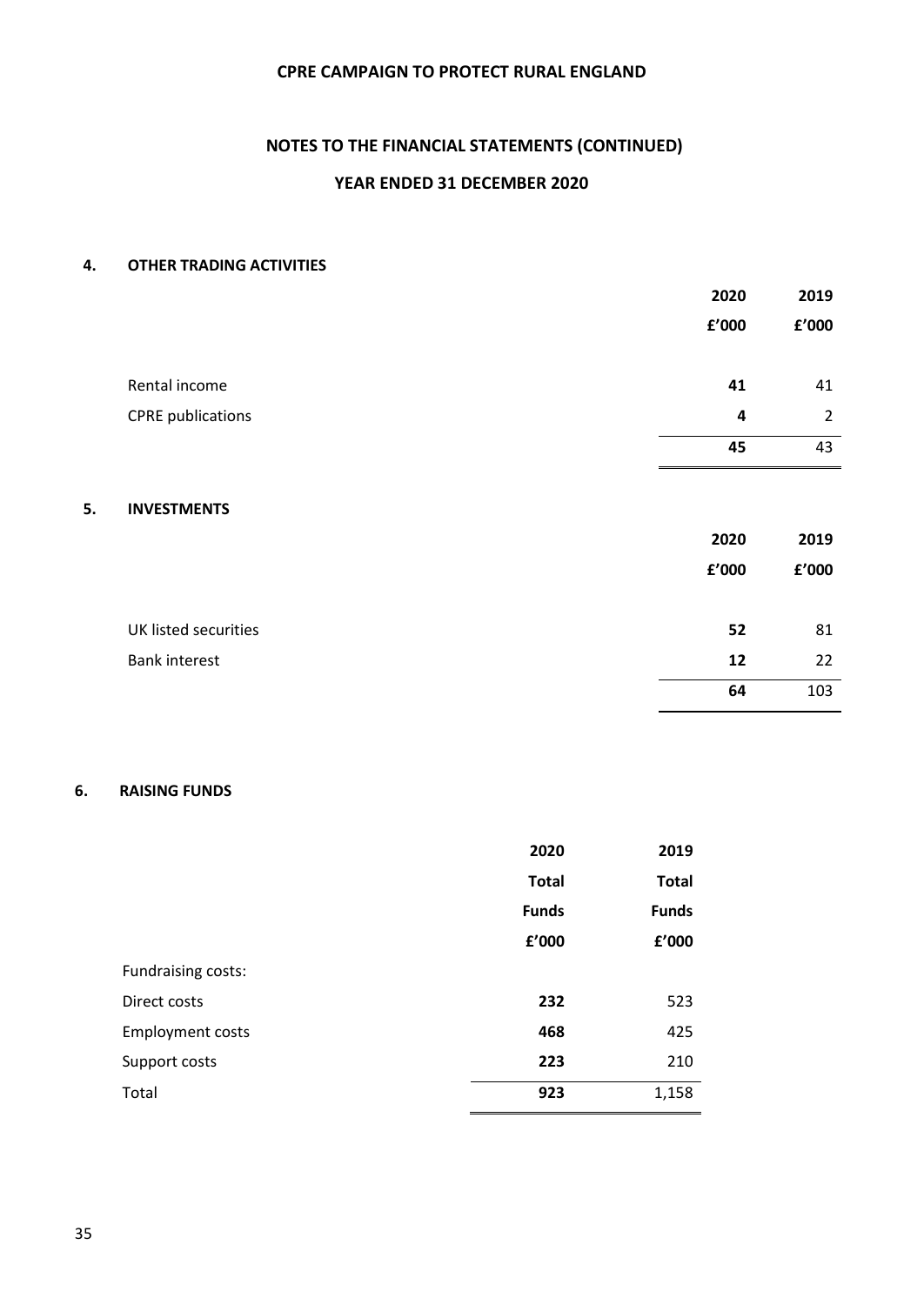# CPRE CAMPAIGN TO PROTECT RURAL ENGLAND

## NOTES TO THE FINANCIAL STATEMENTS (CONTINUED)

### YEAR ENDED 31 DECEMBER 2020

### 4. OTHER TRADING ACTIVITIES

| | 2020 £'000 | 2019 £'000 |
|---|---|---|
| Rental income | **41** | 41 |
| CPRE publications | **4** | 2 |
| | **45** | 43 |

### 5. INVESTMENTS

| | 2020 £'000 | 2019 £'000 |
|---|---|---|
| UK listed securities | **52** | 81 |
| Bank interest | **12** | 22 |
| | **64** | 103 |

### 6. RAISING FUNDS

| | 2020 Total Funds £'000 | 2019 Total Funds £'000 |
|---|---|---|
| Fundraising costs: | | |
| Direct costs | **232** | 523 |
| Employment costs | **468** | 425 |
| Support costs | **223** | 210 |
| Total | **923** | 1,158 |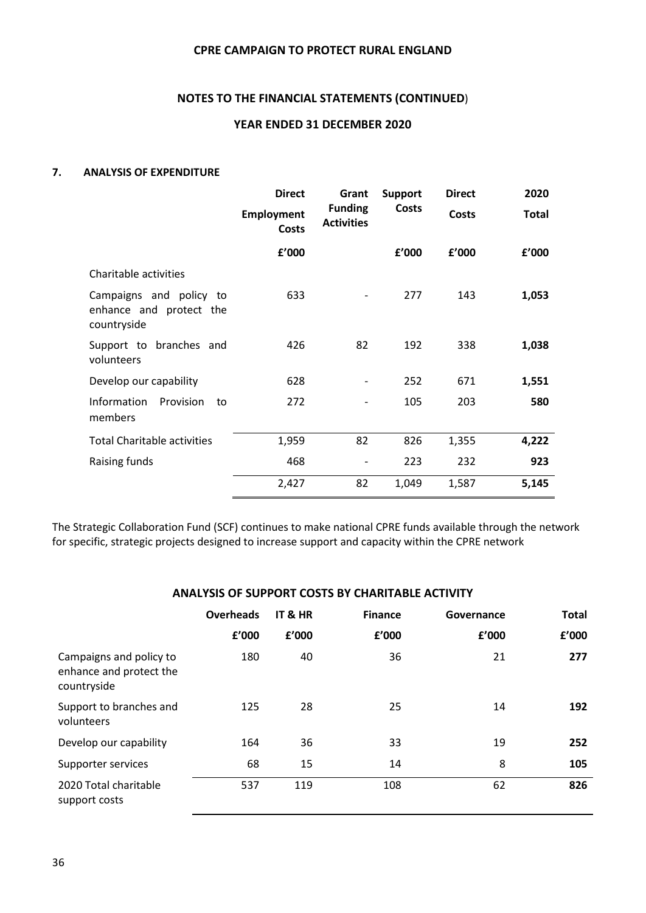## 7. ANALYSIS OF EXPENDITURE

| | Direct Employment Costs | Grant Funding Activities | Support Costs | Direct Costs | 2020 Total |
|---|---|---|---|---|---|
| | £'000 | | £'000 | £'000 | £'000 |
| Charitable activities | | | | | |
| Campaigns and policy to enhance and protect the countryside | 633 | - | 277 | 143 | **1,053** |
| Support to branches and volunteers | 426 | 82 | 192 | 338 | **1,038** |
| Develop our capability | 628 | - | 252 | 671 | **1,551** |
| Information Provision to members | 272 | - | 105 | 203 | **580** |
| Total Charitable activities | 1,959 | 82 | 826 | 1,355 | **4,222** |
| Raising funds | 468 | - | 223 | 232 | **923** |
| | 2,427 | 82 | 1,049 | 1,587 | **5,145** |

The Strategic Collaboration Fund (SCF) continues to make national CPRE funds available through the network for specific, strategic projects designed to increase support and capacity within the CPRE network

### ANALYSIS OF SUPPORT COSTS BY CHARITABLE ACTIVITY

| | Overheads | IT & HR | Finance | Governance | Total |
|---|---|---|---|---|---|
| | £'000 | £'000 | £'000 | £'000 | £'000 |
| Campaigns and policy to enhance and protect the countryside | 180 | 40 | 36 | 21 | **277** |
| Support to branches and volunteers | 125 | 28 | 25 | 14 | **192** |
| Develop our capability | 164 | 36 | 33 | 19 | **252** |
| Supporter services | 68 | 15 | 14 | 8 | **105** |
| 2020 Total charitable support costs | 537 | 119 | 108 | 62 | **826** |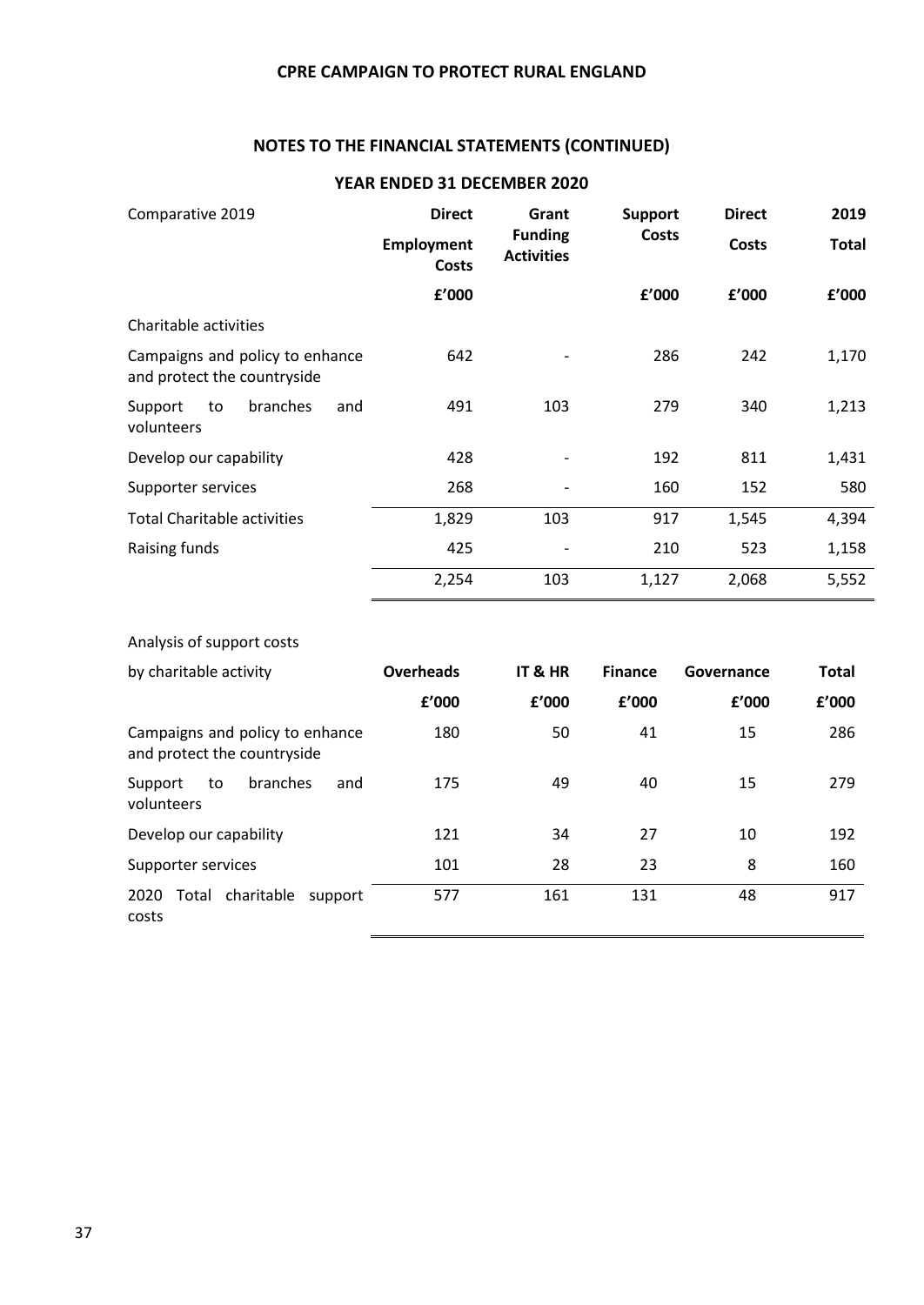## NOTES TO THE FINANCIAL STATEMENTS (CONTINUED)

### YEAR ENDED 31 DECEMBER 2020

| Comparative 2019 | Direct Employment Costs | Grant Funding Activities | Support Costs | Direct Costs | 2019 Total |
|---|---|---|---|---|---|
| | £'000 | | £'000 | £'000 | £'000 |
| Charitable activities | | | | | |
| Campaigns and policy to enhance and protect the countryside | 642 | - | 286 | 242 | 1,170 |
| Support to branches and volunteers | 491 | 103 | 279 | 340 | 1,213 |
| Develop our capability | 428 | - | 192 | 811 | 1,431 |
| Supporter services | 268 | - | 160 | 152 | 580 |
| Total Charitable activities | 1,829 | 103 | 917 | 1,545 | 4,394 |
| Raising funds | 425 | - | 210 | 523 | 1,158 |
| | 2,254 | 103 | 1,127 | 2,068 | 5,552 |

Analysis of support costs

| by charitable activity | Overheads | IT & HR | Finance | Governance | Total |
|---|---|---|---|---|---|
| | £'000 | £'000 | £'000 | £'000 | £'000 |
| Campaigns and policy to enhance and protect the countryside | 180 | 50 | 41 | 15 | 286 |
| Support to branches and volunteers | 175 | 49 | 40 | 15 | 279 |
| Develop our capability | 121 | 34 | 27 | 10 | 192 |
| Supporter services | 101 | 28 | 23 | 8 | 160 |
| 2020 Total charitable support costs | 577 | 161 | 131 | 48 | 917 |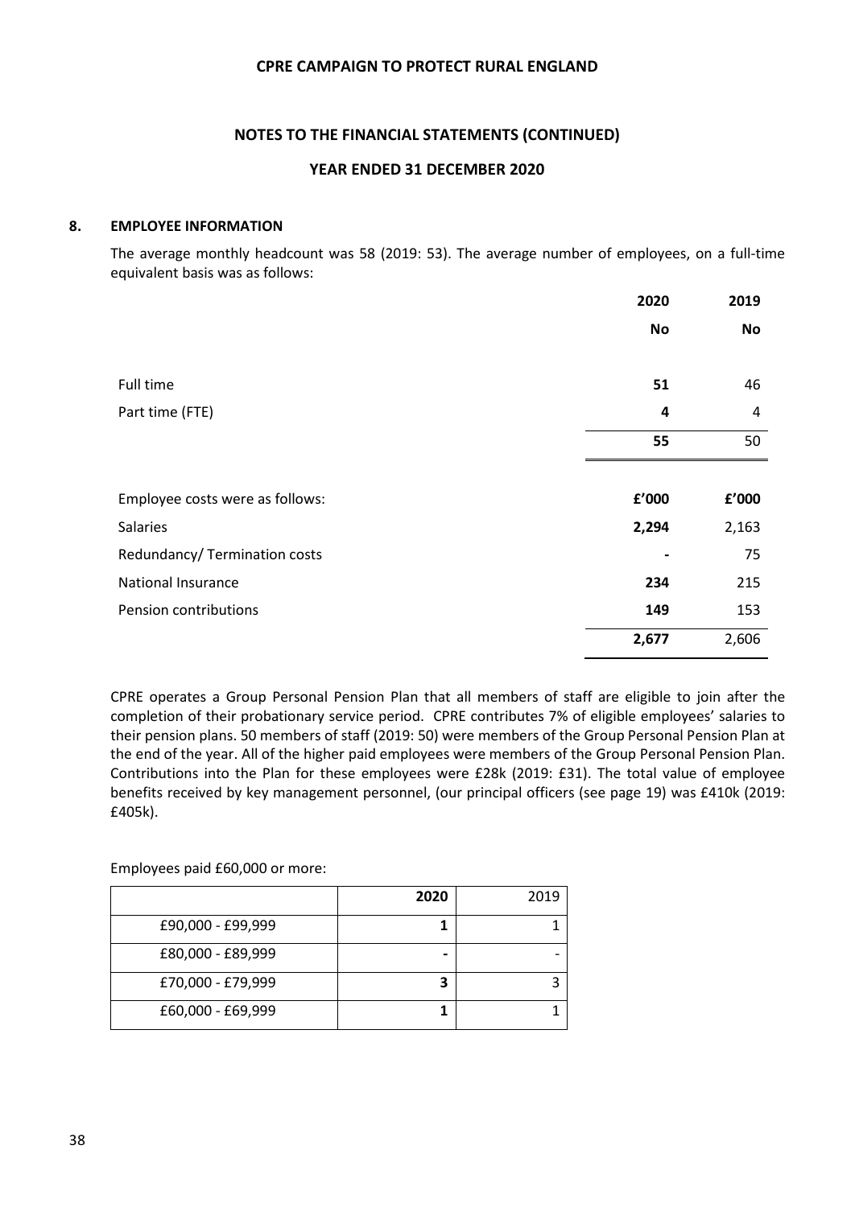CPRE CAMPAIGN TO PROTECT RURAL ENGLAND

NOTES TO THE FINANCIAL STATEMENTS (CONTINUED)

YEAR ENDED 31 DECEMBER 2020

## 8. EMPLOYEE INFORMATION

The average monthly headcount was 58 (2019: 53). The average number of employees, on a full-time equivalent basis was as follows:

| | 2020 | 2019 |
|---|---|---|
| | No | No |
| Full time | **51** | 46 |
| Part time (FTE) | **4** | 4 |
| | **55** | 50 |

| Employee costs were as follows: | £'000 | £'000 |
|---|---|---|
| Salaries | **2,294** | 2,163 |
| Redundancy/ Termination costs | **-** | 75 |
| National Insurance | **234** | 215 |
| Pension contributions | **149** | 153 |
| | **2,677** | 2,606 |

CPRE operates a Group Personal Pension Plan that all members of staff are eligible to join after the completion of their probationary service period. CPRE contributes 7% of eligible employees' salaries to their pension plans. 50 members of staff (2019: 50) were members of the Group Personal Pension Plan at the end of the year. All of the higher paid employees were members of the Group Personal Pension Plan. Contributions into the Plan for these employees were £28k (2019: £31). The total value of employee benefits received by key management personnel, (our principal officers (see page 19) was £410k (2019: £405k).

Employees paid £60,000 or more:

| | 2020 | 2019 |
|---|---|---|
| £90,000 - £99,999 | **1** | 1 |
| £80,000 - £89,999 | **-** | - |
| £70,000 - £79,999 | **3** | 3 |
| £60,000 - £69,999 | **1** | 1 |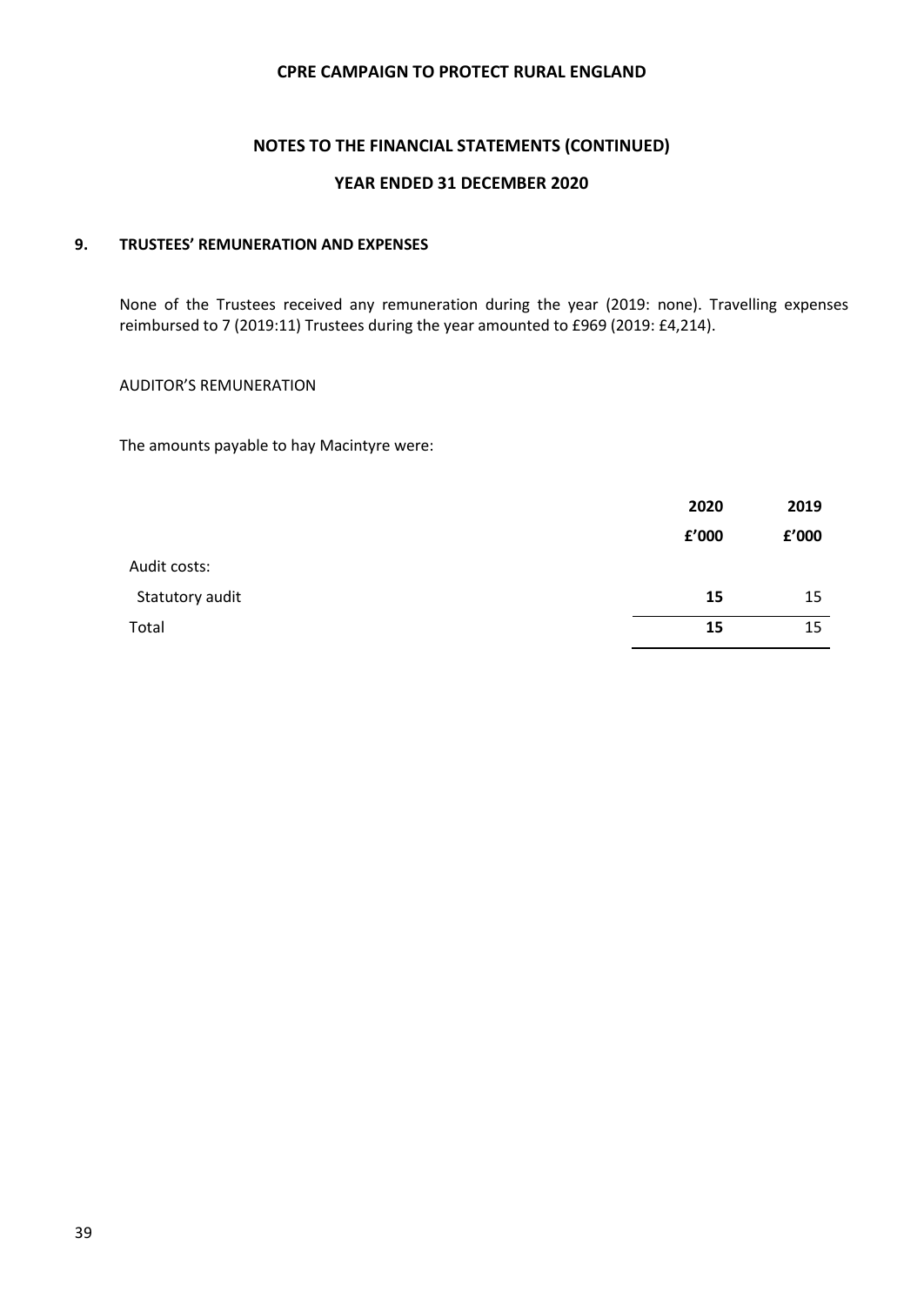## 9. TRUSTEES' REMUNERATION AND EXPENSES

None of the Trustees received any remuneration during the year (2019: none). Travelling expenses reimbursed to 7 (2019:11) Trustees during the year amounted to £969 (2019: £4,214).

AUDITOR'S REMUNERATION

The amounts payable to hay Macintyre were:

| | 2020 | 2019 |
|---|---|---|
| | £'000 | £'000 |
| Audit costs: | | |
| Statutory audit | **15** | 15 |
| Total | **15** | 15 |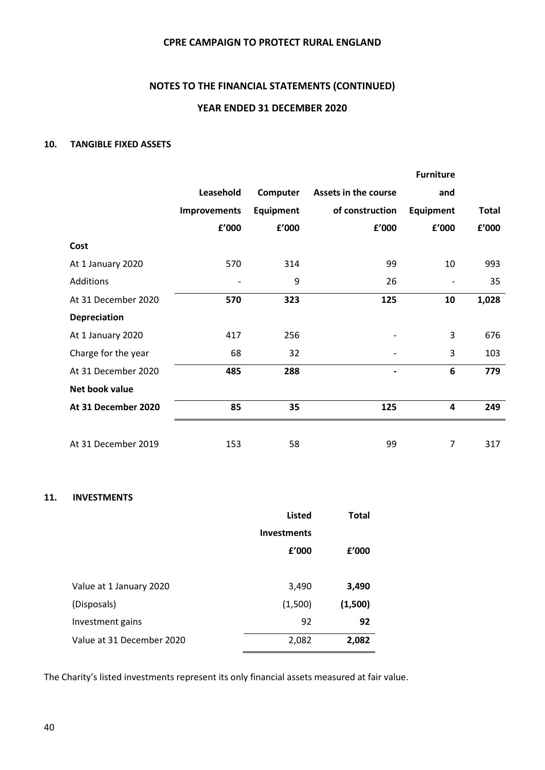# CPRE CAMPAIGN TO PROTECT RURAL ENGLAND

## NOTES TO THE FINANCIAL STATEMENTS (CONTINUED)

## YEAR ENDED 31 DECEMBER 2020

### 10. TANGIBLE FIXED ASSETS

| | Leasehold Improvements £'000 | Computer Equipment £'000 | Assets in the course of construction £'000 | Furniture and Equipment £'000 | Total £'000 |
|---|---|---|---|---|---|
| **Cost** | | | | | |
| At 1 January 2020 | 570 | 314 | 99 | 10 | 993 |
| Additions | - | 9 | 26 | - | 35 |
| At 31 December 2020 | **570** | **323** | **125** | **10** | **1,028** |
| **Depreciation** | | | | | |
| At 1 January 2020 | 417 | 256 | - | 3 | 676 |
| Charge for the year | 68 | 32 | - | 3 | 103 |
| At 31 December 2020 | **485** | **288** | **-** | **6** | **779** |
| **Net book value** | | | | | |
| **At 31 December 2020** | **85** | **35** | **125** | **4** | **249** |
| At 31 December 2019 | 153 | 58 | 99 | 7 | 317 |

### 11. INVESTMENTS

| | Listed Investments £'000 | Total £'000 |
|---|---|---|
| Value at 1 January 2020 | 3,490 | **3,490** |
| (Disposals) | (1,500) | **(1,500)** |
| Investment gains | 92 | **92** |
| Value at 31 December 2020 | 2,082 | **2,082** |

The Charity's listed investments represent its only financial assets measured at fair value.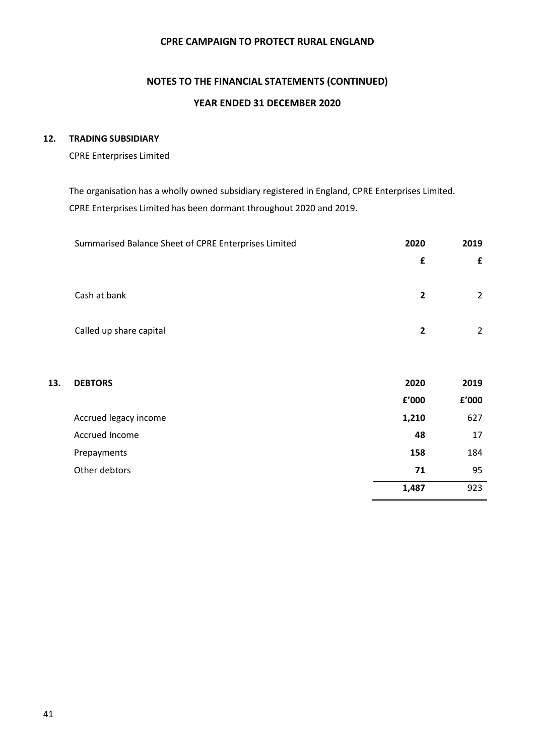## 12. TRADING SUBSIDIARY

CPRE Enterprises Limited

The organisation has a wholly owned subsidiary registered in England, CPRE Enterprises Limited. CPRE Enterprises Limited has been dormant throughout 2020 and 2019.

| Summarised Balance Sheet of CPRE Enterprises Limited | 2020 | 2019 |
|---|---|---|
| | £ | £ |
| Cash at bank | **2** | 2 |
| Called up share capital | **2** | 2 |

## 13. DEBTORS

| | 2020 | 2019 |
|---|---|---|
| | £'000 | £'000 |
| Accrued legacy income | **1,210** | 627 |
| Accrued Income | **48** | 17 |
| Prepayments | **158** | 184 |
| Other debtors | **71** | 95 |
| | **1,487** | 923 |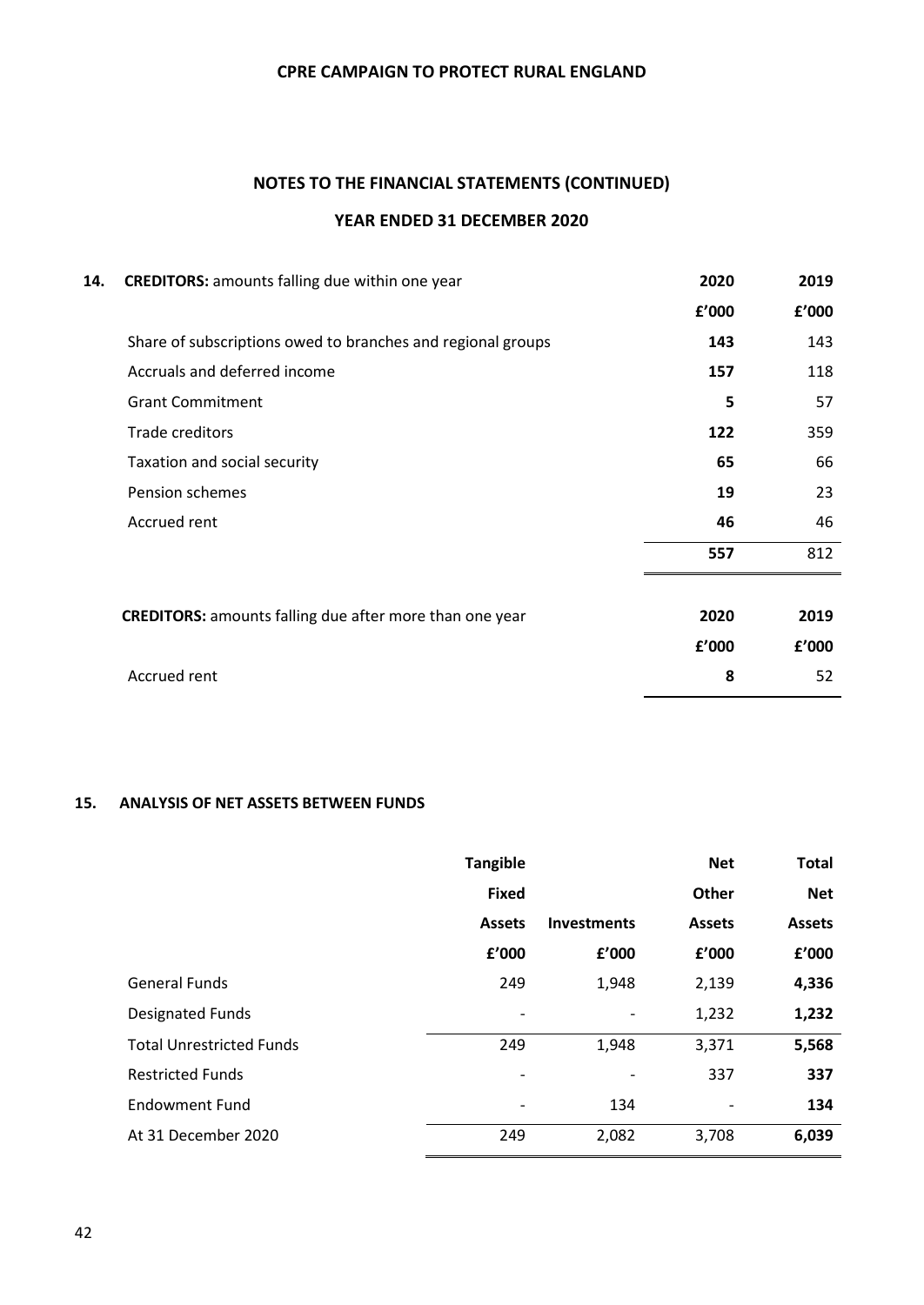# CPRE CAMPAIGN TO PROTECT RURAL ENGLAND

## NOTES TO THE FINANCIAL STATEMENTS (CONTINUED)

## YEAR ENDED 31 DECEMBER 2020

### 14. CREDITORS: amounts falling due within one year

| | 2020 | 2019 |
|---|---|---|
| | £'000 | £'000 |
| Share of subscriptions owed to branches and regional groups | **143** | 143 |
| Accruals and deferred income | **157** | 118 |
| Grant Commitment | **5** | 57 |
| Trade creditors | **122** | 359 |
| Taxation and social security | **65** | 66 |
| Pension schemes | **19** | 23 |
| Accrued rent | **46** | 46 |
| | **557** | 812 |

**CREDITORS:** amounts falling due after more than one year

| | 2020 | 2019 |
|---|---|---|
| | £'000 | £'000 |
| Accrued rent | **8** | 52 |

### 15. ANALYSIS OF NET ASSETS BETWEEN FUNDS

| | Tangible Fixed Assets | Investments | Net Other Assets | Total Net Assets |
|---|---|---|---|---|
| | £'000 | £'000 | £'000 | £'000 |
| General Funds | 249 | 1,948 | 2,139 | **4,336** |
| Designated Funds | - | - | 1,232 | **1,232** |
| Total Unrestricted Funds | 249 | 1,948 | 3,371 | **5,568** |
| Restricted Funds | - | - | 337 | **337** |
| Endowment Fund | - | 134 | - | **134** |
| At 31 December 2020 | 249 | 2,082 | 3,708 | **6,039** |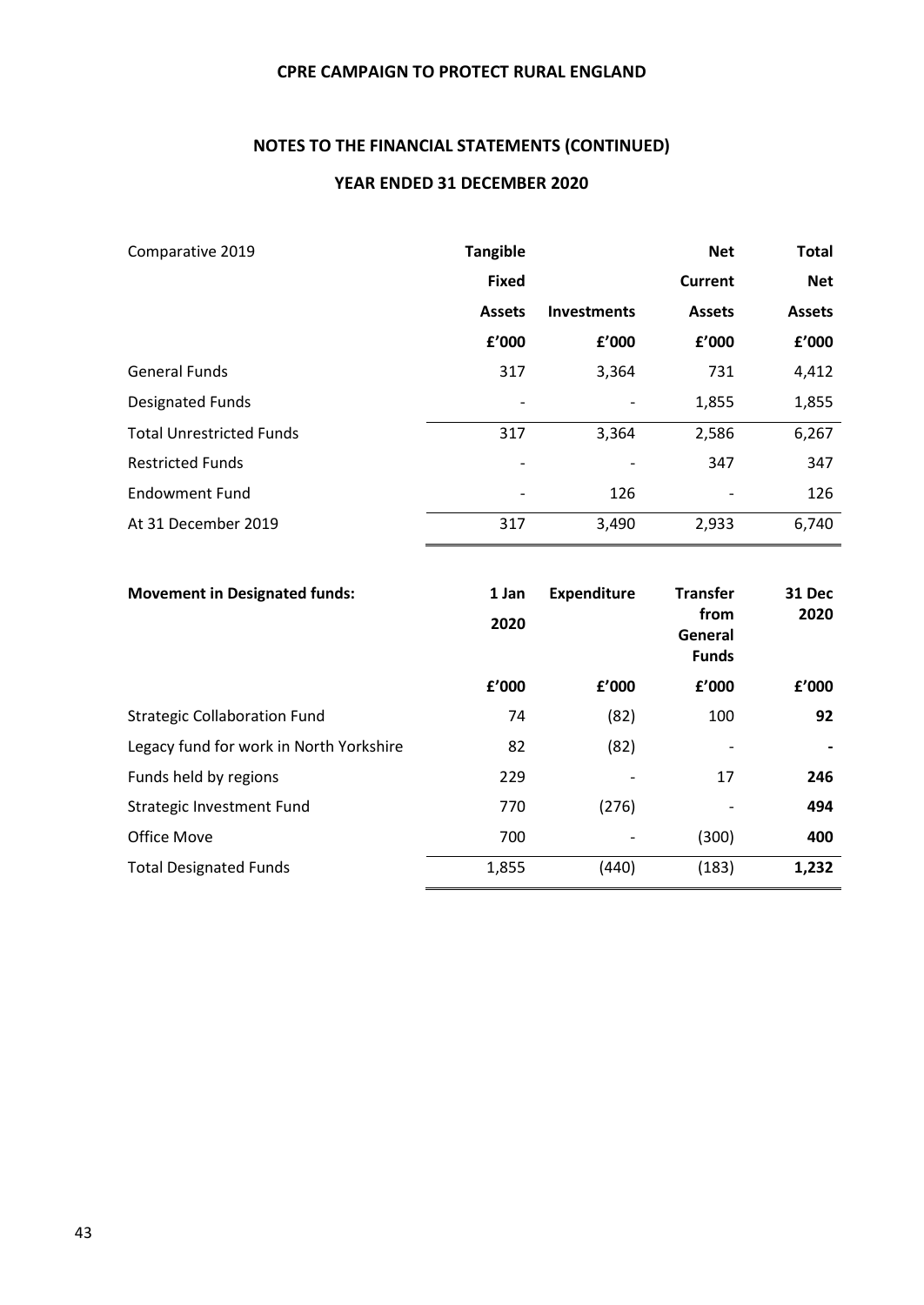# CPRE CAMPAIGN TO PROTECT RURAL ENGLAND

## NOTES TO THE FINANCIAL STATEMENTS (CONTINUED)

### YEAR ENDED 31 DECEMBER 2020

| Comparative 2019 | Tangible Fixed Assets | Investments | Net Current Assets | Total Net Assets |
|---|---|---|---|---|
| | £'000 | £'000 | £'000 | £'000 |
| General Funds | 317 | 3,364 | 731 | 4,412 |
| Designated Funds | - | - | 1,855 | 1,855 |
| Total Unrestricted Funds | 317 | 3,364 | 2,586 | 6,267 |
| Restricted Funds | - | - | 347 | 347 |
| Endowment Fund | - | 126 | - | 126 |
| At 31 December 2019 | 317 | 3,490 | 2,933 | 6,740 |

| **Movement in Designated funds:** | 1 Jan 2020 | Expenditure | Transfer from General Funds | 31 Dec 2020 |
|---|---|---|---|---|
| | £'000 | £'000 | £'000 | £'000 |
| Strategic Collaboration Fund | 74 | (82) | 100 | **92** |
| Legacy fund for work in North Yorkshire | 82 | (82) | - | **-** |
| Funds held by regions | 229 | - | 17 | **246** |
| Strategic Investment Fund | 770 | (276) | - | **494** |
| Office Move | 700 | - | (300) | **400** |
| Total Designated Funds | 1,855 | (440) | (183) | **1,232** |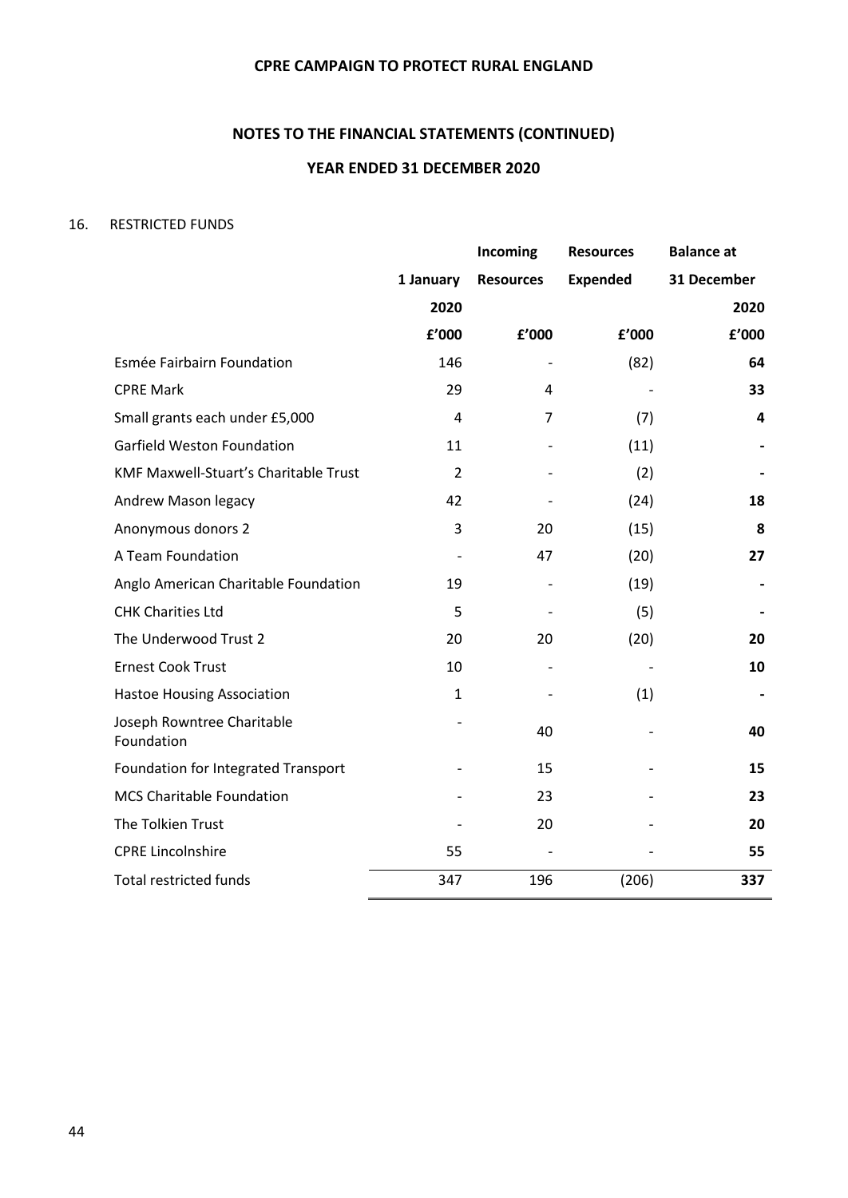**CPRE CAMPAIGN TO PROTECT RURAL ENGLAND**

**NOTES TO THE FINANCIAL STATEMENTS (CONTINUED)**

**YEAR ENDED 31 DECEMBER 2020**

16. RESTRICTED FUNDS

| | 1 January 2020 | Incoming Resources | Resources Expended | Balance at 31 December 2020 |
|---|---|---|---|---|
| | £'000 | £'000 | £'000 | £'000 |
| Esmée Fairbairn Foundation | 146 | - | (82) | **64** |
| CPRE Mark | 29 | 4 | - | **33** |
| Small grants each under £5,000 | 4 | 7 | (7) | **4** |
| Garfield Weston Foundation | 11 | - | (11) | **-** |
| KMF Maxwell-Stuart's Charitable Trust | 2 | - | (2) | **-** |
| Andrew Mason legacy | 42 | - | (24) | **18** |
| Anonymous donors 2 | 3 | 20 | (15) | **8** |
| A Team Foundation | - | 47 | (20) | **27** |
| Anglo American Charitable Foundation | 19 | - | (19) | **-** |
| CHK Charities Ltd | 5 | - | (5) | **-** |
| The Underwood Trust 2 | 20 | 20 | (20) | **20** |
| Ernest Cook Trust | 10 | - | - | **10** |
| Hastoe Housing Association | 1 | - | (1) | **-** |
| Joseph Rowntree Charitable Foundation | - | 40 | - | **40** |
| Foundation for Integrated Transport | - | 15 | - | **15** |
| MCS Charitable Foundation | - | 23 | - | **23** |
| The Tolkien Trust | - | 20 | - | **20** |
| CPRE Lincolnshire | 55 | - | - | **55** |
| Total restricted funds | 347 | 196 | (206) | **337** |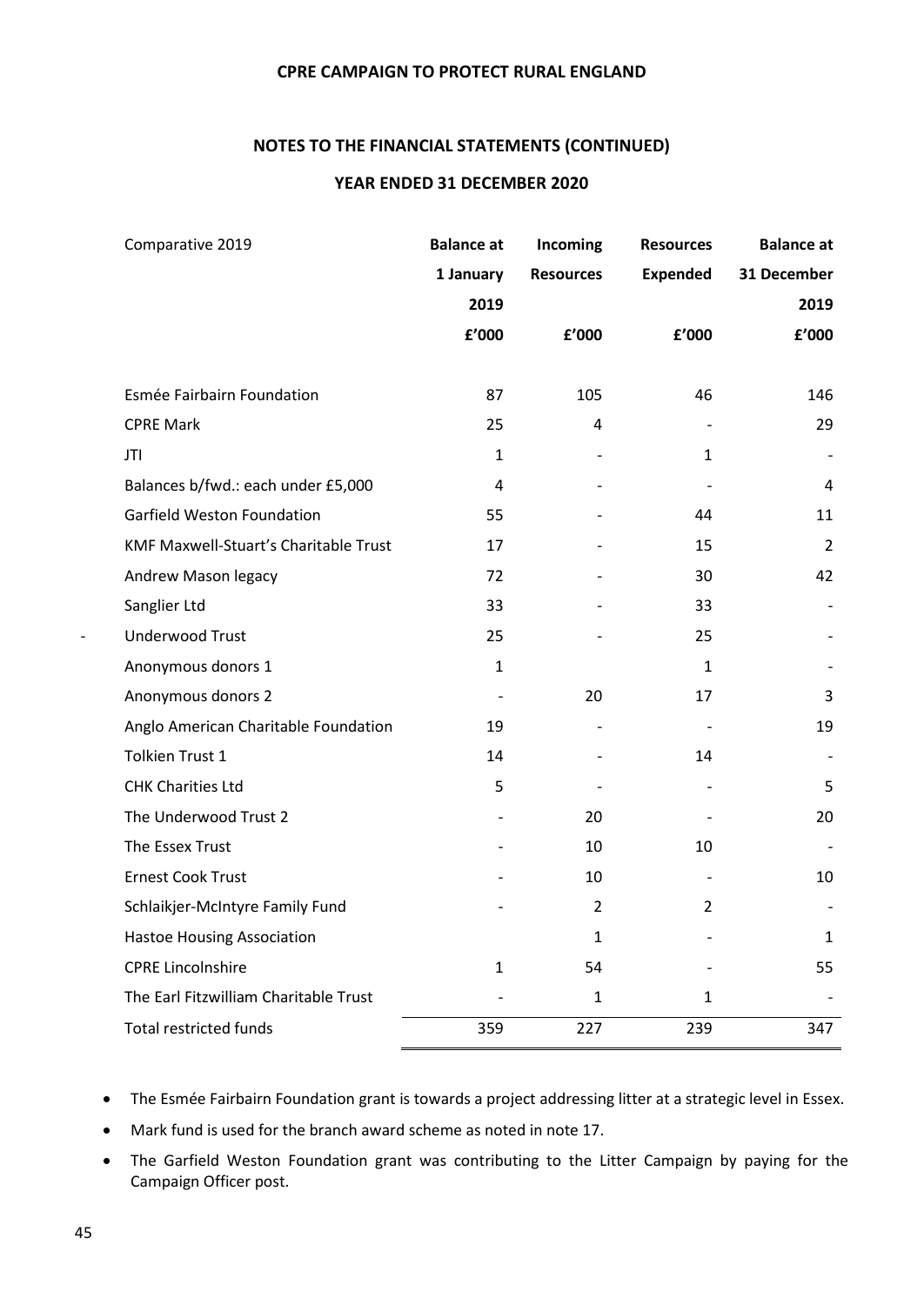**CPRE CAMPAIGN TO PROTECT RURAL ENGLAND**

**NOTES TO THE FINANCIAL STATEMENTS (CONTINUED)**

**YEAR ENDED 31 DECEMBER 2020**

| Comparative 2019 | Balance at 1 January 2019 £'000 | Incoming Resources £'000 | Resources Expended £'000 | Balance at 31 December 2019 £'000 |
|---|---|---|---|---|
| Esmée Fairbairn Foundation | 87 | 105 | 46 | 146 |
| CPRE Mark | 25 | 4 | - | 29 |
| JTI | 1 | - | 1 | - |
| Balances b/fwd.: each under £5,000 | 4 | - | - | 4 |
| Garfield Weston Foundation | 55 | - | 44 | 11 |
| KMF Maxwell-Stuart's Charitable Trust | 17 | - | 15 | 2 |
| Andrew Mason legacy | 72 | - | 30 | 42 |
| Sanglier Ltd | 33 | - | 33 | - |
| Underwood Trust | 25 | - | 25 | - |
| Anonymous donors 1 | 1 | | 1 | - |
| Anonymous donors 2 | - | 20 | 17 | 3 |
| Anglo American Charitable Foundation | 19 | - | - | 19 |
| Tolkien Trust 1 | 14 | - | 14 | - |
| CHK Charities Ltd | 5 | - | - | 5 |
| The Underwood Trust 2 | - | 20 | - | 20 |
| The Essex Trust | - | 10 | 10 | - |
| Ernest Cook Trust | - | 10 | - | 10 |
| Schlaikjer-McIntyre Family Fund | - | 2 | 2 | - |
| Hastoe Housing Association | | 1 | - | 1 |
| CPRE Lincolnshire | 1 | 54 | - | 55 |
| The Earl Fitzwilliam Charitable Trust | - | 1 | 1 | - |
| Total restricted funds | 359 | 227 | 239 | 347 |

- The Esmée Fairbairn Foundation grant is towards a project addressing litter at a strategic level in Essex.
- Mark fund is used for the branch award scheme as noted in note 17.
- The Garfield Weston Foundation grant was contributing to the Litter Campaign by paying for the Campaign Officer post.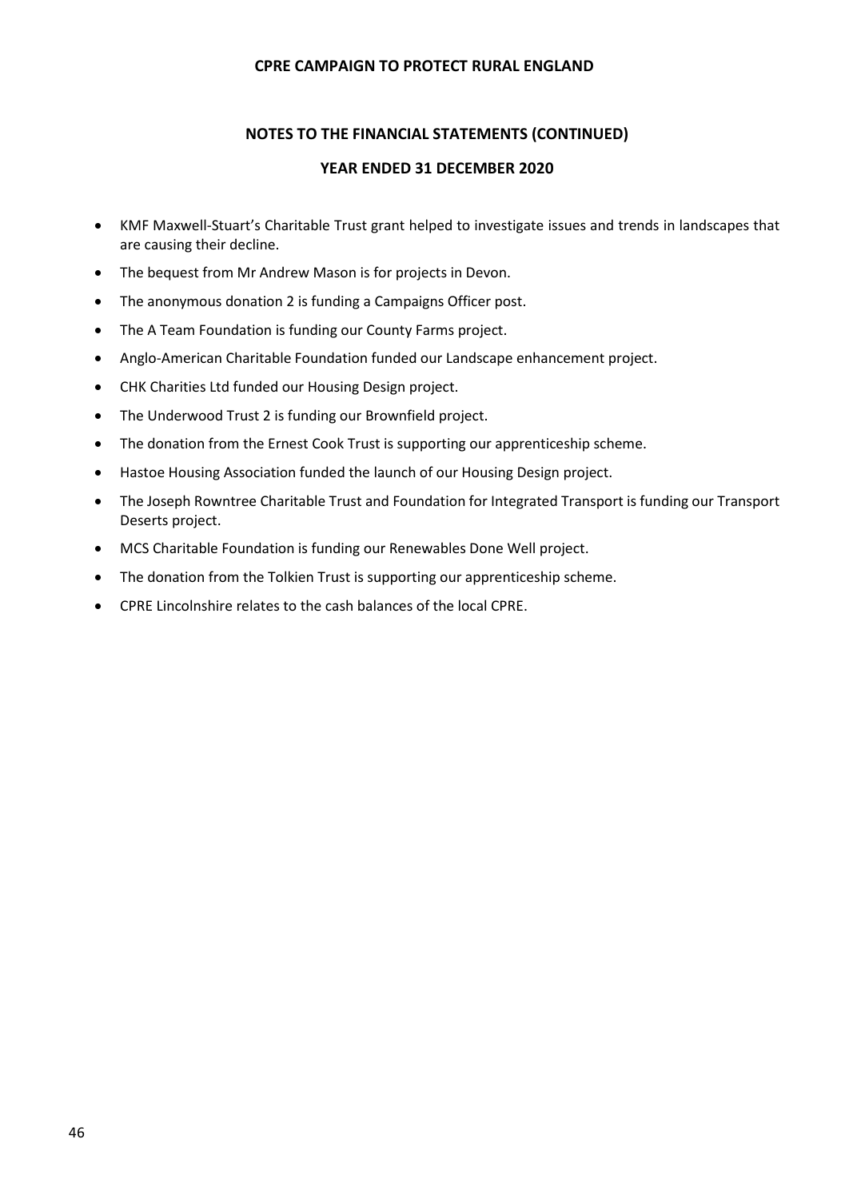## NOTES TO THE FINANCIAL STATEMENTS (CONTINUED)

### YEAR ENDED 31 DECEMBER 2020

- KMF Maxwell-Stuart's Charitable Trust grant helped to investigate issues and trends in landscapes that are causing their decline.
- The bequest from Mr Andrew Mason is for projects in Devon.
- The anonymous donation 2 is funding a Campaigns Officer post.
- The A Team Foundation is funding our County Farms project.
- Anglo-American Charitable Foundation funded our Landscape enhancement project.
- CHK Charities Ltd funded our Housing Design project.
- The Underwood Trust 2 is funding our Brownfield project.
- The donation from the Ernest Cook Trust is supporting our apprenticeship scheme.
- Hastoe Housing Association funded the launch of our Housing Design project.
- The Joseph Rowntree Charitable Trust and Foundation for Integrated Transport is funding our Transport Deserts project.
- MCS Charitable Foundation is funding our Renewables Done Well project.
- The donation from the Tolkien Trust is supporting our apprenticeship scheme.
- CPRE Lincolnshire relates to the cash balances of the local CPRE.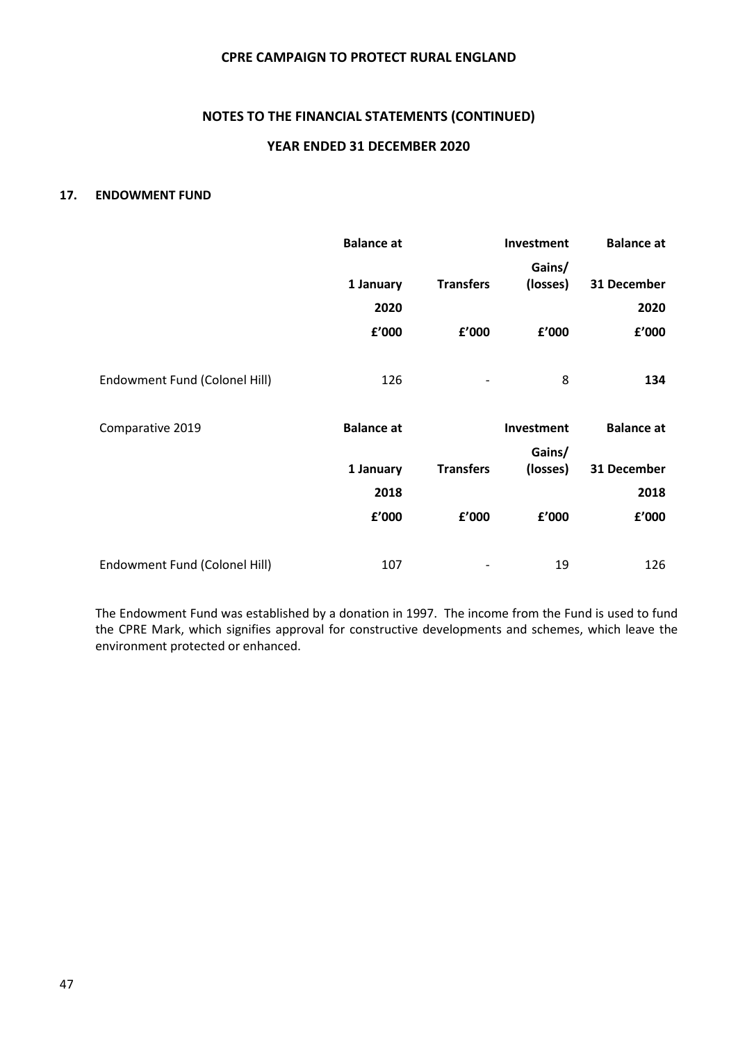**CPRE CAMPAIGN TO PROTECT RURAL ENGLAND**

**NOTES TO THE FINANCIAL STATEMENTS (CONTINUED)**

**YEAR ENDED 31 DECEMBER 2020**

## 17. ENDOWMENT FUND

| | Balance at 1 January 2020 | Transfers | Investment Gains/ (losses) | Balance at 31 December 2020 |
|---|---|---|---|---|
| | £'000 | £'000 | £'000 | £'000 |
| Endowment Fund (Colonel Hill) | 126 | - | 8 | **134** |

| Comparative 2019 | Balance at 1 January 2018 | Transfers | Investment Gains/ (losses) | Balance at 31 December 2018 |
|---|---|---|---|---|
| | £'000 | £'000 | £'000 | £'000 |
| Endowment Fund (Colonel Hill) | 107 | - | 19 | 126 |

The Endowment Fund was established by a donation in 1997. The income from the Fund is used to fund the CPRE Mark, which signifies approval for constructive developments and schemes, which leave the environment protected or enhanced.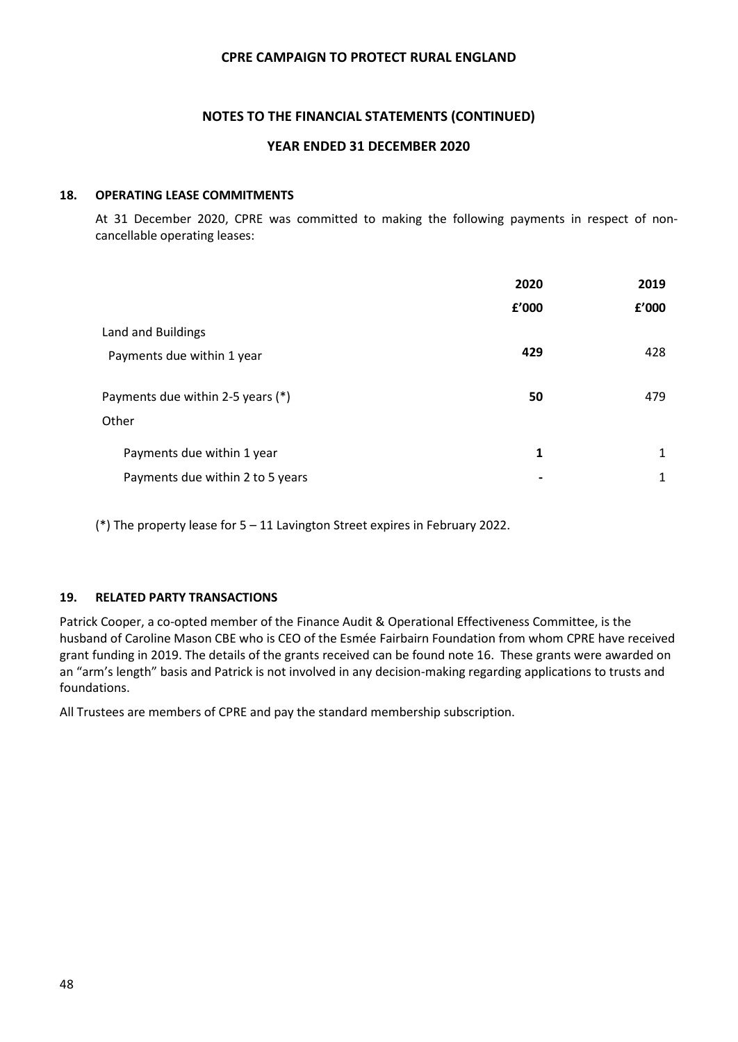## 18. OPERATING LEASE COMMITMENTS

At 31 December 2020, CPRE was committed to making the following payments in respect of non-cancellable operating leases:

| | 2020 | 2019 |
|---|---|---|
| | £'000 | £'000 |
| Land and Buildings | | |
| Payments due within 1 year | **429** | 428 |
| Payments due within 2-5 years (*) | **50** | 479 |
| Other | | |
| Payments due within 1 year | **1** | 1 |
| Payments due within 2 to 5 years | **-** | 1 |

(*) The property lease for 5 – 11 Lavington Street expires in February 2022.

## 19. RELATED PARTY TRANSACTIONS

Patrick Cooper, a co-opted member of the Finance Audit & Operational Effectiveness Committee, is the husband of Caroline Mason CBE who is CEO of the Esmée Fairbairn Foundation from whom CPRE have received grant funding in 2019. The details of the grants received can be found note 16. These grants were awarded on an "arm's length" basis and Patrick is not involved in any decision-making regarding applications to trusts and foundations.

All Trustees are members of CPRE and pay the standard membership subscription.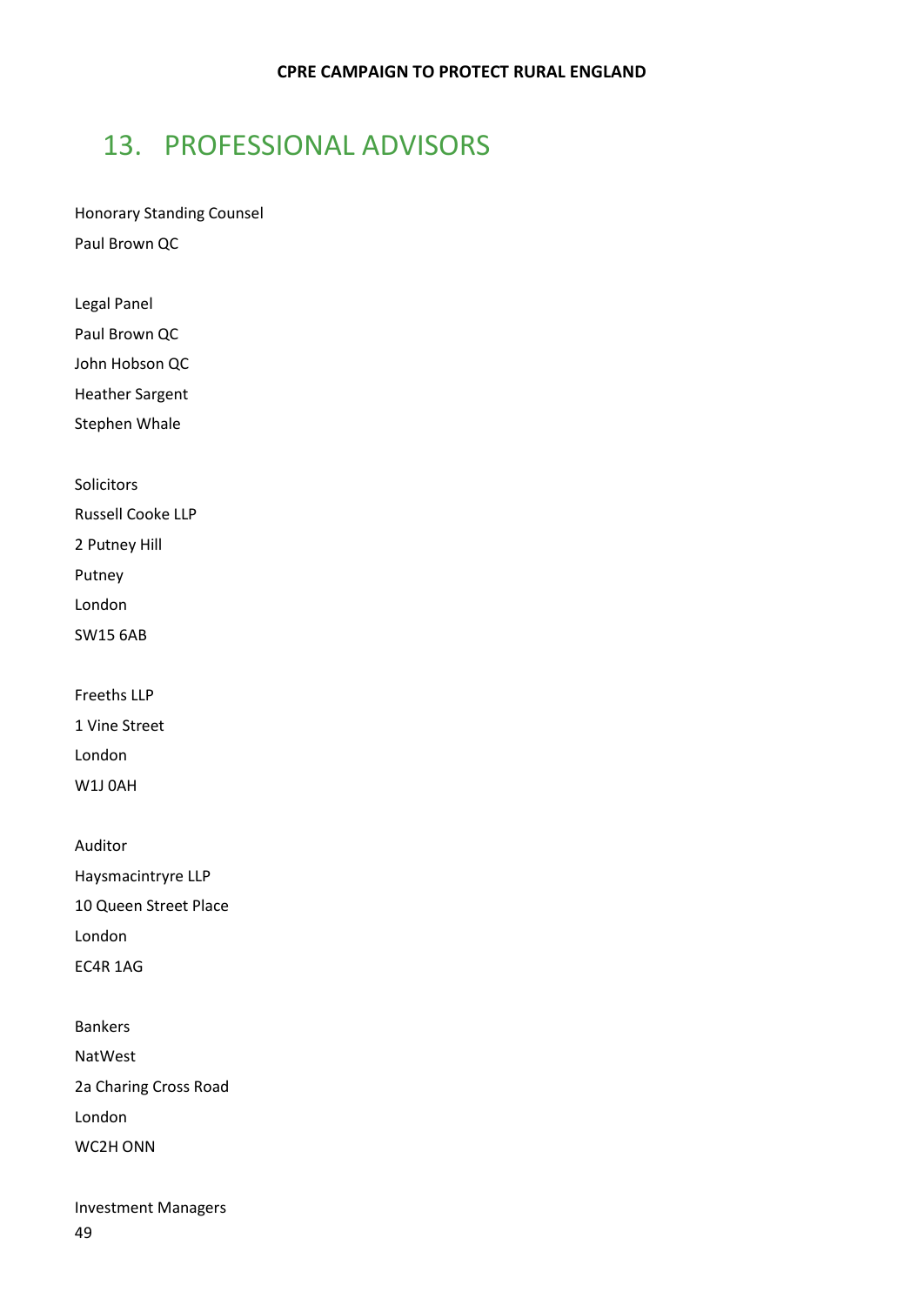## 13. PROFESSIONAL ADVISORS

Honorary Standing Counsel

Paul Brown QC

Legal Panel

Paul Brown QC

John Hobson QC

Heather Sargent

Stephen Whale

Solicitors

Russell Cooke LLP

2 Putney Hill

Putney

London

SW15 6AB

Freeths LLP

1 Vine Street

London

W1J 0AH

Auditor

Haysmacintryre LLP

10 Queen Street Place

London

EC4R 1AG

Bankers

NatWest

2a Charing Cross Road

London

WC2H ONN

Investment Managers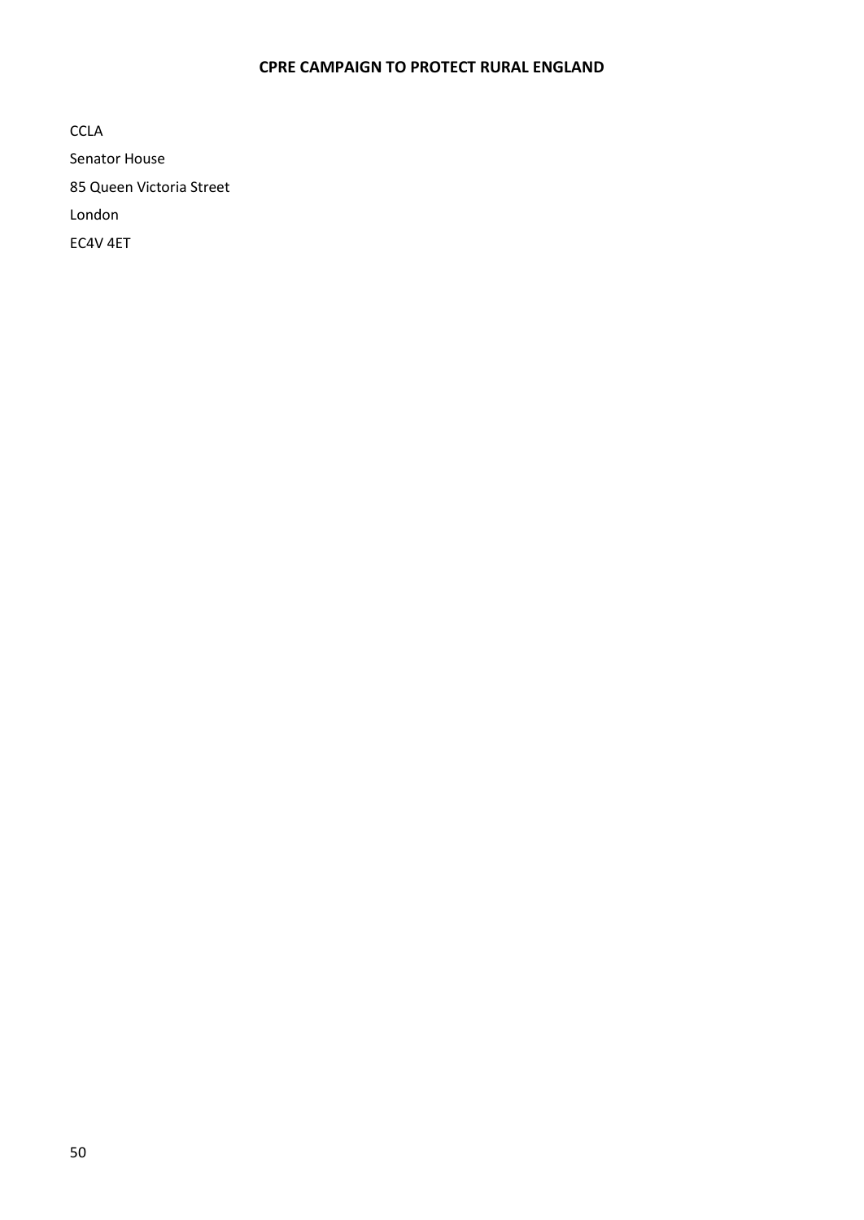**CPRE CAMPAIGN TO PROTECT RURAL ENGLAND**

CCLA

Senator House

85 Queen Victoria Street

London

EC4V 4ET